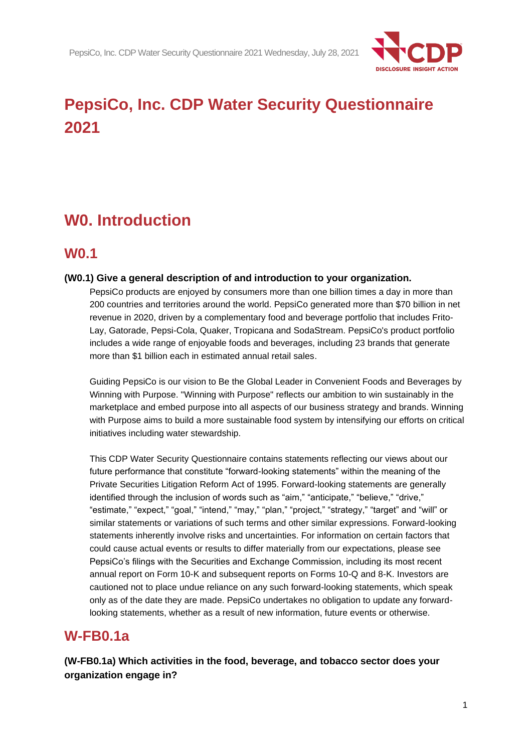# PepsiCo, Inc. CDP Water Security Questionnaire 2021

## W0. Introduction

### W0.1

**(W0.1) Give a general description of and introduction to your organization.**

PepsiCo products are enjoyed by consumers more than one billion times a day in more than 200 countries and territories around the world. PepsiCo generated more than $70 billion in net revenue in 2020, driven by a complementary food and beverage portfolio that includes Frito-Lay, Gatorade, Pepsi-Cola, Quaker, Tropicana and SodaStream. PepsiCo's product portfolio includes a wide range of enjoyable foods and beverages, including 23 brands that generate more than $1 billion each in estimated annual retail sales.

Guiding PepsiCo is our vision to Be the Global Leader in Convenient Foods and Beverages by Winning with Purpose. "Winning with Purpose" reflects our ambition to win sustainably in the marketplace and embed purpose into all aspects of our business strategy and brands. Winning with Purpose aims to build a more sustainable food system by intensifying our efforts on critical initiatives including water stewardship.

This CDP Water Security Questionnaire contains statements reflecting our views about our future performance that constitute "forward-looking statements" within the meaning of the Private Securities Litigation Reform Act of 1995. Forward-looking statements are generally identified through the inclusion of words such as "aim," "anticipate," "believe," "drive," "estimate," "expect," "goal," "intend," "may," "plan," "project," "strategy," "target" and "will" or similar statements or variations of such terms and other similar expressions. Forward-looking statements inherently involve risks and uncertainties. For information on certain factors that could cause actual events or results to differ materially from our expectations, please see PepsiCo's filings with the Securities and Exchange Commission, including its most recent annual report on Form 10-K and subsequent reports on Forms 10-Q and 8-K. Investors are cautioned not to place undue reliance on any such forward-looking statements, which speak only as of the date they are made. PepsiCo undertakes no obligation to update any forward-looking statements, whether as a result of new information, future events or otherwise.

### W-FB0.1a

**(W-FB0.1a) Which activities in the food, beverage, and tobacco sector does your organization engage in?**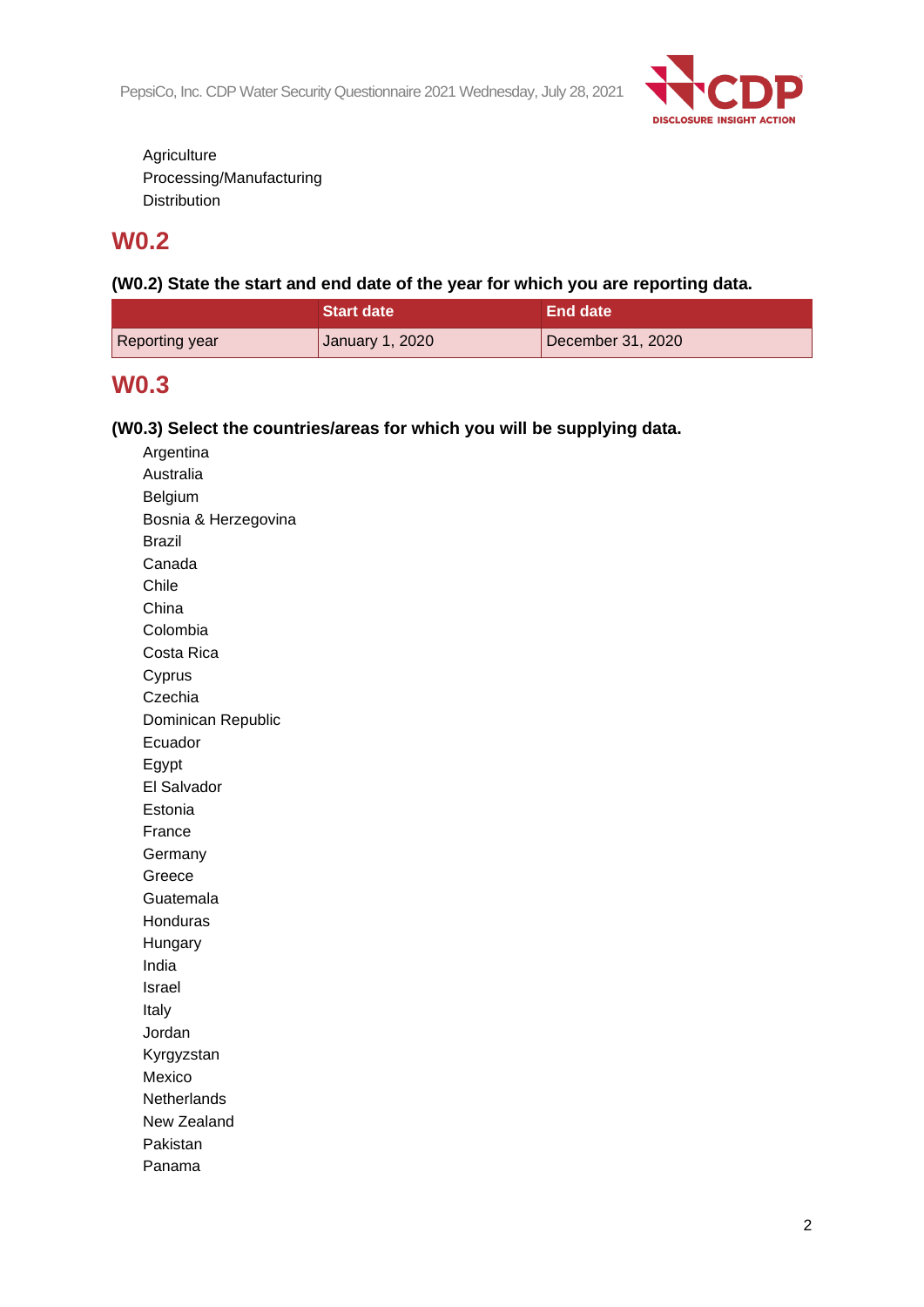Agriculture
Processing/Manufacturing
Distribution

## W0.2

**(W0.2) State the start and end date of the year for which you are reporting data.**

| | Start date | End date |
|---|---|---|
| Reporting year | January 1, 2020 | December 31, 2020 |

## W0.3

**(W0.3) Select the countries/areas for which you will be supplying data.**

Argentina
Australia
Belgium
Bosnia & Herzegovina
Brazil
Canada
Chile
China
Colombia
Costa Rica
Cyprus
Czechia
Dominican Republic
Ecuador
Egypt
El Salvador
Estonia
France
Germany
Greece
Guatemala
Honduras
Hungary
India
Israel
Italy
Jordan
Kyrgyzstan
Mexico
Netherlands
New Zealand
Pakistan
Panama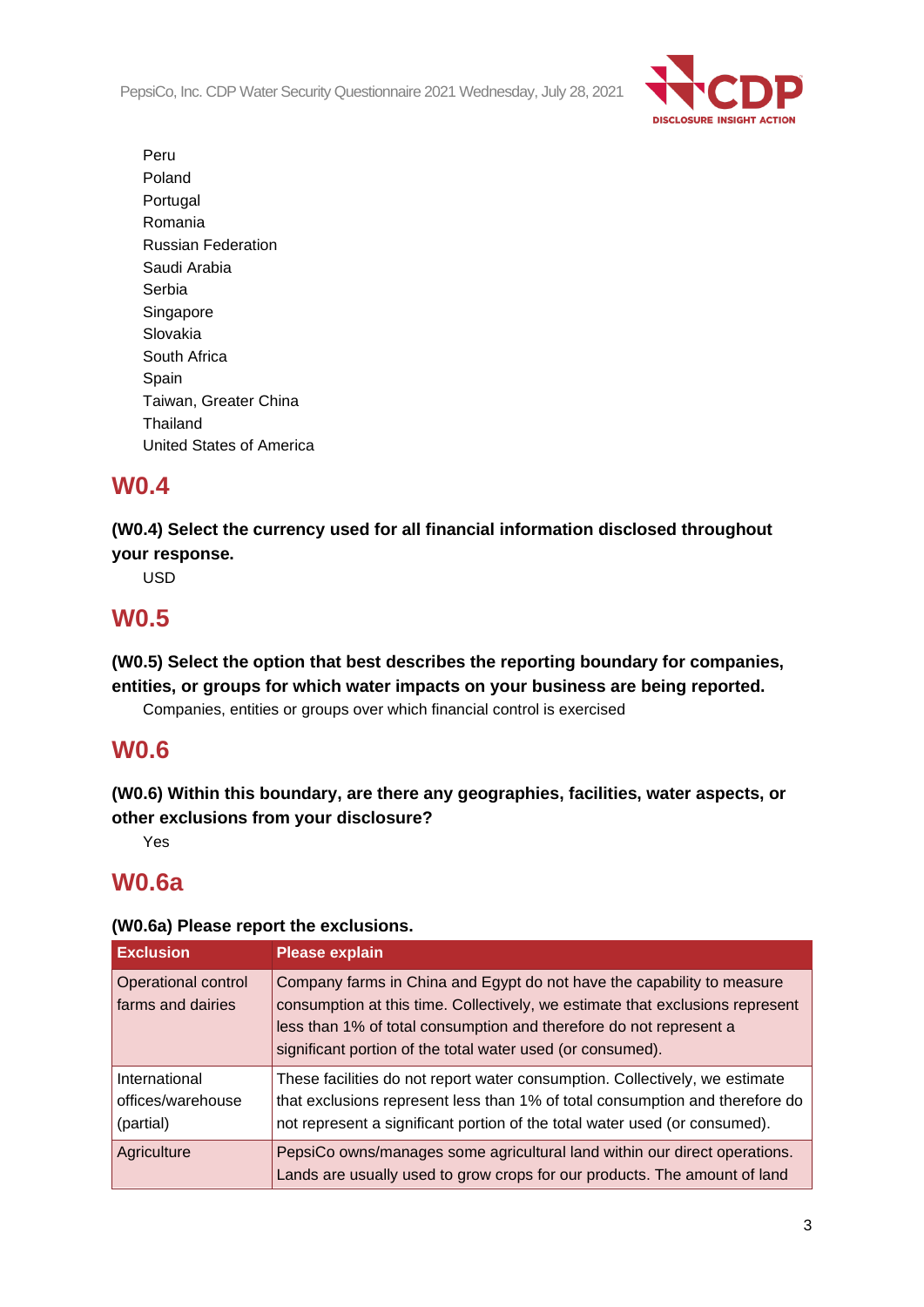Peru
Poland
Portugal
Romania
Russian Federation
Saudi Arabia
Serbia
Singapore
Slovakia
South Africa
Spain
Taiwan, Greater China
Thailand
United States of America

## W0.4

**(W0.4) Select the currency used for all financial information disclosed throughout your response.**

USD

## W0.5

**(W0.5) Select the option that best describes the reporting boundary for companies, entities, or groups for which water impacts on your business are being reported.**

Companies, entities or groups over which financial control is exercised

## W0.6

**(W0.6) Within this boundary, are there any geographies, facilities, water aspects, or other exclusions from your disclosure?**

Yes

## W0.6a

**(W0.6a) Please report the exclusions.**

| Exclusion | Please explain |
|---|---|
| Operational control farms and dairies | Company farms in China and Egypt do not have the capability to measure consumption at this time. Collectively, we estimate that exclusions represent less than 1% of total consumption and therefore do not represent a significant portion of the total water used (or consumed). |
| International offices/warehouse (partial) | These facilities do not report water consumption. Collectively, we estimate that exclusions represent less than 1% of total consumption and therefore do not represent a significant portion of the total water used (or consumed). |
| Agriculture | PepsiCo owns/manages some agricultural land within our direct operations. Lands are usually used to grow crops for our products. The amount of land |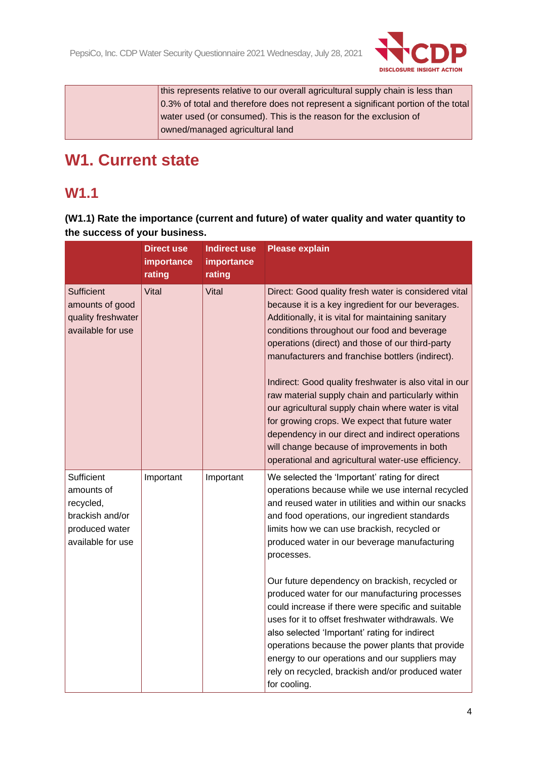| | this represents relative to our overall agricultural supply chain is less than 0.3% of total and therefore does not represent a significant portion of the total water used (or consumed). This is the reason for the exclusion of owned/managed agricultural land |
|---|---|

# W1. Current state

## W1.1

**(W1.1) Rate the importance (current and future) of water quality and water quantity to the success of your business.**

| | Direct use importance rating | Indirect use importance rating | Please explain |
|---|---|---|---|
| Sufficient amounts of good quality freshwater available for use | Vital | Vital | Direct: Good quality fresh water is considered vital because it is a key ingredient for our beverages. Additionally, it is vital for maintaining sanitary conditions throughout our food and beverage operations (direct) and those of our third-party manufacturers and franchise bottlers (indirect).<br><br>Indirect: Good quality freshwater is also vital in our raw material supply chain and particularly within our agricultural supply chain where water is vital for growing crops. We expect that future water dependency in our direct and indirect operations will change because of improvements in both operational and agricultural water-use efficiency. |
| Sufficient amounts of recycled, brackish and/or produced water available for use | Important | Important | We selected the 'Important' rating for direct operations because while we use internal recycled and reused water in utilities and within our snacks and food operations, our ingredient standards limits how we can use brackish, recycled or produced water in our beverage manufacturing processes.<br><br>Our future dependency on brackish, recycled or produced water for our manufacturing processes could increase if there were specific and suitable uses for it to offset freshwater withdrawals. We also selected 'Important' rating for indirect operations because the power plants that provide energy to our operations and our suppliers may rely on recycled, brackish and/or produced water for cooling. |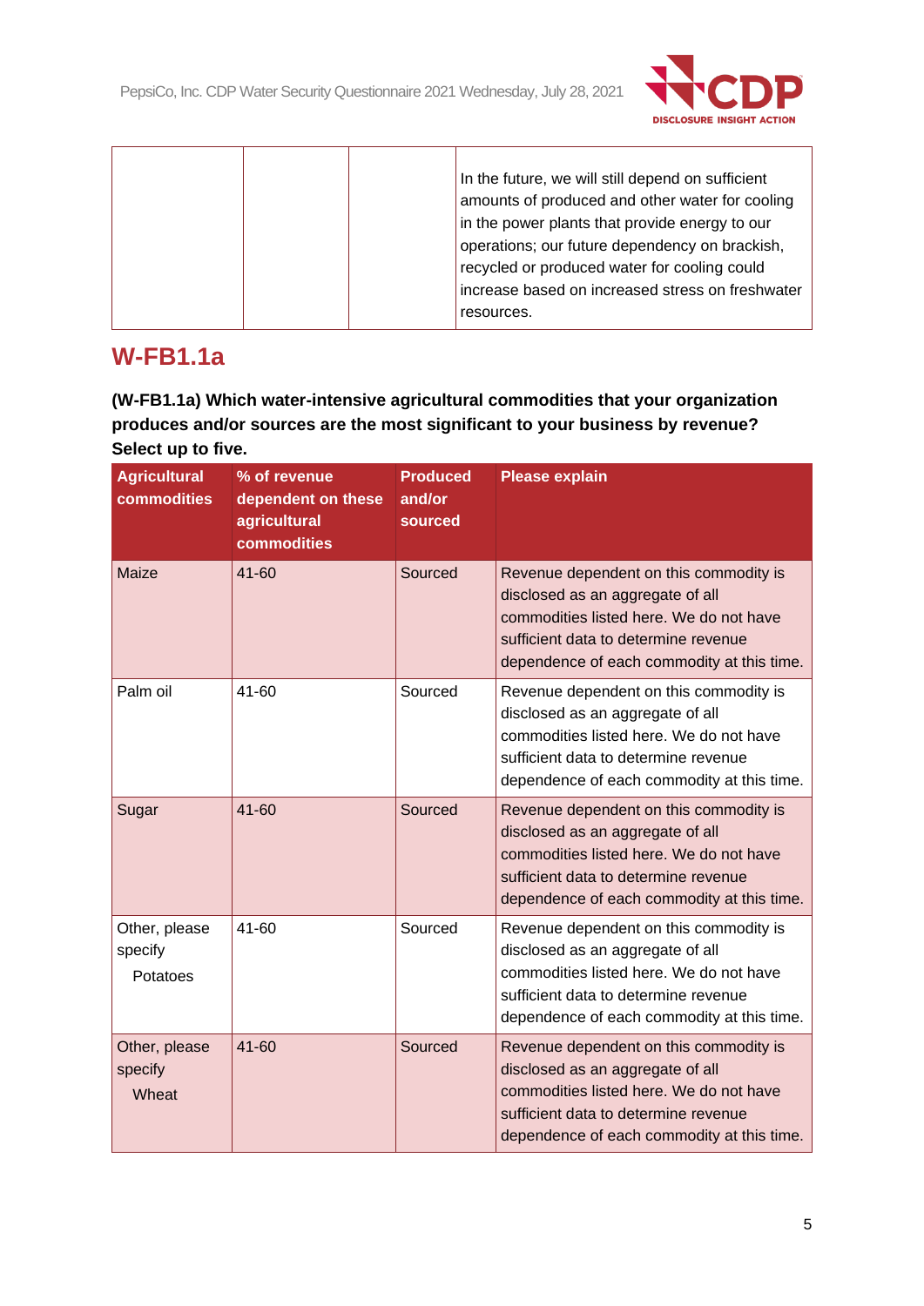| | | | In the future, we will still depend on sufficient amounts of produced and other water for cooling in the power plants that provide energy to our operations; our future dependency on brackish, recycled or produced water for cooling could increase based on increased stress on freshwater resources. |
|---|---|---|---|

## W-FB1.1a

**(W-FB1.1a) Which water-intensive agricultural commodities that your organization produces and/or sources are the most significant to your business by revenue? Select up to five.**

| Agricultural commodities | % of revenue dependent on these agricultural commodities | Produced and/or sourced | Please explain |
|---|---|---|---|
| Maize | 41-60 | Sourced | Revenue dependent on this commodity is disclosed as an aggregate of all commodities listed here. We do not have sufficient data to determine revenue dependence of each commodity at this time. |
| Palm oil | 41-60 | Sourced | Revenue dependent on this commodity is disclosed as an aggregate of all commodities listed here. We do not have sufficient data to determine revenue dependence of each commodity at this time. |
| Sugar | 41-60 | Sourced | Revenue dependent on this commodity is disclosed as an aggregate of all commodities listed here. We do not have sufficient data to determine revenue dependence of each commodity at this time. |
| Other, please specify<br>Potatoes | 41-60 | Sourced | Revenue dependent on this commodity is disclosed as an aggregate of all commodities listed here. We do not have sufficient data to determine revenue dependence of each commodity at this time. |
| Other, please specify<br>Wheat | 41-60 | Sourced | Revenue dependent on this commodity is disclosed as an aggregate of all commodities listed here. We do not have sufficient data to determine revenue dependence of each commodity at this time. |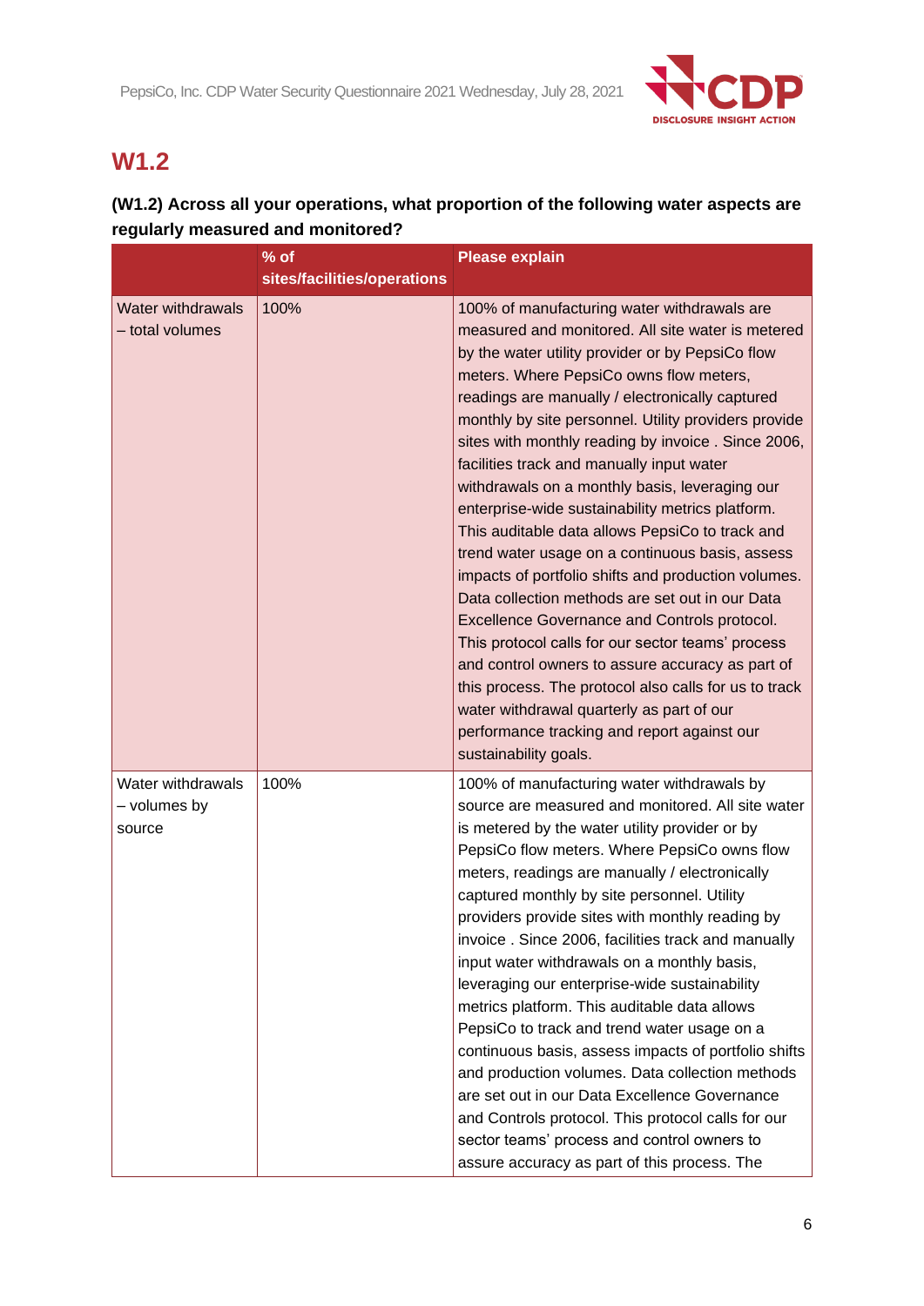## W1.2

**(W1.2) Across all your operations, what proportion of the following water aspects are regularly measured and monitored?**

| | % of sites/facilities/operations | Please explain |
|---|---|---|
| Water withdrawals – total volumes | 100% | 100% of manufacturing water withdrawals are measured and monitored. All site water is metered by the water utility provider or by PepsiCo flow meters. Where PepsiCo owns flow meters, readings are manually / electronically captured monthly by site personnel. Utility providers provide sites with monthly reading by invoice . Since 2006, facilities track and manually input water withdrawals on a monthly basis, leveraging our enterprise-wide sustainability metrics platform. This auditable data allows PepsiCo to track and trend water usage on a continuous basis, assess impacts of portfolio shifts and production volumes. Data collection methods are set out in our Data Excellence Governance and Controls protocol. This protocol calls for our sector teams' process and control owners to assure accuracy as part of this process. The protocol also calls for us to track water withdrawal quarterly as part of our performance tracking and report against our sustainability goals. |
| Water withdrawals – volumes by source | 100% | 100% of manufacturing water withdrawals by source are measured and monitored. All site water is metered by the water utility provider or by PepsiCo flow meters. Where PepsiCo owns flow meters, readings are manually / electronically captured monthly by site personnel. Utility providers provide sites with monthly reading by invoice . Since 2006, facilities track and manually input water withdrawals on a monthly basis, leveraging our enterprise-wide sustainability metrics platform. This auditable data allows PepsiCo to track and trend water usage on a continuous basis, assess impacts of portfolio shifts and production volumes. Data collection methods are set out in our Data Excellence Governance and Controls protocol. This protocol calls for our sector teams' process and control owners to assure accuracy as part of this process. The |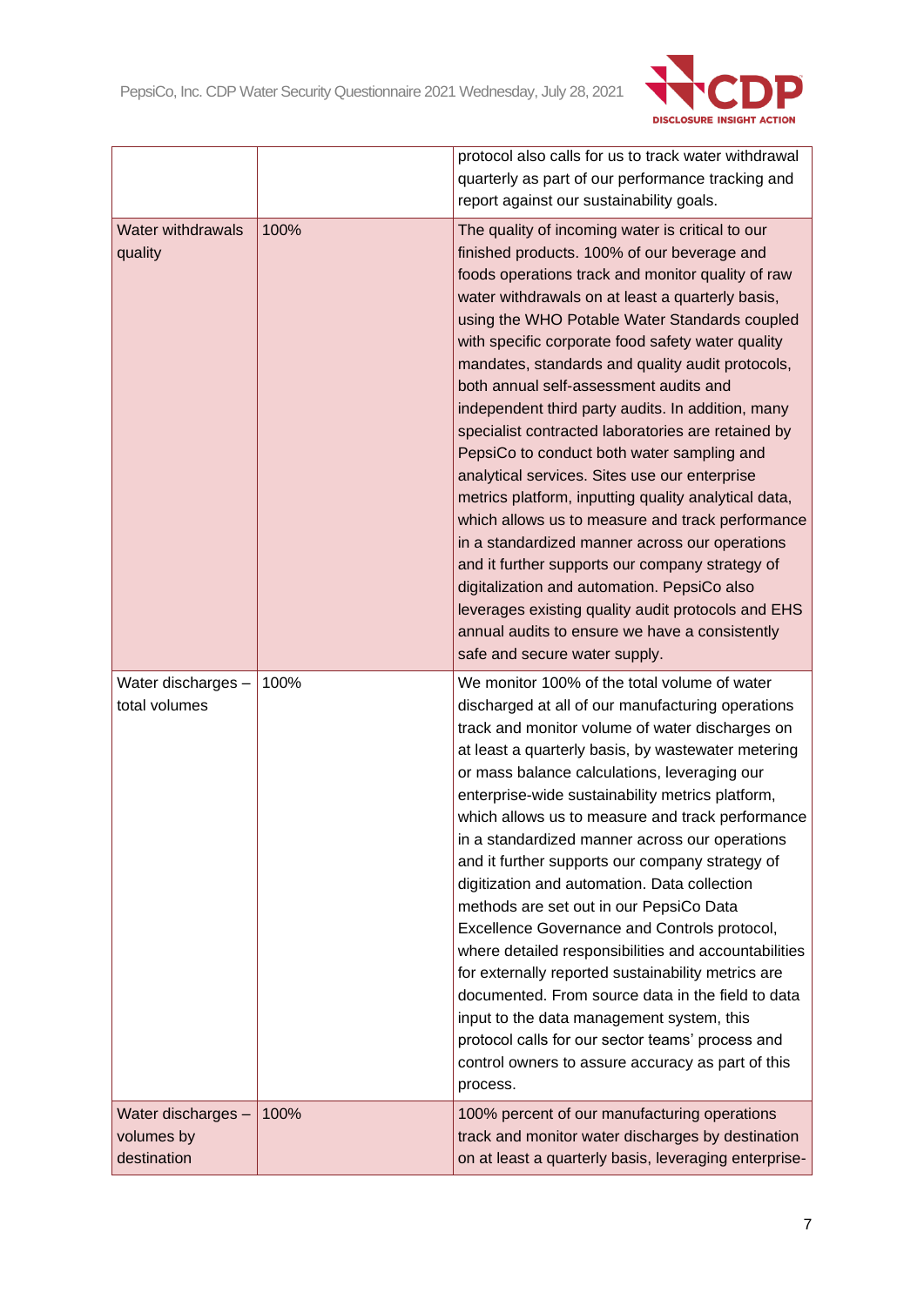| | | |
|---|---|---|
| | | protocol also calls for us to track water withdrawal quarterly as part of our performance tracking and report against our sustainability goals. |
| Water withdrawals quality | 100% | The quality of incoming water is critical to our finished products. 100% of our beverage and foods operations track and monitor quality of raw water withdrawals on at least a quarterly basis, using the WHO Potable Water Standards coupled with specific corporate food safety water quality mandates, standards and quality audit protocols, both annual self-assessment audits and independent third party audits. In addition, many specialist contracted laboratories are retained by PepsiCo to conduct both water sampling and analytical services. Sites use our enterprise metrics platform, inputting quality analytical data, which allows us to measure and track performance in a standardized manner across our operations and it further supports our company strategy of digitalization and automation. PepsiCo also leverages existing quality audit protocols and EHS annual audits to ensure we have a consistently safe and secure water supply. |
| Water discharges – total volumes | 100% | We monitor 100% of the total volume of water discharged at all of our manufacturing operations track and monitor volume of water discharges on at least a quarterly basis, by wastewater metering or mass balance calculations, leveraging our enterprise-wide sustainability metrics platform, which allows us to measure and track performance in a standardized manner across our operations and it further supports our company strategy of digitization and automation. Data collection methods are set out in our PepsiCo Data Excellence Governance and Controls protocol, where detailed responsibilities and accountabilities for externally reported sustainability metrics are documented. From source data in the field to data input to the data management system, this protocol calls for our sector teams' process and control owners to assure accuracy as part of this process. |
| Water discharges – volumes by destination | 100% | 100% percent of our manufacturing operations track and monitor water discharges by destination on at least a quarterly basis, leveraging enterprise- |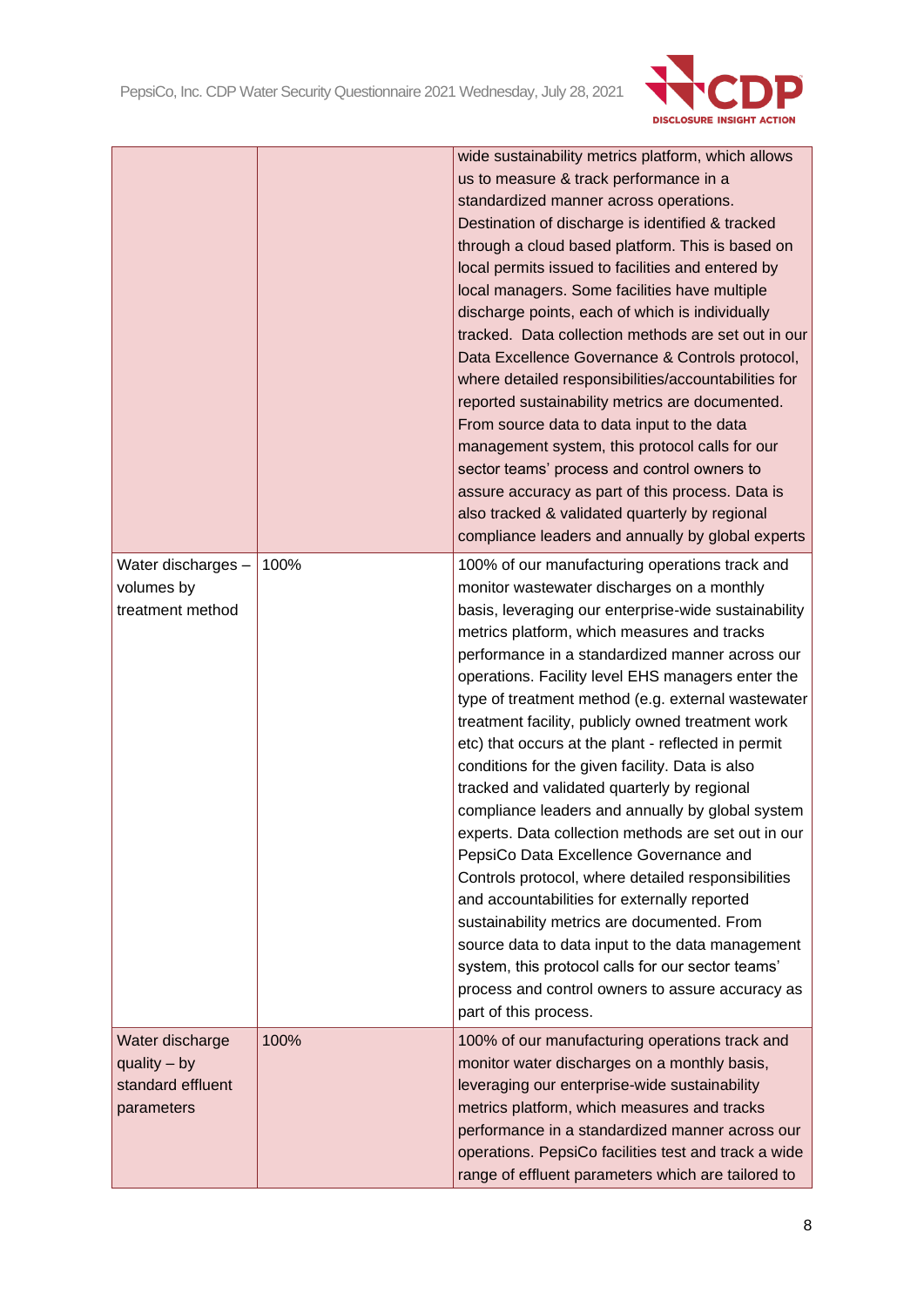|  |  | wide sustainability metrics platform, which allows us to measure & track performance in a standardized manner across operations. Destination of discharge is identified & tracked through a cloud based platform. This is based on local permits issued to facilities and entered by local managers. Some facilities have multiple discharge points, each of which is individually tracked. Data collection methods are set out in our Data Excellence Governance & Controls protocol, where detailed responsibilities/accountabilities for reported sustainability metrics are documented. From source data to data input to the data management system, this protocol calls for our sector teams' process and control owners to assure accuracy as part of this process. Data is also tracked & validated quarterly by regional compliance leaders and annually by global experts |
|---|---|---|
| Water discharges – volumes by treatment method | 100% | 100% of our manufacturing operations track and monitor wastewater discharges on a monthly basis, leveraging our enterprise-wide sustainability metrics platform, which measures and tracks performance in a standardized manner across our operations. Facility level EHS managers enter the type of treatment method (e.g. external wastewater treatment facility, publicly owned treatment work etc) that occurs at the plant - reflected in permit conditions for the given facility. Data is also tracked and validated quarterly by regional compliance leaders and annually by global system experts. Data collection methods are set out in our PepsiCo Data Excellence Governance and Controls protocol, where detailed responsibilities and accountabilities for externally reported sustainability metrics are documented. From source data to data input to the data management system, this protocol calls for our sector teams' process and control owners to assure accuracy as part of this process. |
| Water discharge quality – by standard effluent parameters | 100% | 100% of our manufacturing operations track and monitor water discharges on a monthly basis, leveraging our enterprise-wide sustainability metrics platform, which measures and tracks performance in a standardized manner across our operations. PepsiCo facilities test and track a wide range of effluent parameters which are tailored to |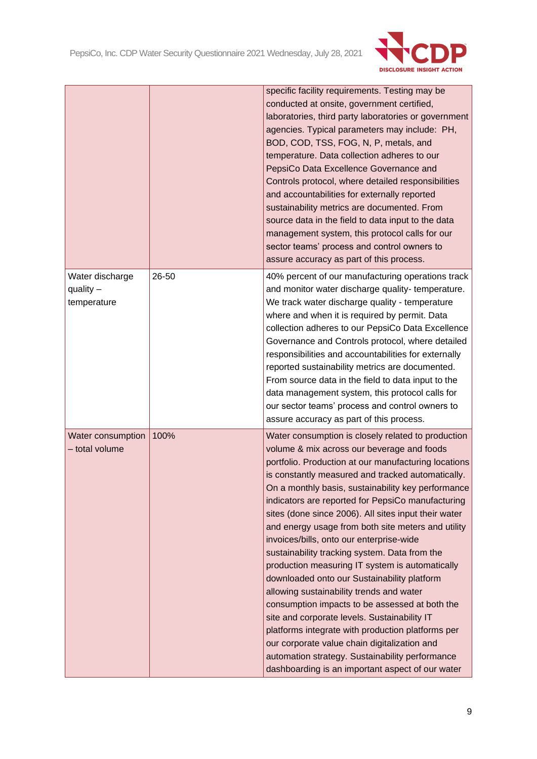| | | |
|---|---|---|
| | | specific facility requirements. Testing may be conducted at onsite, government certified, laboratories, third party laboratories or government agencies. Typical parameters may include: PH, BOD, COD, TSS, FOG, N, P, metals, and temperature. Data collection adheres to our PepsiCo Data Excellence Governance and Controls protocol, where detailed responsibilities and accountabilities for externally reported sustainability metrics are documented. From source data in the field to data input to the data management system, this protocol calls for our sector teams' process and control owners to assure accuracy as part of this process. |
| Water discharge quality – temperature | 26-50 | 40% percent of our manufacturing operations track and monitor water discharge quality- temperature. We track water discharge quality - temperature where and when it is required by permit. Data collection adheres to our PepsiCo Data Excellence Governance and Controls protocol, where detailed responsibilities and accountabilities for externally reported sustainability metrics are documented. From source data in the field to data input to the data management system, this protocol calls for our sector teams' process and control owners to assure accuracy as part of this process. |
| Water consumption – total volume | 100% | Water consumption is closely related to production volume & mix across our beverage and foods portfolio. Production at our manufacturing locations is constantly measured and tracked automatically. On a monthly basis, sustainability key performance indicators are reported for PepsiCo manufacturing sites (done since 2006). All sites input their water and energy usage from both site meters and utility invoices/bills, onto our enterprise-wide sustainability tracking system. Data from the production measuring IT system is automatically downloaded onto our Sustainability platform allowing sustainability trends and water consumption impacts to be assessed at both the site and corporate levels. Sustainability IT platforms integrate with production platforms per our corporate value chain digitalization and automation strategy. Sustainability performance dashboarding is an important aspect of our water |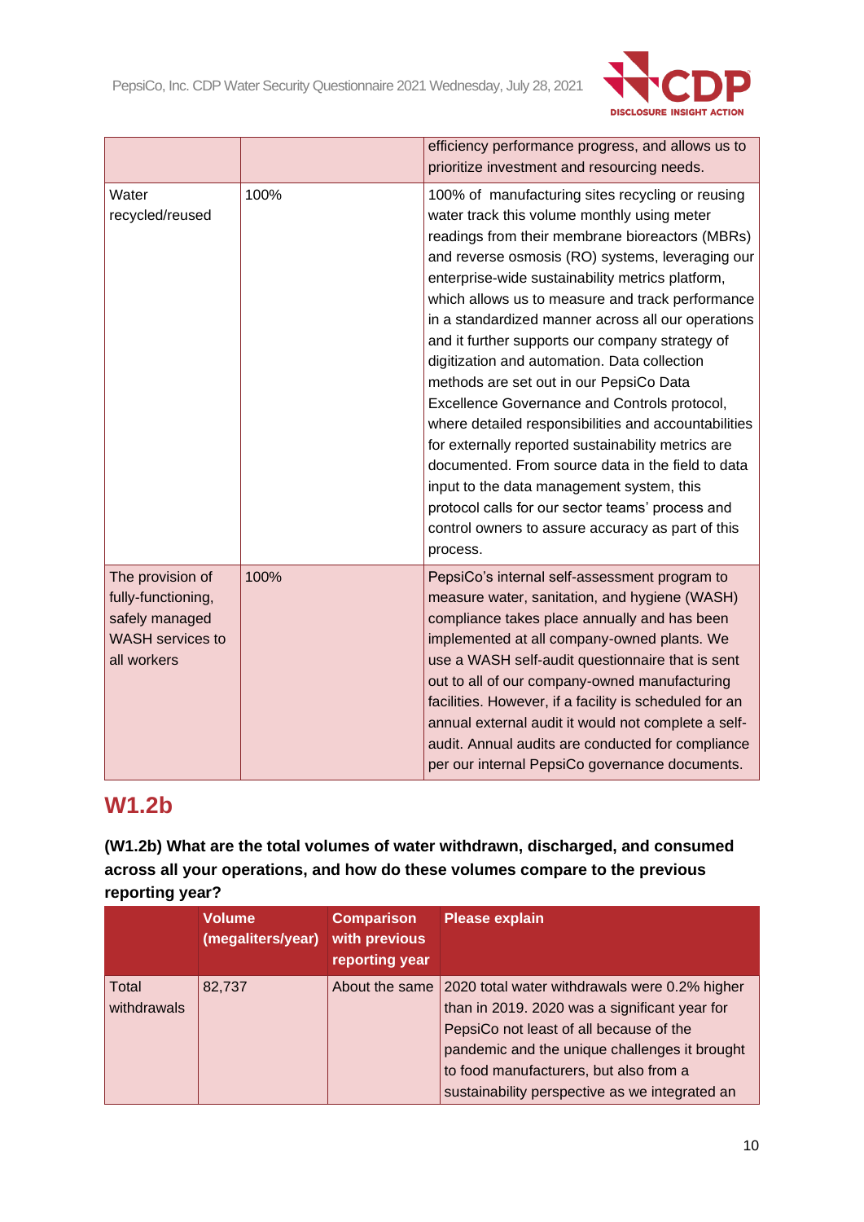| | | |
|---|---|---|
| | | efficiency performance progress, and allows us to prioritize investment and resourcing needs. |
| Water recycled/reused | 100% | 100% of manufacturing sites recycling or reusing water track this volume monthly using meter readings from their membrane bioreactors (MBRs) and reverse osmosis (RO) systems, leveraging our enterprise-wide sustainability metrics platform, which allows us to measure and track performance in a standardized manner across all our operations and it further supports our company strategy of digitization and automation. Data collection methods are set out in our PepsiCo Data Excellence Governance and Controls protocol, where detailed responsibilities and accountabilities for externally reported sustainability metrics are documented. From source data in the field to data input to the data management system, this protocol calls for our sector teams' process and control owners to assure accuracy as part of this process. |
| The provision of fully-functioning, safely managed WASH services to all workers | 100% | PepsiCo's internal self-assessment program to measure water, sanitation, and hygiene (WASH) compliance takes place annually and has been implemented at all company-owned plants. We use a WASH self-audit questionnaire that is sent out to all of our company-owned manufacturing facilities. However, if a facility is scheduled for an annual external audit it would not complete a self-audit. Annual audits are conducted for compliance per our internal PepsiCo governance documents. |

## W1.2b

**(W1.2b) What are the total volumes of water withdrawn, discharged, and consumed across all your operations, and how do these volumes compare to the previous reporting year?**

| | Volume (megaliters/year) | Comparison with previous reporting year | Please explain |
|---|---|---|---|
| Total withdrawals | 82,737 | About the same | 2020 total water withdrawals were 0.2% higher than in 2019. 2020 was a significant year for PepsiCo not least of all because of the pandemic and the unique challenges it brought to food manufacturers, but also from a sustainability perspective as we integrated an |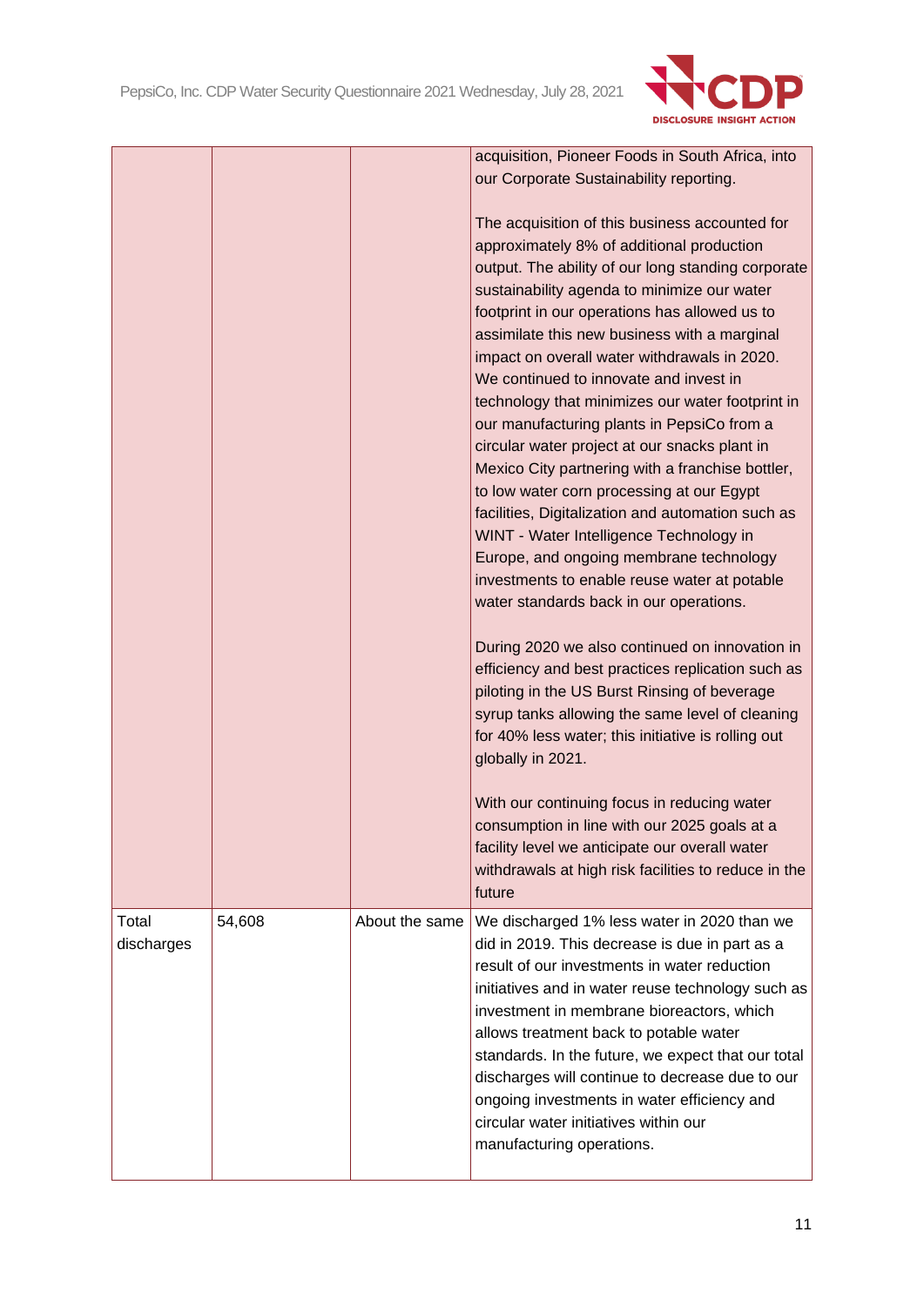|  |  |  |  |
|---|---|---|---|
|  |  |  | acquisition, Pioneer Foods in South Africa, into our Corporate Sustainability reporting.<br><br>The acquisition of this business accounted for approximately 8% of additional production output. The ability of our long standing corporate sustainability agenda to minimize our water footprint in our operations has allowed us to assimilate this new business with a marginal impact on overall water withdrawals in 2020. We continued to innovate and invest in technology that minimizes our water footprint in our manufacturing plants in PepsiCo from a circular water project at our snacks plant in Mexico City partnering with a franchise bottler, to low water corn processing at our Egypt facilities, Digitalization and automation such as WINT - Water Intelligence Technology in Europe, and ongoing membrane technology investments to enable reuse water at potable water standards back in our operations.<br><br>During 2020 we also continued on innovation in efficiency and best practices replication such as piloting in the US Burst Rinsing of beverage syrup tanks allowing the same level of cleaning for 40% less water; this initiative is rolling out globally in 2021.<br><br>With our continuing focus in reducing water consumption in line with our 2025 goals at a facility level we anticipate our overall water withdrawals at high risk facilities to reduce in the future |
| Total discharges | 54,608 | About the same | We discharged 1% less water in 2020 than we did in 2019. This decrease is due in part as a result of our investments in water reduction initiatives and in water reuse technology such as investment in membrane bioreactors, which allows treatment back to potable water standards. In the future, we expect that our total discharges will continue to decrease due to our ongoing investments in water efficiency and circular water initiatives within our manufacturing operations. |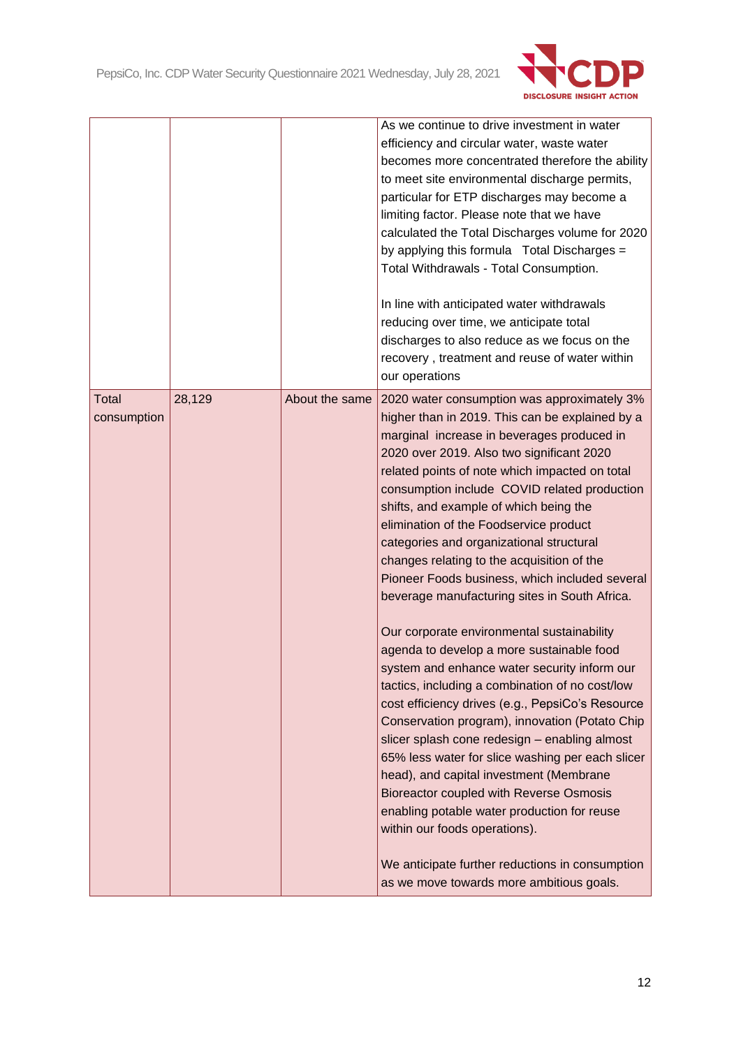| | | | |
|---|---|---|---|
| | | | As we continue to drive investment in water efficiency and circular water, waste water becomes more concentrated therefore the ability to meet site environmental discharge permits, particular for ETP discharges may become a limiting factor. Please note that we have calculated the Total Discharges volume for 2020 by applying this formula  Total Discharges = Total Withdrawals - Total Consumption.<br><br>In line with anticipated water withdrawals reducing over time, we anticipate total discharges to also reduce as we focus on the recovery , treatment and reuse of water within our operations |
| Total consumption | 28,129 | About the same | 2020 water consumption was approximately 3% higher than in 2019. This can be explained by a marginal  increase in beverages produced in 2020 over 2019. Also two significant 2020 related points of note which impacted on total consumption include  COVID related production shifts, and example of which being the elimination of the Foodservice product categories and organizational structural changes relating to the acquisition of the Pioneer Foods business, which included several beverage manufacturing sites in South Africa.<br><br>Our corporate environmental sustainability agenda to develop a more sustainable food system and enhance water security inform our tactics, including a combination of no cost/low cost efficiency drives (e.g., PepsiCo's Resource Conservation program), innovation (Potato Chip slicer splash cone redesign – enabling almost 65% less water for slice washing per each slicer head), and capital investment (Membrane Bioreactor coupled with Reverse Osmosis enabling potable water production for reuse within our foods operations).<br><br>We anticipate further reductions in consumption as we move towards more ambitious goals. |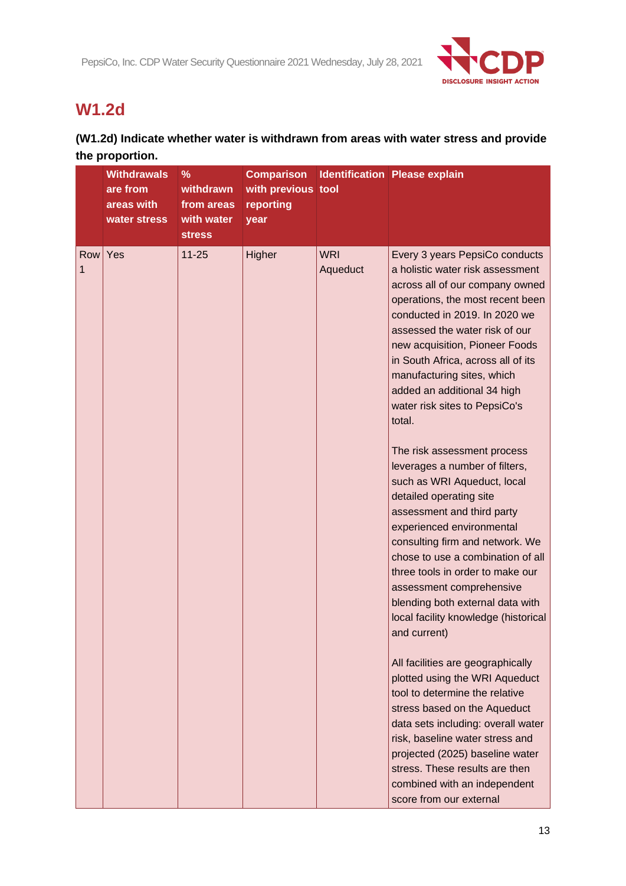## W1.2d

**(W1.2d) Indicate whether water is withdrawn from areas with water stress and provide the proportion.**

| | Withdrawals are from areas with water stress | % withdrawn from areas with water stress | Comparison with previous reporting year | Identification tool | Please explain |
|---|---|---|---|---|---|
| Row 1 | Yes | 11-25 | Higher | WRI Aqueduct | Every 3 years PepsiCo conducts a holistic water risk assessment across all of our company owned operations, the most recent been conducted in 2019. In 2020 we assessed the water risk of our new acquisition, Pioneer Foods in South Africa, across all of its manufacturing sites, which added an additional 34 high water risk sites to PepsiCo's total.<br><br>The risk assessment process leverages a number of filters, such as WRI Aqueduct, local detailed operating site assessment and third party experienced environmental consulting firm and network. We chose to use a combination of all three tools in order to make our assessment comprehensive blending both external data with local facility knowledge (historical and current)<br><br>All facilities are geographically plotted using the WRI Aqueduct tool to determine the relative stress based on the Aqueduct data sets including: overall water risk, baseline water stress and projected (2025) baseline water stress. These results are then combined with an independent score from our external |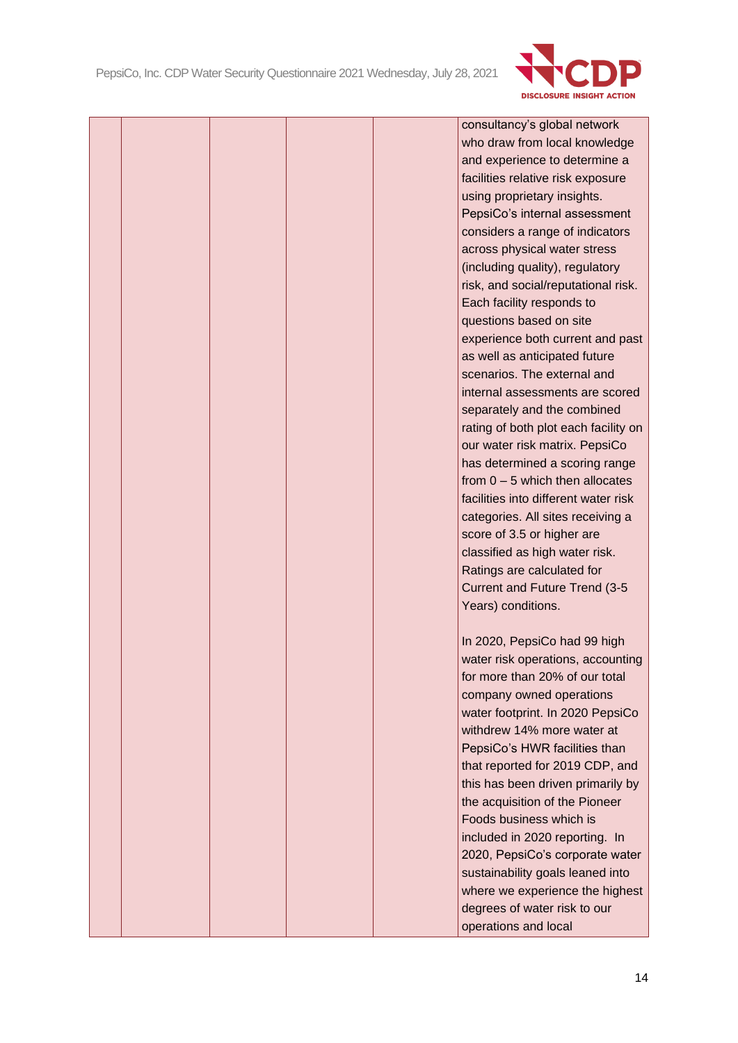| | | | | | |
|---|---|---|---|---|---|
| | | | | | consultancy's global network who draw from local knowledge and experience to determine a facilities relative risk exposure using proprietary insights. PepsiCo's internal assessment considers a range of indicators across physical water stress (including quality), regulatory risk, and social/reputational risk. Each facility responds to questions based on site experience both current and past as well as anticipated future scenarios. The external and internal assessments are scored separately and the combined rating of both plot each facility on our water risk matrix. PepsiCo has determined a scoring range from 0 – 5 which then allocates facilities into different water risk categories. All sites receiving a score of 3.5 or higher are classified as high water risk. Ratings are calculated for Current and Future Trend (3-5 Years) conditions.<br><br>In 2020, PepsiCo had 99 high water risk operations, accounting for more than 20% of our total company owned operations water footprint. In 2020 PepsiCo withdrew 14% more water at PepsiCo's HWR facilities than that reported for 2019 CDP, and this has been driven primarily by the acquisition of the Pioneer Foods business which is included in 2020 reporting. In 2020, PepsiCo's corporate water sustainability goals leaned into where we experience the highest degrees of water risk to our operations and local |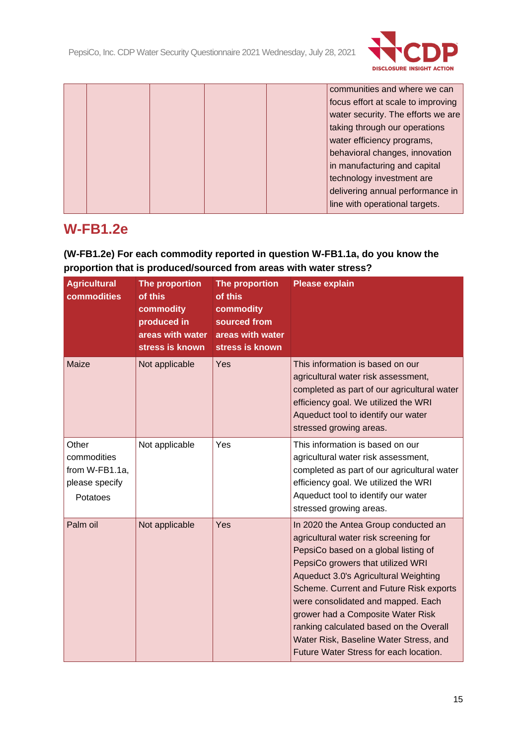| | | | | | |
|---|---|---|---|---|---|
| | | | | | communities and where we can focus effort at scale to improving water security. The efforts we are taking through our operations water efficiency programs, behavioral changes, innovation in manufacturing and capital technology investment are delivering annual performance in line with operational targets. |

## W-FB1.2e

**(W-FB1.2e) For each commodity reported in question W-FB1.1a, do you know the proportion that is produced/sourced from areas with water stress?**

| Agricultural commodities | The proportion of this commodity produced in areas with water stress is known | The proportion of this commodity sourced from areas with water stress is known | Please explain |
|---|---|---|---|
| Maize | Not applicable | Yes | This information is based on our agricultural water risk assessment, completed as part of our agricultural water efficiency goal. We utilized the WRI Aqueduct tool to identify our water stressed growing areas. |
| Other commodities from W-FB1.1a, please specify<br>Potatoes | Not applicable | Yes | This information is based on our agricultural water risk assessment, completed as part of our agricultural water efficiency goal. We utilized the WRI Aqueduct tool to identify our water stressed growing areas. |
| Palm oil | Not applicable | Yes | In 2020 the Antea Group conducted an agricultural water risk screening for PepsiCo based on a global listing of PepsiCo growers that utilized WRI Aqueduct 3.0's Agricultural Weighting Scheme. Current and Future Risk exports were consolidated and mapped. Each grower had a Composite Water Risk ranking calculated based on the Overall Water Risk, Baseline Water Stress, and Future Water Stress for each location. |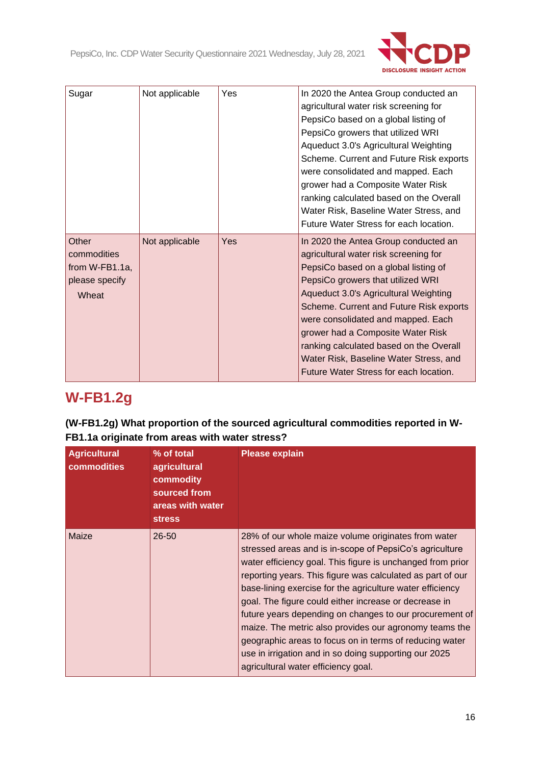| | | | |
|---|---|---|---|
| Sugar | Not applicable | Yes | In 2020 the Antea Group conducted an agricultural water risk screening for PepsiCo based on a global listing of PepsiCo growers that utilized WRI Aqueduct 3.0's Agricultural Weighting Scheme. Current and Future Risk exports were consolidated and mapped. Each grower had a Composite Water Risk ranking calculated based on the Overall Water Risk, Baseline Water Stress, and Future Water Stress for each location. |
| Other commodities from W-FB1.1a, please specify<br>Wheat | Not applicable | Yes | In 2020 the Antea Group conducted an agricultural water risk screening for PepsiCo based on a global listing of PepsiCo growers that utilized WRI Aqueduct 3.0's Agricultural Weighting Scheme. Current and Future Risk exports were consolidated and mapped. Each grower had a Composite Water Risk ranking calculated based on the Overall Water Risk, Baseline Water Stress, and Future Water Stress for each location. |

## W-FB1.2g

**(W-FB1.2g) What proportion of the sourced agricultural commodities reported in W-FB1.1a originate from areas with water stress?**

| Agricultural commodities | % of total agricultural commodity sourced from areas with water stress | Please explain |
|---|---|---|
| Maize | 26-50 | 28% of our whole maize volume originates from water stressed areas and is in-scope of PepsiCo's agriculture water efficiency goal. This figure is unchanged from prior reporting years. This figure was calculated as part of our base-lining exercise for the agriculture water efficiency goal. The figure could either increase or decrease in future years depending on changes to our procurement of maize. The metric also provides our agronomy teams the geographic areas to focus on in terms of reducing water use in irrigation and in so doing supporting our 2025 agricultural water efficiency goal. |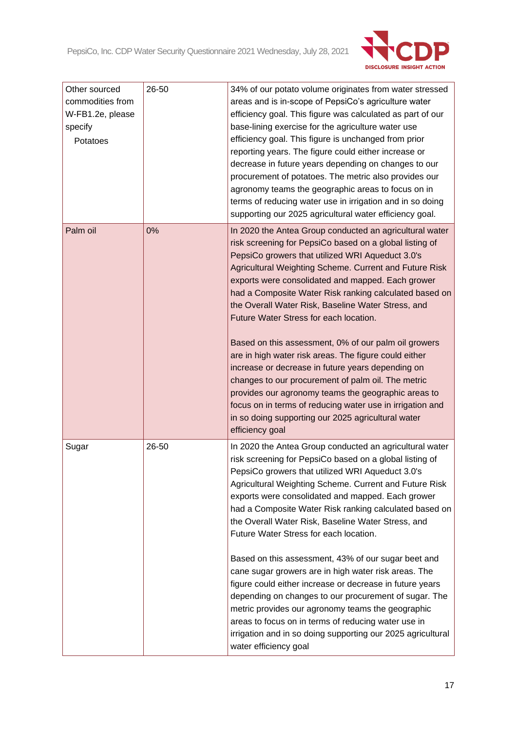| | | |
|---|---|---|
| Other sourced commodities from W-FB1.2e, please specify<br>Potatoes | 26-50 | 34% of our potato volume originates from water stressed areas and is in-scope of PepsiCo's agriculture water efficiency goal. This figure was calculated as part of our base-lining exercise for the agriculture water use efficiency goal. This figure is unchanged from prior reporting years. The figure could either increase or decrease in future years depending on changes to our procurement of potatoes. The metric also provides our agronomy teams the geographic areas to focus on in terms of reducing water use in irrigation and in so doing supporting our 2025 agricultural water efficiency goal. |
| Palm oil | 0% | In 2020 the Antea Group conducted an agricultural water risk screening for PepsiCo based on a global listing of PepsiCo growers that utilized WRI Aqueduct 3.0's Agricultural Weighting Scheme. Current and Future Risk exports were consolidated and mapped. Each grower had a Composite Water Risk ranking calculated based on the Overall Water Risk, Baseline Water Stress, and Future Water Stress for each location.<br><br>Based on this assessment, 0% of our palm oil growers are in high water risk areas. The figure could either increase or decrease in future years depending on changes to our procurement of palm oil. The metric provides our agronomy teams the geographic areas to focus on in terms of reducing water use in irrigation and in so doing supporting our 2025 agricultural water efficiency goal |
| Sugar | 26-50 | In 2020 the Antea Group conducted an agricultural water risk screening for PepsiCo based on a global listing of PepsiCo growers that utilized WRI Aqueduct 3.0's Agricultural Weighting Scheme. Current and Future Risk exports were consolidated and mapped. Each grower had a Composite Water Risk ranking calculated based on the Overall Water Risk, Baseline Water Stress, and Future Water Stress for each location.<br><br>Based on this assessment, 43% of our sugar beet and cane sugar growers are in high water risk areas. The figure could either increase or decrease in future years depending on changes to our procurement of sugar. The metric provides our agronomy teams the geographic areas to focus on in terms of reducing water use in irrigation and in so doing supporting our 2025 agricultural water efficiency goal |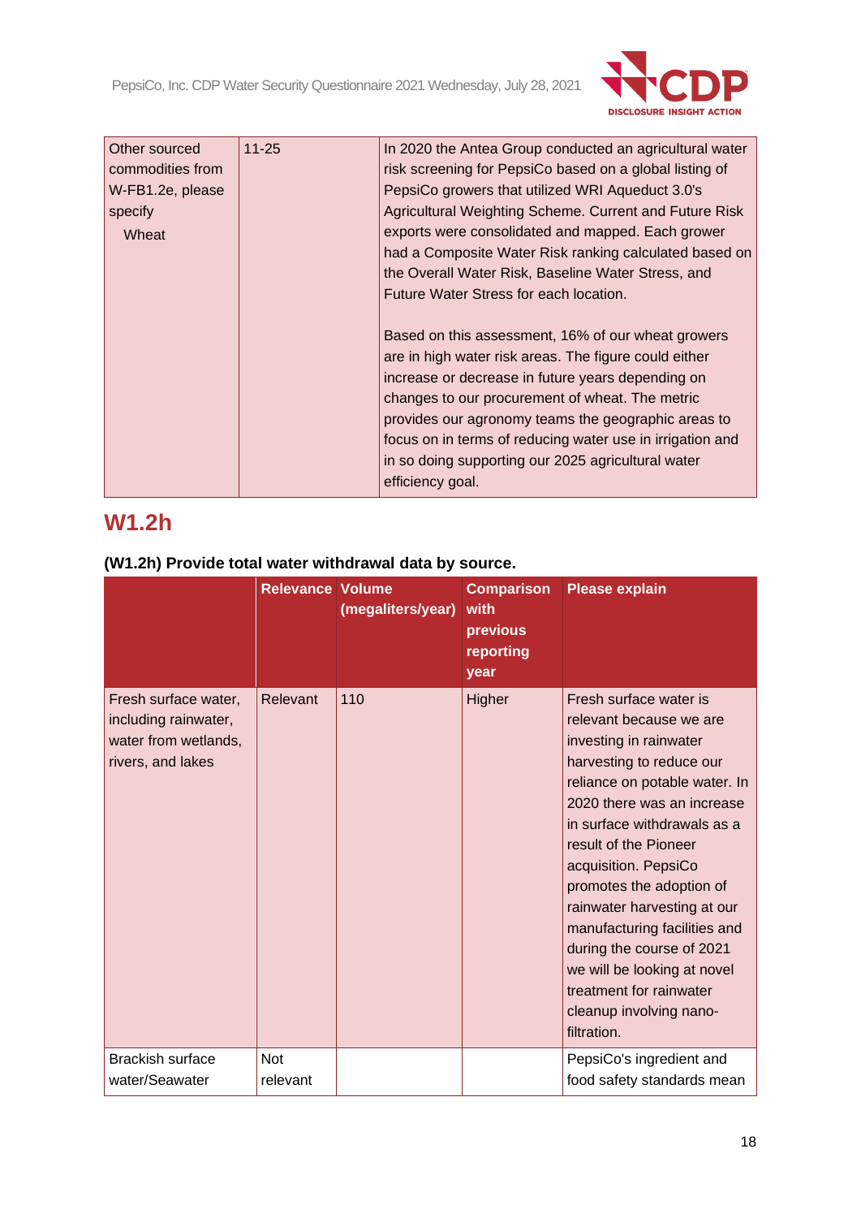| Other sourced commodities from W-FB1.2e, please specify<br>Wheat | 11-25 | In 2020 the Antea Group conducted an agricultural water risk screening for PepsiCo based on a global listing of PepsiCo growers that utilized WRI Aqueduct 3.0's Agricultural Weighting Scheme. Current and Future Risk exports were consolidated and mapped. Each grower had a Composite Water Risk ranking calculated based on the Overall Water Risk, Baseline Water Stress, and Future Water Stress for each location.<br><br>Based on this assessment, 16% of our wheat growers are in high water risk areas. The figure could either increase or decrease in future years depending on changes to our procurement of wheat. The metric provides our agronomy teams the geographic areas to focus on in terms of reducing water use in irrigation and in so doing supporting our 2025 agricultural water efficiency goal. |
|---|---|---|

## W1.2h

**(W1.2h) Provide total water withdrawal data by source.**

| | Relevance | Volume (megaliters/year) | Comparison with previous reporting year | Please explain |
|---|---|---|---|---|
| Fresh surface water, including rainwater, water from wetlands, rivers, and lakes | Relevant | 110 | Higher | Fresh surface water is relevant because we are investing in rainwater harvesting to reduce our reliance on potable water. In 2020 there was an increase in surface withdrawals as a result of the Pioneer acquisition. PepsiCo promotes the adoption of rainwater harvesting at our manufacturing facilities and during the course of 2021 we will be looking at novel treatment for rainwater cleanup involving nano-filtration. |
| Brackish surface water/Seawater | Not relevant | | | PepsiCo's ingredient and food safety standards mean |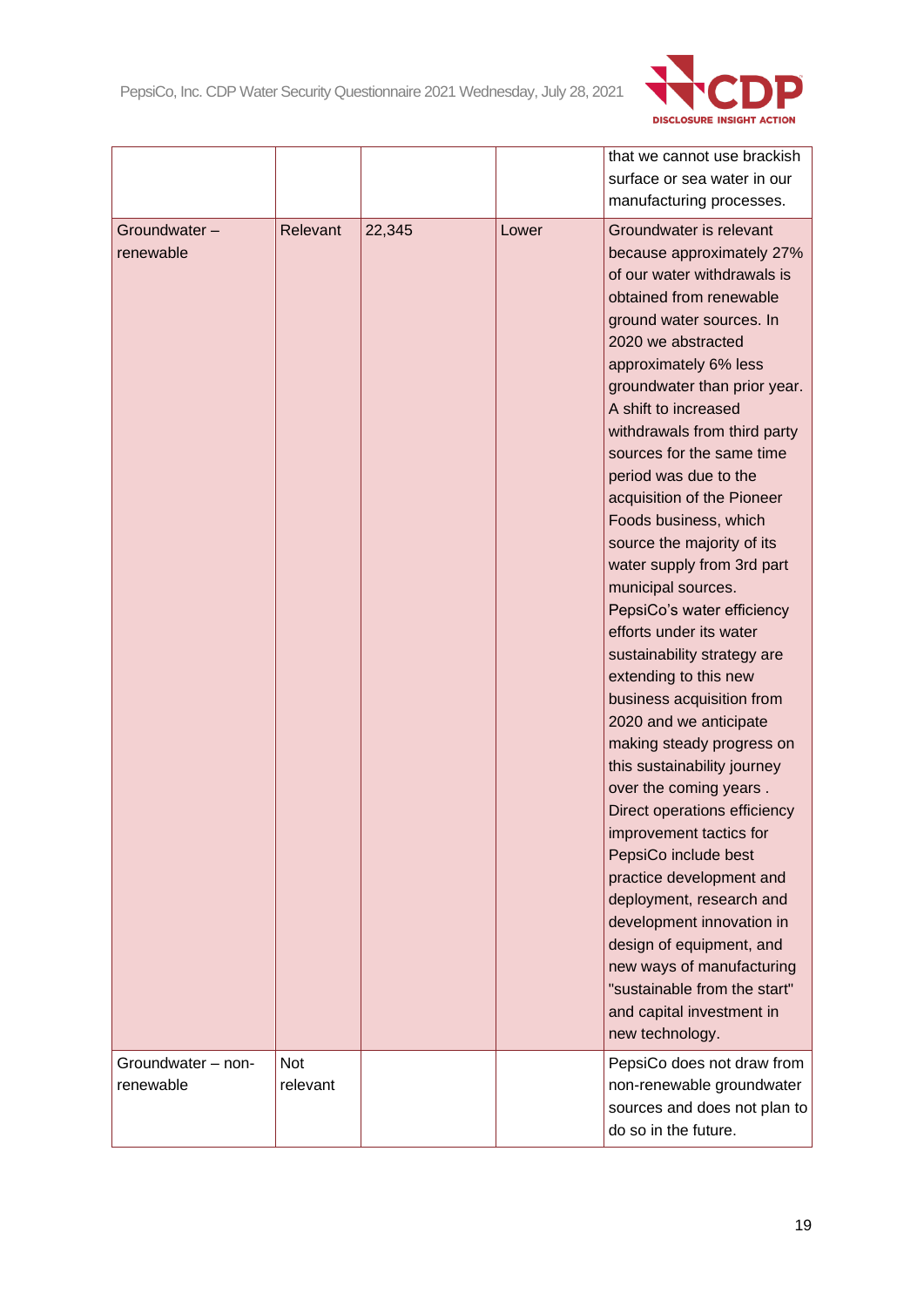| | | | | |
|---|---|---|---|---|
| | | | | that we cannot use brackish surface or sea water in our manufacturing processes. |
| Groundwater – renewable | Relevant | 22,345 | Lower | Groundwater is relevant because approximately 27% of our water withdrawals is obtained from renewable ground water sources. In 2020 we abstracted approximately 6% less groundwater than prior year. A shift to increased withdrawals from third party sources for the same time period was due to the acquisition of the Pioneer Foods business, which source the majority of its water supply from 3rd part municipal sources. PepsiCo's water efficiency efforts under its water sustainability strategy are extending to this new business acquisition from 2020 and we anticipate making steady progress on this sustainability journey over the coming years . Direct operations efficiency improvement tactics for PepsiCo include best practice development and deployment, research and development innovation in design of equipment, and new ways of manufacturing "sustainable from the start" and capital investment in new technology. |
| Groundwater – non-renewable | Not relevant | | | PepsiCo does not draw from non-renewable groundwater sources and does not plan to do so in the future. |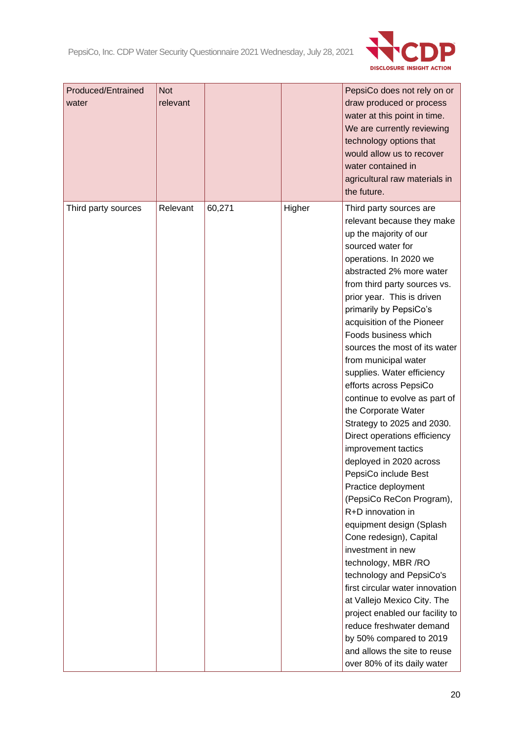| | | | | |
|---|---|---|---|---|
| Produced/Entrained water | Not relevant | | | PepsiCo does not rely on or draw produced or process water at this point in time. We are currently reviewing technology options that would allow us to recover water contained in agricultural raw materials in the future. |
| Third party sources | Relevant | 60,271 | Higher | Third party sources are relevant because they make up the majority of our sourced water for operations. In 2020 we abstracted 2% more water from third party sources vs. prior year. This is driven primarily by PepsiCo's acquisition of the Pioneer Foods business which sources the most of its water from municipal water supplies. Water efficiency efforts across PepsiCo continue to evolve as part of the Corporate Water Strategy to 2025 and 2030. Direct operations efficiency improvement tactics deployed in 2020 across PepsiCo include Best Practice deployment (PepsiCo ReCon Program), R+D innovation in equipment design (Splash Cone redesign), Capital investment in new technology, MBR /RO technology and PepsiCo's first circular water innovation at Vallejo Mexico City. The project enabled our facility to reduce freshwater demand by 50% compared to 2019 and allows the site to reuse over 80% of its daily water |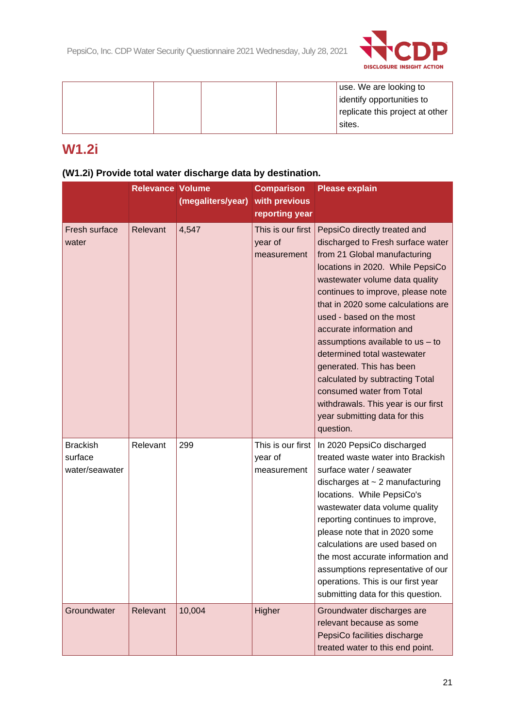| | | | | use. We are looking to identify opportunities to replicate this project at other sites. |
|---|---|---|---|---|

## W1.2i

### (W1.2i) Provide total water discharge data by destination.

| | Relevance | Volume (megaliters/year) | Comparison with previous reporting year | Please explain |
|---|---|---|---|---|
| Fresh surface water | Relevant | 4,547 | This is our first year of measurement | PepsiCo directly treated and discharged to Fresh surface water from 21 Global manufacturing locations in 2020. While PepsiCo wastewater volume data quality continues to improve, please note that in 2020 some calculations are used - based on the most accurate information and assumptions available to us – to determined total wastewater generated. This has been calculated by subtracting Total consumed water from Total withdrawals. This year is our first year submitting data for this question. |
| Brackish surface water/seawater | Relevant | 299 | This is our first year of measurement | In 2020 PepsiCo discharged treated waste water into Brackish surface water / seawater discharges at ~ 2 manufacturing locations. While PepsiCo's wastewater data volume quality reporting continues to improve, please note that in 2020 some calculations are used based on the most accurate information and assumptions representative of our operations. This is our first year submitting data for this question. |
| Groundwater | Relevant | 10,004 | Higher | Groundwater discharges are relevant because as some PepsiCo facilities discharge treated water to this end point. |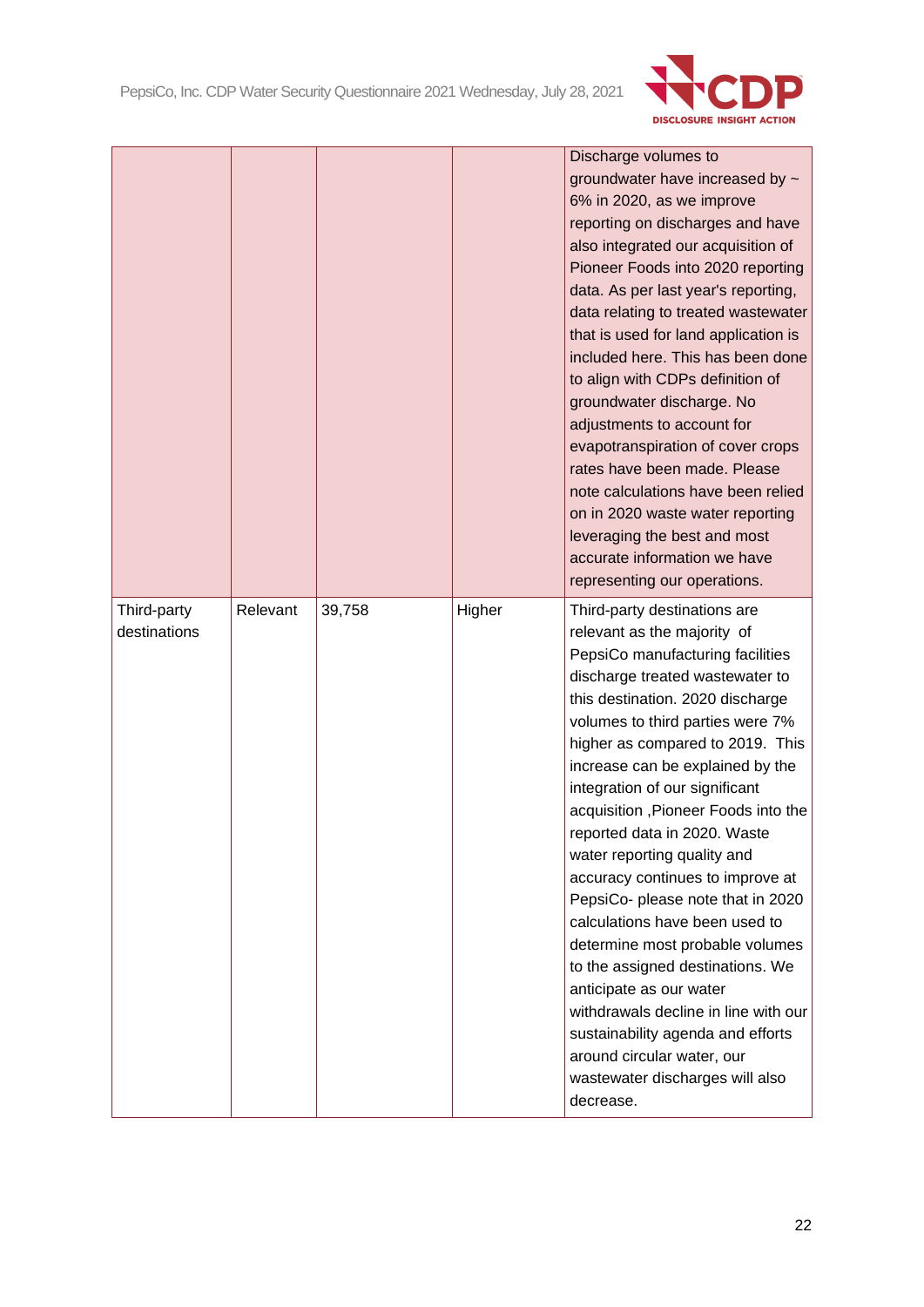| | | | | |
|---|---|---|---|---|
| | | | | Discharge volumes to groundwater have increased by ~ 6% in 2020, as we improve reporting on discharges and have also integrated our acquisition of Pioneer Foods into 2020 reporting data. As per last year's reporting, data relating to treated wastewater that is used for land application is included here. This has been done to align with CDPs definition of groundwater discharge. No adjustments to account for evapotranspiration of cover crops rates have been made. Please note calculations have been relied on in 2020 waste water reporting leveraging the best and most accurate information we have representing our operations. |
| Third-party destinations | Relevant | 39,758 | Higher | Third-party destinations are relevant as the majority of PepsiCo manufacturing facilities discharge treated wastewater to this destination. 2020 discharge volumes to third parties were 7% higher as compared to 2019. This increase can be explained by the integration of our significant acquisition ,Pioneer Foods into the reported data in 2020. Waste water reporting quality and accuracy continues to improve at PepsiCo- please note that in 2020 calculations have been used to determine most probable volumes to the assigned destinations. We anticipate as our water withdrawals decline in line with our sustainability agenda and efforts around circular water, our wastewater discharges will also decrease. |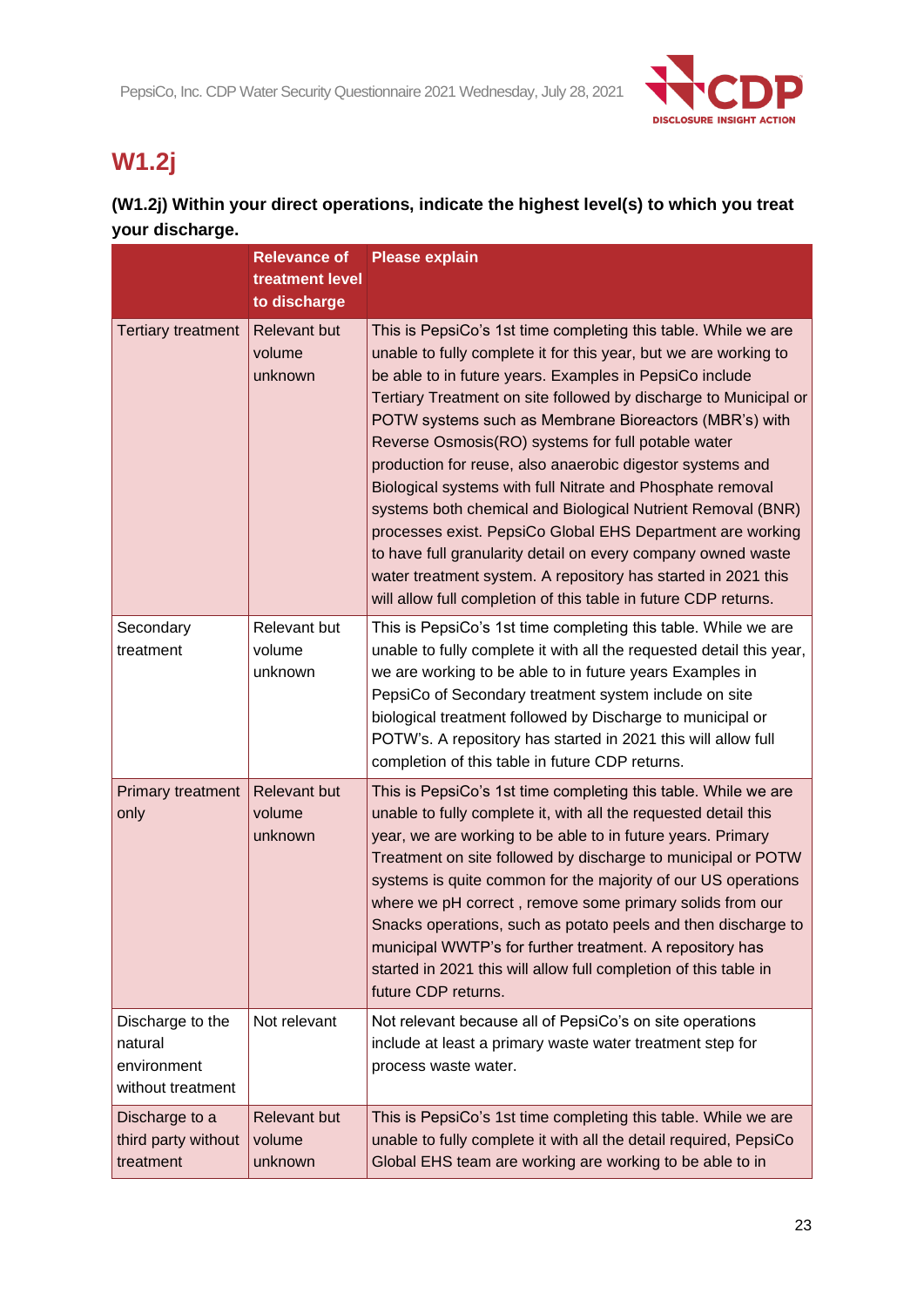## W1.2j

**(W1.2j) Within your direct operations, indicate the highest level(s) to which you treat your discharge.**

| | Relevance of treatment level to discharge | Please explain |
|---|---|---|
| Tertiary treatment | Relevant but volume unknown | This is PepsiCo's 1st time completing this table. While we are unable to fully complete it for this year, but we are working to be able to in future years. Examples in PepsiCo include Tertiary Treatment on site followed by discharge to Municipal or POTW systems such as Membrane Bioreactors (MBR's) with Reverse Osmosis(RO) systems for full potable water production for reuse, also anaerobic digestor systems and Biological systems with full Nitrate and Phosphate removal systems both chemical and Biological Nutrient Removal (BNR) processes exist. PepsiCo Global EHS Department are working to have full granularity detail on every company owned waste water treatment system. A repository has started in 2021 this will allow full completion of this table in future CDP returns. |
| Secondary treatment | Relevant but volume unknown | This is PepsiCo's 1st time completing this table. While we are unable to fully complete it with all the requested detail this year, we are working to be able to in future years Examples in PepsiCo of Secondary treatment system include on site biological treatment followed by Discharge to municipal or POTW's. A repository has started in 2021 this will allow full completion of this table in future CDP returns. |
| Primary treatment only | Relevant but volume unknown | This is PepsiCo's 1st time completing this table. While we are unable to fully complete it, with all the requested detail this year, we are working to be able to in future years. Primary Treatment on site followed by discharge to municipal or POTW systems is quite common for the majority of our US operations where we pH correct , remove some primary solids from our Snacks operations, such as potato peels and then discharge to municipal WWTP's for further treatment. A repository has started in 2021 this will allow full completion of this table in future CDP returns. |
| Discharge to the natural environment without treatment | Not relevant | Not relevant because all of PepsiCo's on site operations include at least a primary waste water treatment step for process waste water. |
| Discharge to a third party without treatment | Relevant but volume unknown | This is PepsiCo's 1st time completing this table. While we are unable to fully complete it with all the detail required, PepsiCo Global EHS team are working are working to be able to in |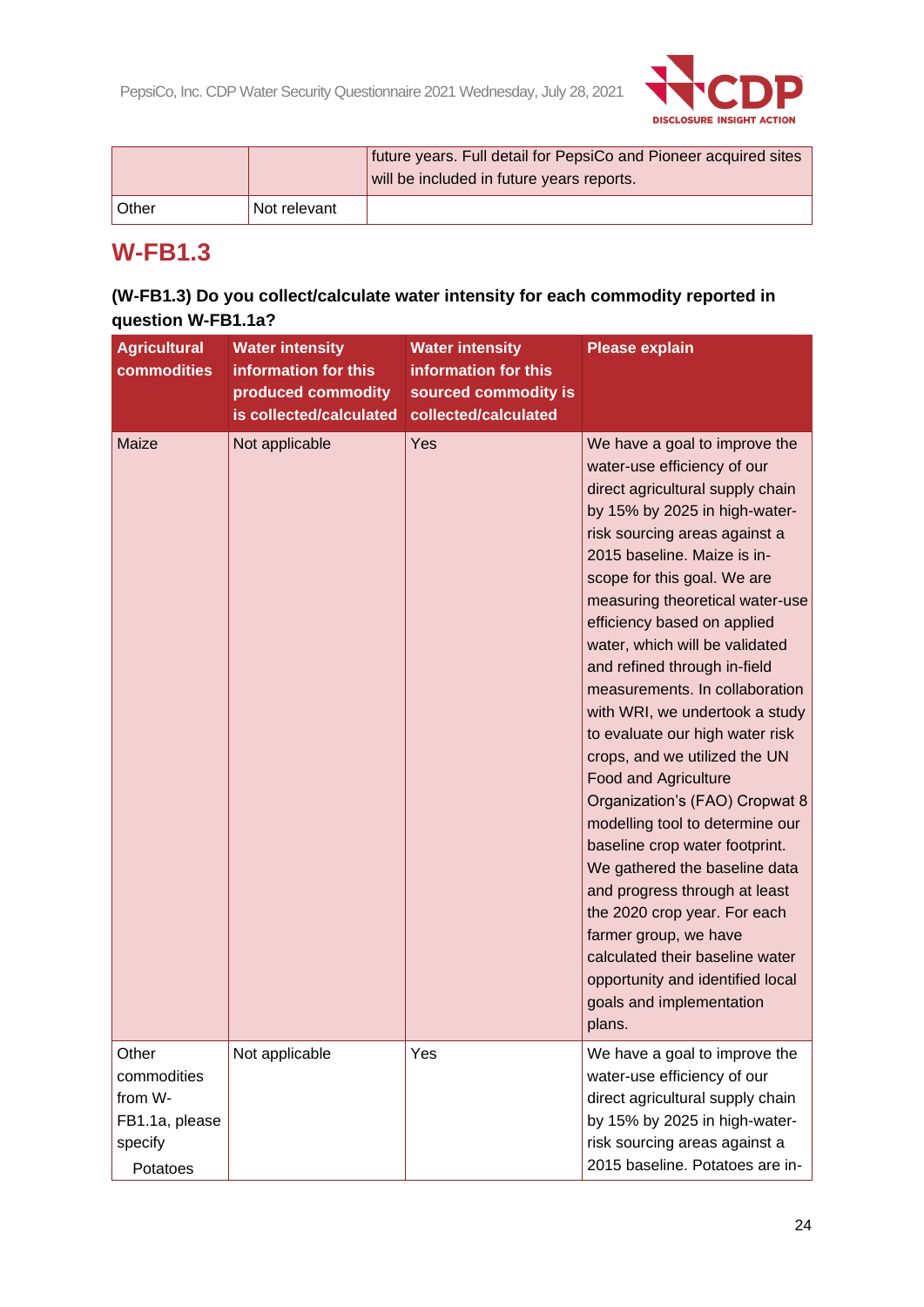| | | |
|---|---|---|
| | | future years. Full detail for PepsiCo and Pioneer acquired sites will be included in future years reports. |
| Other | Not relevant | |

## W-FB1.3

**(W-FB1.3) Do you collect/calculate water intensity for each commodity reported in question W-FB1.1a?**

| Agricultural commodities | Water intensity information for this produced commodity is collected/calculated | Water intensity information for this sourced commodity is collected/calculated | Please explain |
|---|---|---|---|
| Maize | Not applicable | Yes | We have a goal to improve the water-use efficiency of our direct agricultural supply chain by 15% by 2025 in high-water-risk sourcing areas against a 2015 baseline. Maize is in-scope for this goal. We are measuring theoretical water-use efficiency based on applied water, which will be validated and refined through in-field measurements. In collaboration with WRI, we undertook a study to evaluate our high water risk crops, and we utilized the UN Food and Agriculture Organization's (FAO) Cropwat 8 modelling tool to determine our baseline crop water footprint. We gathered the baseline data and progress through at least the 2020 crop year. For each farmer group, we have calculated their baseline water opportunity and identified local goals and implementation plans. |
| Other commodities from W-FB1.1a, please specify<br>Potatoes | Not applicable | Yes | We have a goal to improve the water-use efficiency of our direct agricultural supply chain by 15% by 2025 in high-water-risk sourcing areas against a 2015 baseline. Potatoes are in- |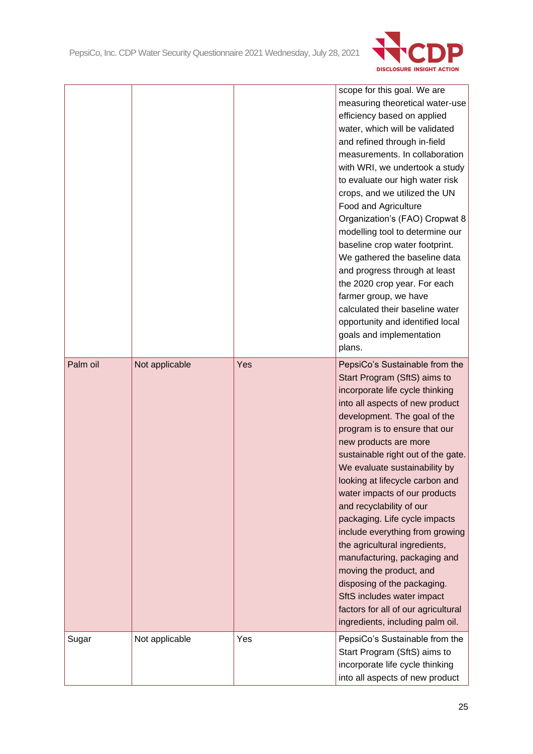| | | | |
|---|---|---|---|
| | | | scope for this goal. We are measuring theoretical water-use efficiency based on applied water, which will be validated and refined through in-field measurements. In collaboration with WRI, we undertook a study to evaluate our high water risk crops, and we utilized the UN Food and Agriculture Organization's (FAO) Cropwat 8 modelling tool to determine our baseline crop water footprint. We gathered the baseline data and progress through at least the 2020 crop year. For each farmer group, we have calculated their baseline water opportunity and identified local goals and implementation plans. |
| Palm oil | Not applicable | Yes | PepsiCo's Sustainable from the Start Program (SftS) aims to incorporate life cycle thinking into all aspects of new product development. The goal of the program is to ensure that our new products are more sustainable right out of the gate. We evaluate sustainability by looking at lifecycle carbon and water impacts of our products and recyclability of our packaging. Life cycle impacts include everything from growing the agricultural ingredients, manufacturing, packaging and moving the product, and disposing of the packaging. SftS includes water impact factors for all of our agricultural ingredients, including palm oil. |
| Sugar | Not applicable | Yes | PepsiCo's Sustainable from the Start Program (SftS) aims to incorporate life cycle thinking into all aspects of new product |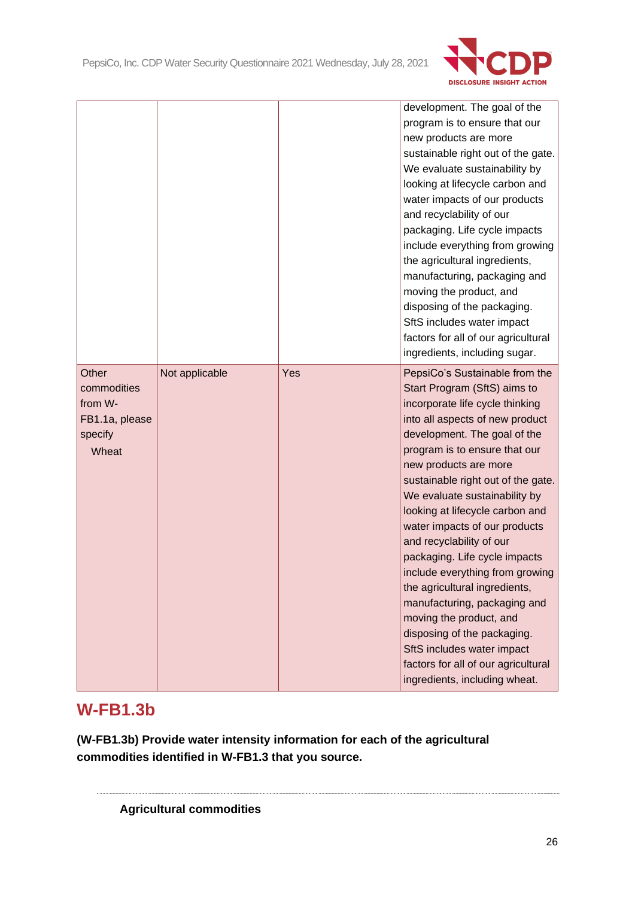|  |  |  | development. The goal of the program is to ensure that our new products are more sustainable right out of the gate. We evaluate sustainability by looking at lifecycle carbon and water impacts of our products and recyclability of our packaging. Life cycle impacts include everything from growing the agricultural ingredients, manufacturing, packaging and moving the product, and disposing of the packaging. SftS includes water impact factors for all of our agricultural ingredients, including sugar. |
|---|---|---|---|
| Other commodities from W-FB1.1a, please specify<br>Wheat | Not applicable | Yes | PepsiCo's Sustainable from the Start Program (SftS) aims to incorporate life cycle thinking into all aspects of new product development. The goal of the program is to ensure that our new products are more sustainable right out of the gate. We evaluate sustainability by looking at lifecycle carbon and water impacts of our products and recyclability of our packaging. Life cycle impacts include everything from growing the agricultural ingredients, manufacturing, packaging and moving the product, and disposing of the packaging. SftS includes water impact factors for all of our agricultural ingredients, including wheat. |

## W-FB1.3b

**(W-FB1.3b) Provide water intensity information for each of the agricultural commodities identified in W-FB1.3 that you source.**

**Agricultural commodities**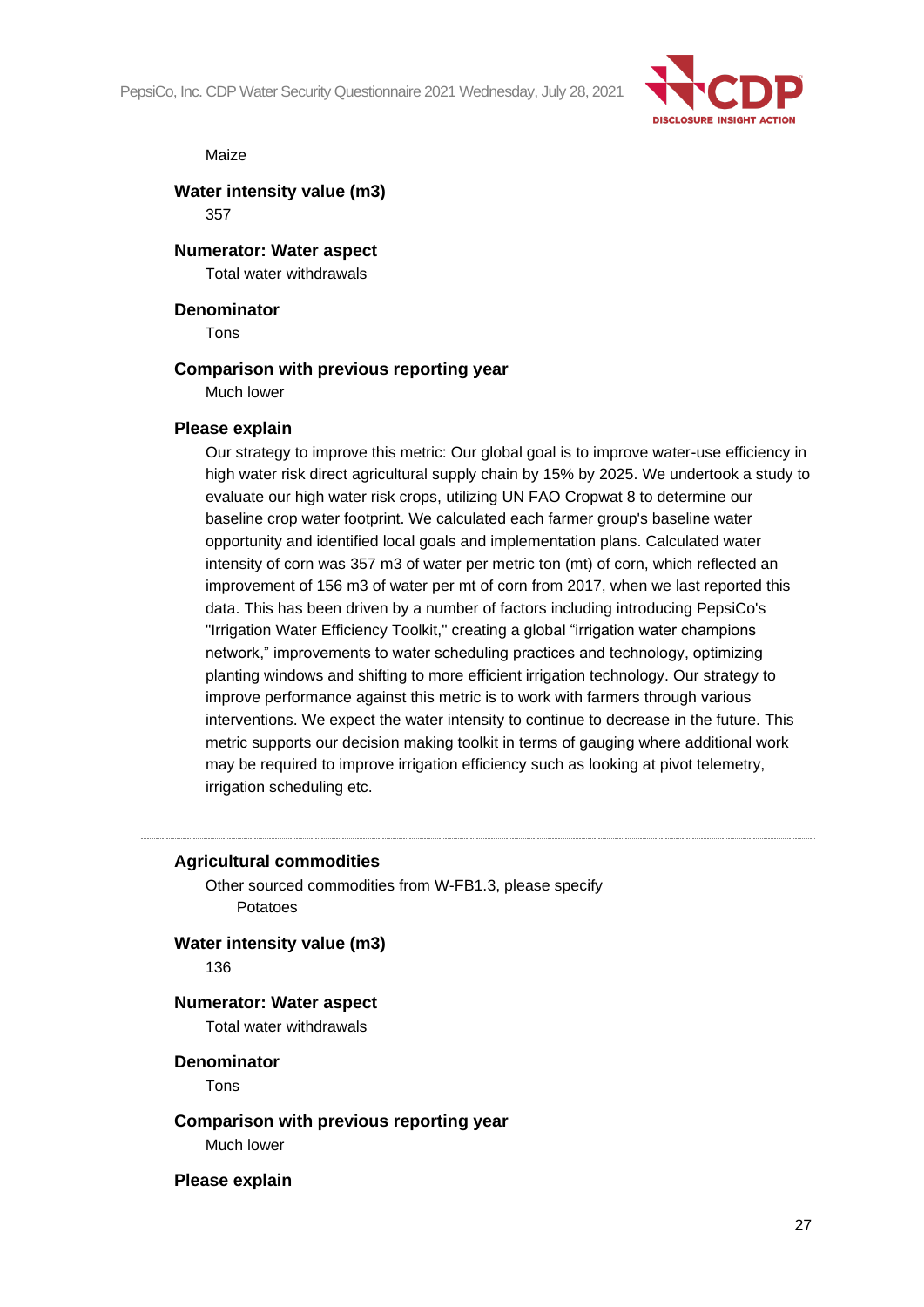Maize

**Water intensity value (m3)**

357

**Numerator: Water aspect**

Total water withdrawals

**Denominator**

Tons

**Comparison with previous reporting year**

Much lower

**Please explain**

Our strategy to improve this metric: Our global goal is to improve water-use efficiency in high water risk direct agricultural supply chain by 15% by 2025. We undertook a study to evaluate our high water risk crops, utilizing UN FAO Cropwat 8 to determine our baseline crop water footprint. We calculated each farmer group's baseline water opportunity and identified local goals and implementation plans. Calculated water intensity of corn was 357 m3 of water per metric ton (mt) of corn, which reflected an improvement of 156 m3 of water per mt of corn from 2017, when we last reported this data. This has been driven by a number of factors including introducing PepsiCo's "Irrigation Water Efficiency Toolkit," creating a global "irrigation water champions network," improvements to water scheduling practices and technology, optimizing planting windows and shifting to more efficient irrigation technology. Our strategy to improve performance against this metric is to work with farmers through various interventions. We expect the water intensity to continue to decrease in the future. This metric supports our decision making toolkit in terms of gauging where additional work may be required to improve irrigation efficiency such as looking at pivot telemetry, irrigation scheduling etc.

---

**Agricultural commodities**

Other sourced commodities from W-FB1.3, please specify

Potatoes

**Water intensity value (m3)**

136

**Numerator: Water aspect**

Total water withdrawals

**Denominator**

Tons

**Comparison with previous reporting year**

Much lower

**Please explain**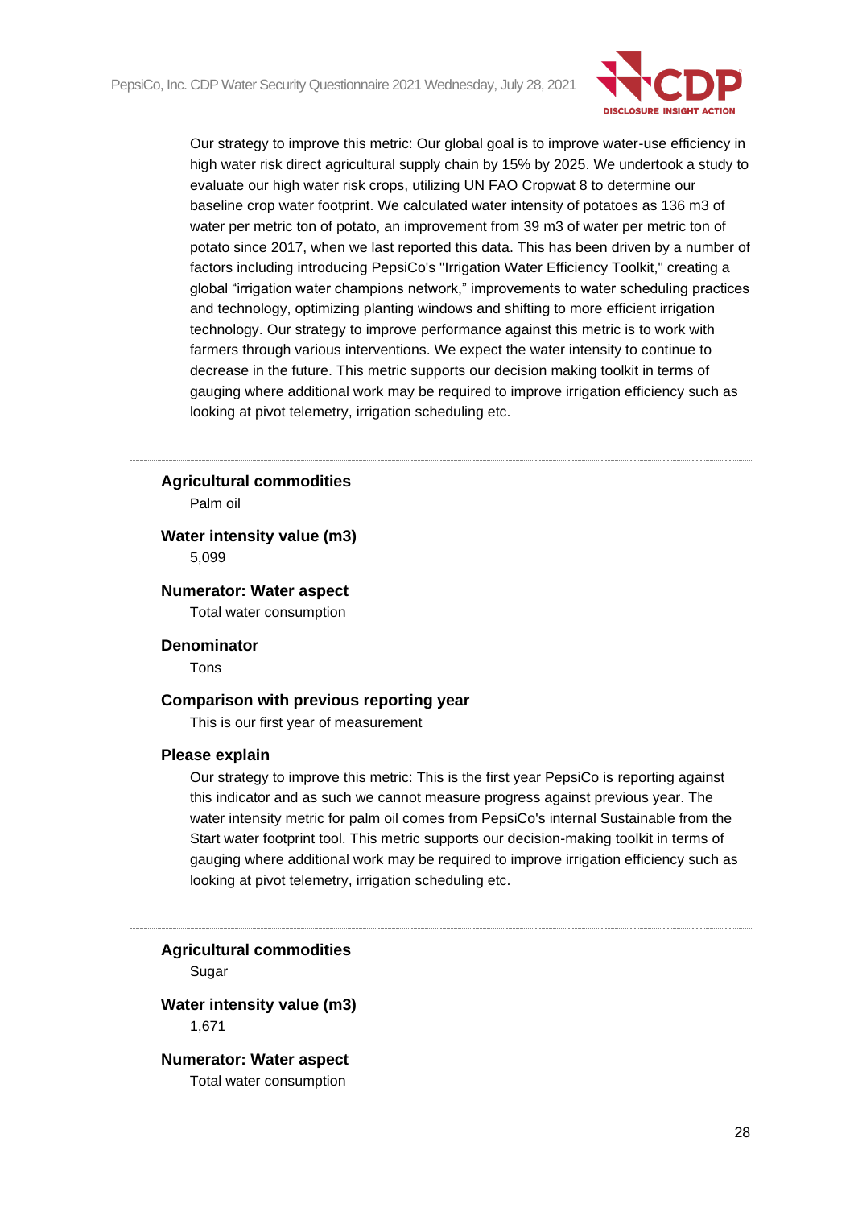Our strategy to improve this metric: Our global goal is to improve water-use efficiency in high water risk direct agricultural supply chain by 15% by 2025. We undertook a study to evaluate our high water risk crops, utilizing UN FAO Cropwat 8 to determine our baseline crop water footprint. We calculated water intensity of potatoes as 136 m3 of water per metric ton of potato, an improvement from 39 m3 of water per metric ton of potato since 2017, when we last reported this data. This has been driven by a number of factors including introducing PepsiCo's "Irrigation Water Efficiency Toolkit," creating a global "irrigation water champions network," improvements to water scheduling practices and technology, optimizing planting windows and shifting to more efficient irrigation technology. Our strategy to improve performance against this metric is to work with farmers through various interventions. We expect the water intensity to continue to decrease in the future. This metric supports our decision making toolkit in terms of gauging where additional work may be required to improve irrigation efficiency such as looking at pivot telemetry, irrigation scheduling etc.

---

**Agricultural commodities**

Palm oil

**Water intensity value (m3)**

5,099

**Numerator: Water aspect**

Total water consumption

**Denominator**

Tons

**Comparison with previous reporting year**

This is our first year of measurement

**Please explain**

Our strategy to improve this metric: This is the first year PepsiCo is reporting against this indicator and as such we cannot measure progress against previous year. The water intensity metric for palm oil comes from PepsiCo's internal Sustainable from the Start water footprint tool. This metric supports our decision-making toolkit in terms of gauging where additional work may be required to improve irrigation efficiency such as looking at pivot telemetry, irrigation scheduling etc.

---

**Agricultural commodities**

Sugar

**Water intensity value (m3)**

1,671

**Numerator: Water aspect**

Total water consumption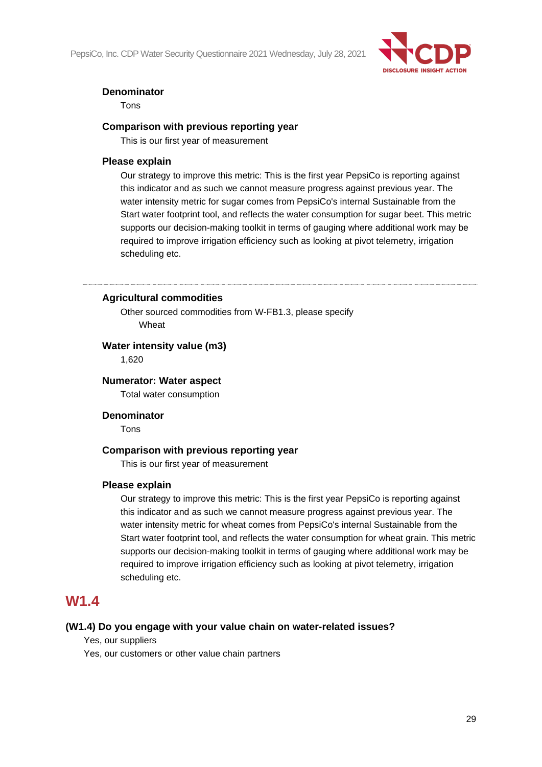**Denominator**

Tons

**Comparison with previous reporting year**

This is our first year of measurement

**Please explain**

Our strategy to improve this metric: This is the first year PepsiCo is reporting against this indicator and as such we cannot measure progress against previous year. The water intensity metric for sugar comes from PepsiCo's internal Sustainable from the Start water footprint tool, and reflects the water consumption for sugar beet. This metric supports our decision-making toolkit in terms of gauging where additional work may be required to improve irrigation efficiency such as looking at pivot telemetry, irrigation scheduling etc.

---

**Agricultural commodities**

Other sourced commodities from W-FB1.3, please specify

Wheat

**Water intensity value (m3)**

1,620

**Numerator: Water aspect**

Total water consumption

**Denominator**

Tons

**Comparison with previous reporting year**

This is our first year of measurement

**Please explain**

Our strategy to improve this metric: This is the first year PepsiCo is reporting against this indicator and as such we cannot measure progress against previous year. The water intensity metric for wheat comes from PepsiCo's internal Sustainable from the Start water footprint tool, and reflects the water consumption for wheat grain. This metric supports our decision-making toolkit in terms of gauging where additional work may be required to improve irrigation efficiency such as looking at pivot telemetry, irrigation scheduling etc.

## W1.4

**(W1.4) Do you engage with your value chain on water-related issues?**

Yes, our suppliers

Yes, our customers or other value chain partners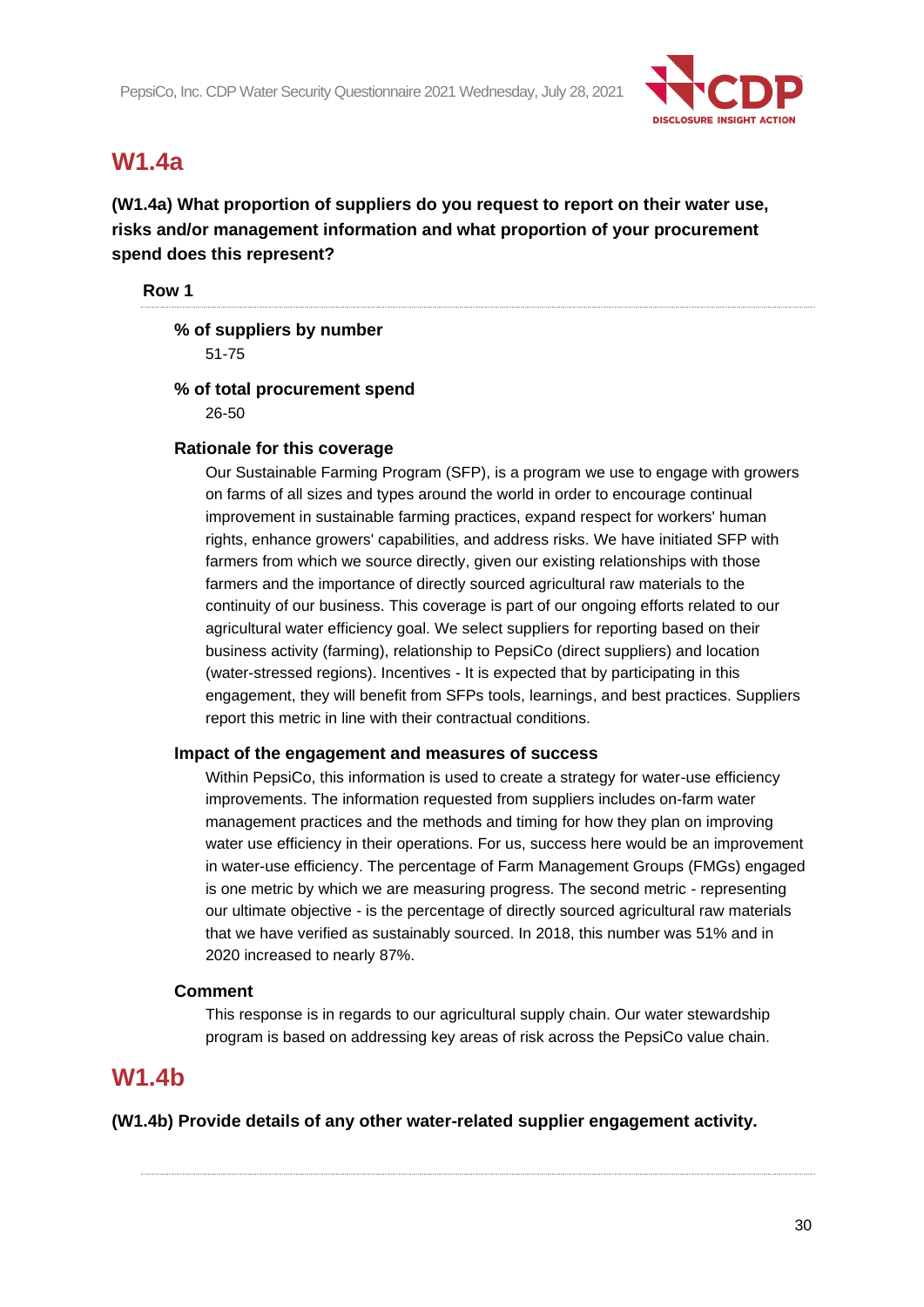## W1.4a

**(W1.4a) What proportion of suppliers do you request to report on their water use, risks and/or management information and what proportion of your procurement spend does this represent?**

**Row 1**

**% of suppliers by number**

51-75

**% of total procurement spend**

26-50

**Rationale for this coverage**

Our Sustainable Farming Program (SFP), is a program we use to engage with growers on farms of all sizes and types around the world in order to encourage continual improvement in sustainable farming practices, expand respect for workers' human rights, enhance growers' capabilities, and address risks. We have initiated SFP with farmers from which we source directly, given our existing relationships with those farmers and the importance of directly sourced agricultural raw materials to the continuity of our business. This coverage is part of our ongoing efforts related to our agricultural water efficiency goal. We select suppliers for reporting based on their business activity (farming), relationship to PepsiCo (direct suppliers) and location (water-stressed regions). Incentives - It is expected that by participating in this engagement, they will benefit from SFPs tools, learnings, and best practices. Suppliers report this metric in line with their contractual conditions.

**Impact of the engagement and measures of success**

Within PepsiCo, this information is used to create a strategy for water-use efficiency improvements. The information requested from suppliers includes on-farm water management practices and the methods and timing for how they plan on improving water use efficiency in their operations. For us, success here would be an improvement in water-use efficiency. The percentage of Farm Management Groups (FMGs) engaged is one metric by which we are measuring progress. The second metric - representing our ultimate objective - is the percentage of directly sourced agricultural raw materials that we have verified as sustainably sourced. In 2018, this number was 51% and in 2020 increased to nearly 87%.

**Comment**

This response is in regards to our agricultural supply chain. Our water stewardship program is based on addressing key areas of risk across the PepsiCo value chain.

## W1.4b

**(W1.4b) Provide details of any other water-related supplier engagement activity.**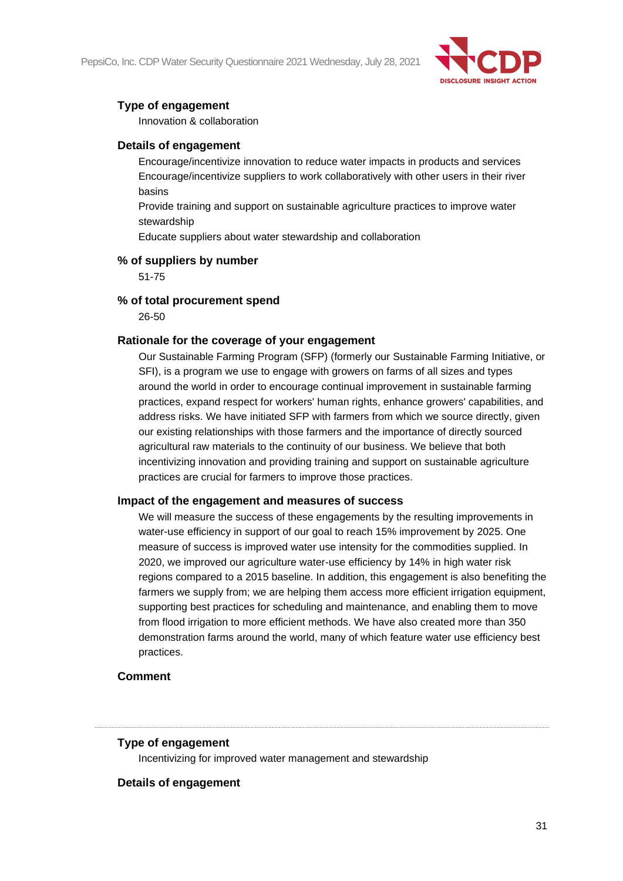#### Type of engagement

Innovation & collaboration

#### Details of engagement

Encourage/incentivize innovation to reduce water impacts in products and services
Encourage/incentivize suppliers to work collaboratively with other users in their river basins
Provide training and support on sustainable agriculture practices to improve water stewardship
Educate suppliers about water stewardship and collaboration

#### % of suppliers by number

51-75

#### % of total procurement spend

26-50

#### Rationale for the coverage of your engagement

Our Sustainable Farming Program (SFP) (formerly our Sustainable Farming Initiative, or SFI), is a program we use to engage with growers on farms of all sizes and types around the world in order to encourage continual improvement in sustainable farming practices, expand respect for workers' human rights, enhance growers' capabilities, and address risks. We have initiated SFP with farmers from which we source directly, given our existing relationships with those farmers and the importance of directly sourced agricultural raw materials to the continuity of our business. We believe that both incentivizing innovation and providing training and support on sustainable agriculture practices are crucial for farmers to improve those practices.

#### Impact of the engagement and measures of success

We will measure the success of these engagements by the resulting improvements in water-use efficiency in support of our goal to reach 15% improvement by 2025. One measure of success is improved water use intensity for the commodities supplied. In 2020, we improved our agriculture water-use efficiency by 14% in high water risk regions compared to a 2015 baseline. In addition, this engagement is also benefiting the farmers we supply from; we are helping them access more efficient irrigation equipment, supporting best practices for scheduling and maintenance, and enabling them to move from flood irrigation to more efficient methods. We have also created more than 350 demonstration farms around the world, many of which feature water use efficiency best practices.

#### Comment

---

#### Type of engagement

Incentivizing for improved water management and stewardship

#### Details of engagement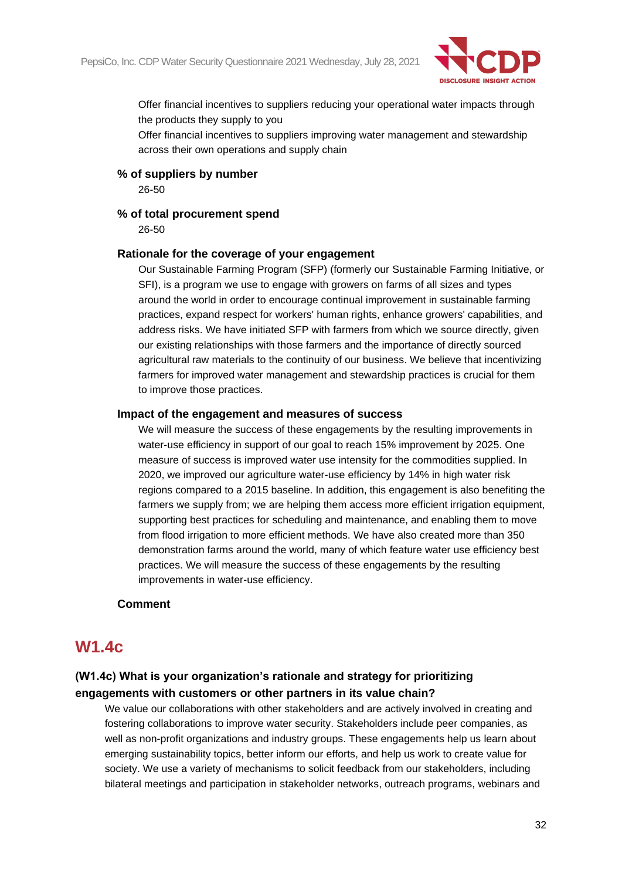Offer financial incentives to suppliers reducing your operational water impacts through the products they supply to you
Offer financial incentives to suppliers improving water management and stewardship across their own operations and supply chain

**% of suppliers by number**

26-50

**% of total procurement spend**

26-50

**Rationale for the coverage of your engagement**

Our Sustainable Farming Program (SFP) (formerly our Sustainable Farming Initiative, or SFI), is a program we use to engage with growers on farms of all sizes and types around the world in order to encourage continual improvement in sustainable farming practices, expand respect for workers' human rights, enhance growers' capabilities, and address risks. We have initiated SFP with farmers from which we source directly, given our existing relationships with those farmers and the importance of directly sourced agricultural raw materials to the continuity of our business. We believe that incentivizing farmers for improved water management and stewardship practices is crucial for them to improve those practices.

**Impact of the engagement and measures of success**

We will measure the success of these engagements by the resulting improvements in water-use efficiency in support of our goal to reach 15% improvement by 2025. One measure of success is improved water use intensity for the commodities supplied. In 2020, we improved our agriculture water-use efficiency by 14% in high water risk regions compared to a 2015 baseline. In addition, this engagement is also benefiting the farmers we supply from; we are helping them access more efficient irrigation equipment, supporting best practices for scheduling and maintenance, and enabling them to move from flood irrigation to more efficient methods. We have also created more than 350 demonstration farms around the world, many of which feature water use efficiency best practices. We will measure the success of these engagements by the resulting improvements in water-use efficiency.

**Comment**

## W1.4c

### (W1.4c) What is your organization's rationale and strategy for prioritizing engagements with customers or other partners in its value chain?

We value our collaborations with other stakeholders and are actively involved in creating and fostering collaborations to improve water security. Stakeholders include peer companies, as well as non-profit organizations and industry groups. These engagements help us learn about emerging sustainability topics, better inform our efforts, and help us work to create value for society. We use a variety of mechanisms to solicit feedback from our stakeholders, including bilateral meetings and participation in stakeholder networks, outreach programs, webinars and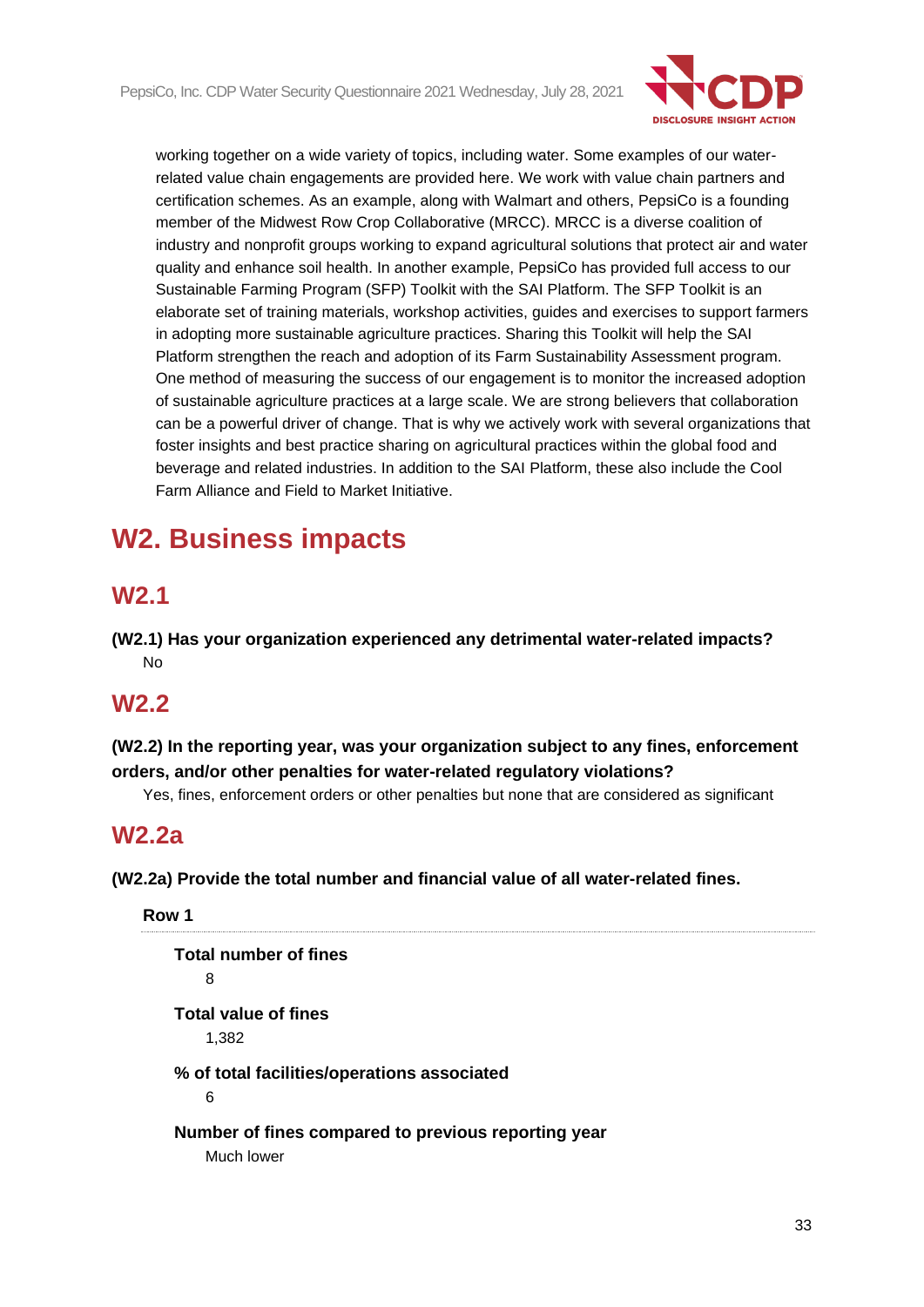working together on a wide variety of topics, including water. Some examples of our water-related value chain engagements are provided here. We work with value chain partners and certification schemes. As an example, along with Walmart and others, PepsiCo is a founding member of the Midwest Row Crop Collaborative (MRCC). MRCC is a diverse coalition of industry and nonprofit groups working to expand agricultural solutions that protect air and water quality and enhance soil health. In another example, PepsiCo has provided full access to our Sustainable Farming Program (SFP) Toolkit with the SAI Platform. The SFP Toolkit is an elaborate set of training materials, workshop activities, guides and exercises to support farmers in adopting more sustainable agriculture practices. Sharing this Toolkit will help the SAI Platform strengthen the reach and adoption of its Farm Sustainability Assessment program. One method of measuring the success of our engagement is to monitor the increased adoption of sustainable agriculture practices at a large scale. We are strong believers that collaboration can be a powerful driver of change. That is why we actively work with several organizations that foster insights and best practice sharing on agricultural practices within the global food and beverage and related industries. In addition to the SAI Platform, these also include the Cool Farm Alliance and Field to Market Initiative.

# W2. Business impacts

## W2.1

**(W2.1) Has your organization experienced any detrimental water-related impacts?**

No

## W2.2

**(W2.2) In the reporting year, was your organization subject to any fines, enforcement orders, and/or other penalties for water-related regulatory violations?**

Yes, fines, enforcement orders or other penalties but none that are considered as significant

## W2.2a

**(W2.2a) Provide the total number and financial value of all water-related fines.**

**Row 1**

**Total number of fines**

8

**Total value of fines**

1,382

**% of total facilities/operations associated**

6

**Number of fines compared to previous reporting year**

Much lower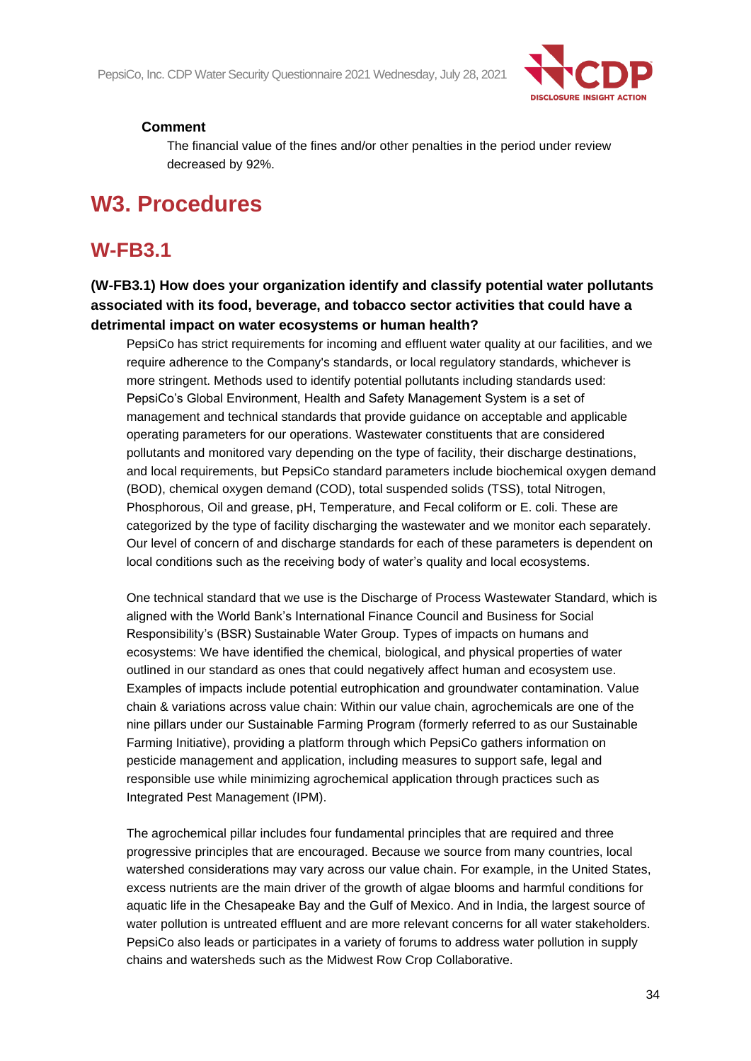**Comment**

The financial value of the fines and/or other penalties in the period under review decreased by 92%.

# W3. Procedures

## W-FB3.1

### (W-FB3.1) How does your organization identify and classify potential water pollutants associated with its food, beverage, and tobacco sector activities that could have a detrimental impact on water ecosystems or human health?

PepsiCo has strict requirements for incoming and effluent water quality at our facilities, and we require adherence to the Company's standards, or local regulatory standards, whichever is more stringent. Methods used to identify potential pollutants including standards used: PepsiCo's Global Environment, Health and Safety Management System is a set of management and technical standards that provide guidance on acceptable and applicable operating parameters for our operations. Wastewater constituents that are considered pollutants and monitored vary depending on the type of facility, their discharge destinations, and local requirements, but PepsiCo standard parameters include biochemical oxygen demand (BOD), chemical oxygen demand (COD), total suspended solids (TSS), total Nitrogen, Phosphorous, Oil and grease, pH, Temperature, and Fecal coliform or E. coli. These are categorized by the type of facility discharging the wastewater and we monitor each separately. Our level of concern of and discharge standards for each of these parameters is dependent on local conditions such as the receiving body of water's quality and local ecosystems.

One technical standard that we use is the Discharge of Process Wastewater Standard, which is aligned with the World Bank's International Finance Council and Business for Social Responsibility's (BSR) Sustainable Water Group. Types of impacts on humans and ecosystems: We have identified the chemical, biological, and physical properties of water outlined in our standard as ones that could negatively affect human and ecosystem use. Examples of impacts include potential eutrophication and groundwater contamination. Value chain & variations across value chain: Within our value chain, agrochemicals are one of the nine pillars under our Sustainable Farming Program (formerly referred to as our Sustainable Farming Initiative), providing a platform through which PepsiCo gathers information on pesticide management and application, including measures to support safe, legal and responsible use while minimizing agrochemical application through practices such as Integrated Pest Management (IPM).

The agrochemical pillar includes four fundamental principles that are required and three progressive principles that are encouraged. Because we source from many countries, local watershed considerations may vary across our value chain. For example, in the United States, excess nutrients are the main driver of the growth of algae blooms and harmful conditions for aquatic life in the Chesapeake Bay and the Gulf of Mexico. And in India, the largest source of water pollution is untreated effluent and are more relevant concerns for all water stakeholders. PepsiCo also leads or participates in a variety of forums to address water pollution in supply chains and watersheds such as the Midwest Row Crop Collaborative.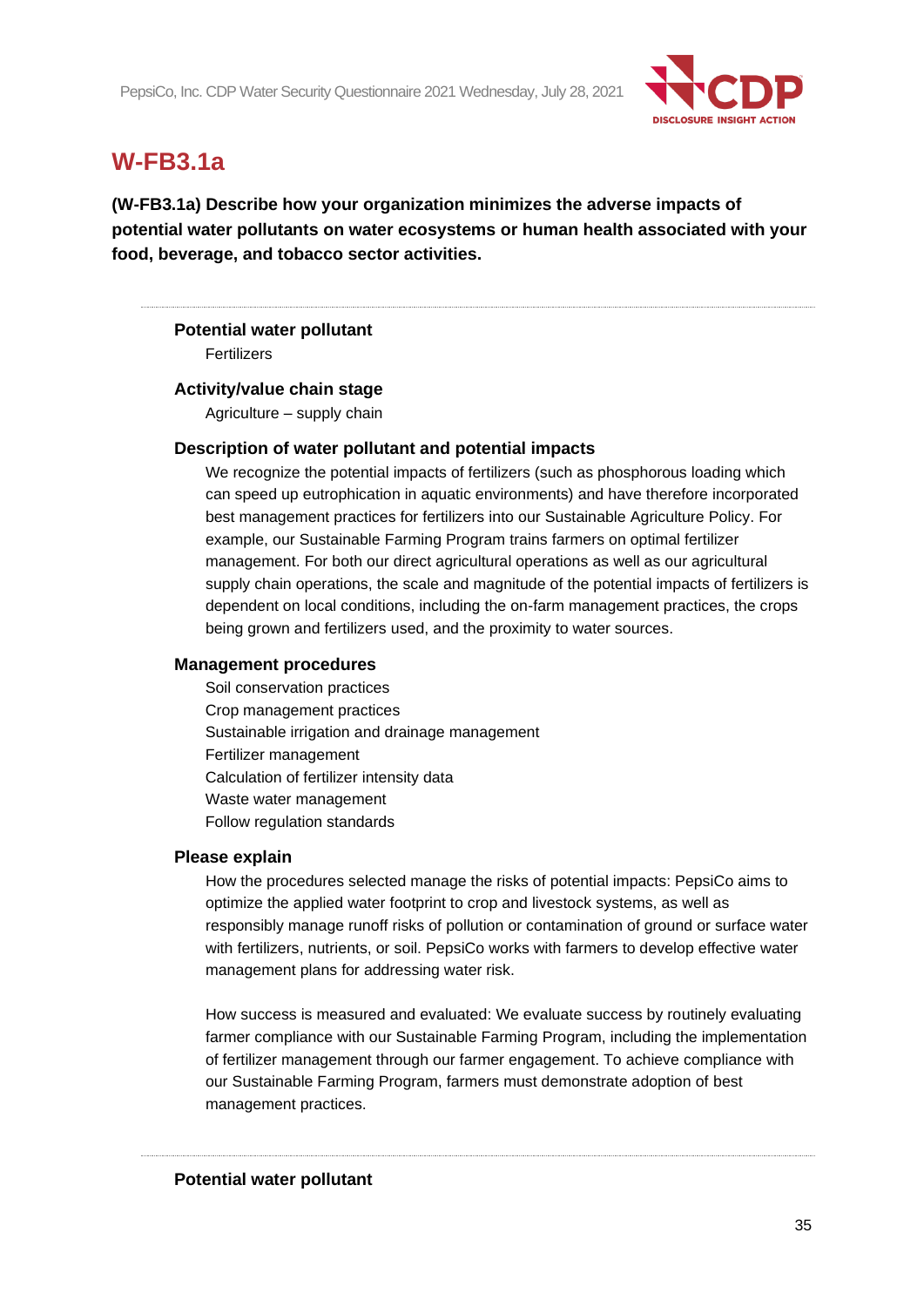## W-FB3.1a

**(W-FB3.1a) Describe how your organization minimizes the adverse impacts of potential water pollutants on water ecosystems or human health associated with your food, beverage, and tobacco sector activities.**

---

**Potential water pollutant**

Fertilizers

**Activity/value chain stage**

Agriculture – supply chain

**Description of water pollutant and potential impacts**

We recognize the potential impacts of fertilizers (such as phosphorous loading which can speed up eutrophication in aquatic environments) and have therefore incorporated best management practices for fertilizers into our Sustainable Agriculture Policy. For example, our Sustainable Farming Program trains farmers on optimal fertilizer management. For both our direct agricultural operations as well as our agricultural supply chain operations, the scale and magnitude of the potential impacts of fertilizers is dependent on local conditions, including the on-farm management practices, the crops being grown and fertilizers used, and the proximity to water sources.

**Management procedures**

Soil conservation practices
Crop management practices
Sustainable irrigation and drainage management
Fertilizer management
Calculation of fertilizer intensity data
Waste water management
Follow regulation standards

**Please explain**

How the procedures selected manage the risks of potential impacts: PepsiCo aims to optimize the applied water footprint to crop and livestock systems, as well as responsibly manage runoff risks of pollution or contamination of ground or surface water with fertilizers, nutrients, or soil. PepsiCo works with farmers to develop effective water management plans for addressing water risk.

How success is measured and evaluated: We evaluate success by routinely evaluating farmer compliance with our Sustainable Farming Program, including the implementation of fertilizer management through our farmer engagement. To achieve compliance with our Sustainable Farming Program, farmers must demonstrate adoption of best management practices.

---

**Potential water pollutant**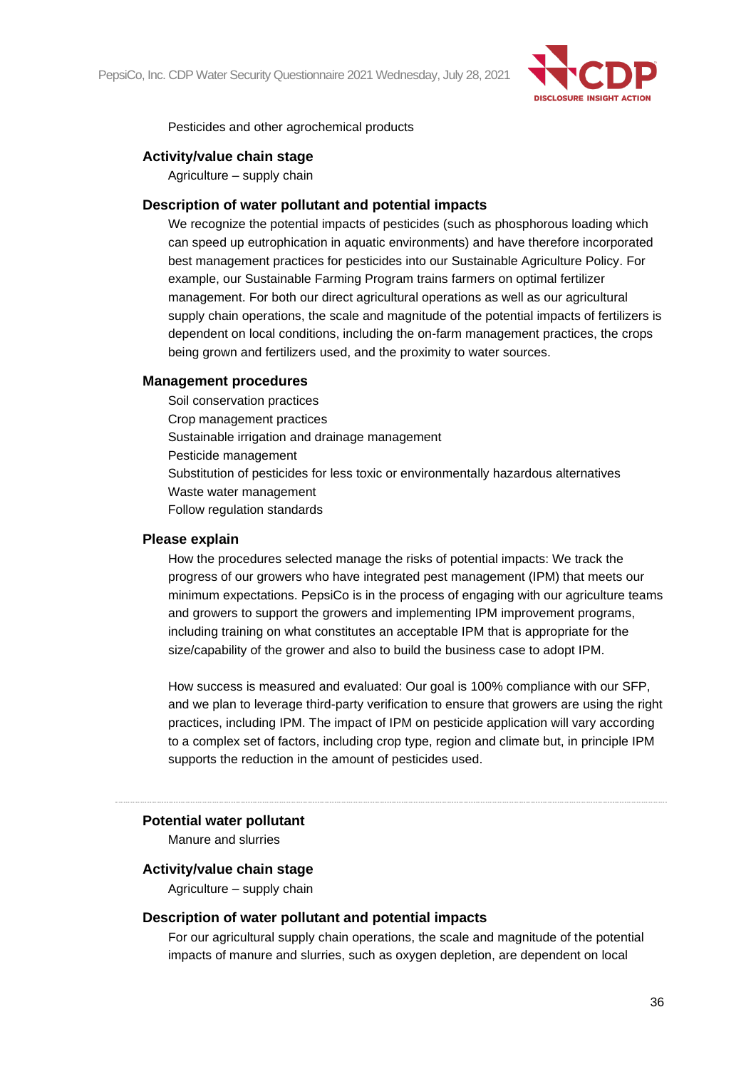Pesticides and other agrochemical products

**Activity/value chain stage**

Agriculture – supply chain

**Description of water pollutant and potential impacts**

We recognize the potential impacts of pesticides (such as phosphorous loading which can speed up eutrophication in aquatic environments) and have therefore incorporated best management practices for pesticides into our Sustainable Agriculture Policy. For example, our Sustainable Farming Program trains farmers on optimal fertilizer management. For both our direct agricultural operations as well as our agricultural supply chain operations, the scale and magnitude of the potential impacts of fertilizers is dependent on local conditions, including the on-farm management practices, the crops being grown and fertilizers used, and the proximity to water sources.

**Management procedures**

Soil conservation practices
Crop management practices
Sustainable irrigation and drainage management
Pesticide management
Substitution of pesticides for less toxic or environmentally hazardous alternatives
Waste water management
Follow regulation standards

**Please explain**

How the procedures selected manage the risks of potential impacts: We track the progress of our growers who have integrated pest management (IPM) that meets our minimum expectations. PepsiCo is in the process of engaging with our agriculture teams and growers to support the growers and implementing IPM improvement programs, including training on what constitutes an acceptable IPM that is appropriate for the size/capability of the grower and also to build the business case to adopt IPM.

How success is measured and evaluated: Our goal is 100% compliance with our SFP, and we plan to leverage third-party verification to ensure that growers are using the right practices, including IPM. The impact of IPM on pesticide application will vary according to a complex set of factors, including crop type, region and climate but, in principle IPM supports the reduction in the amount of pesticides used.

---

**Potential water pollutant**

Manure and slurries

**Activity/value chain stage**

Agriculture – supply chain

**Description of water pollutant and potential impacts**

For our agricultural supply chain operations, the scale and magnitude of the potential impacts of manure and slurries, such as oxygen depletion, are dependent on local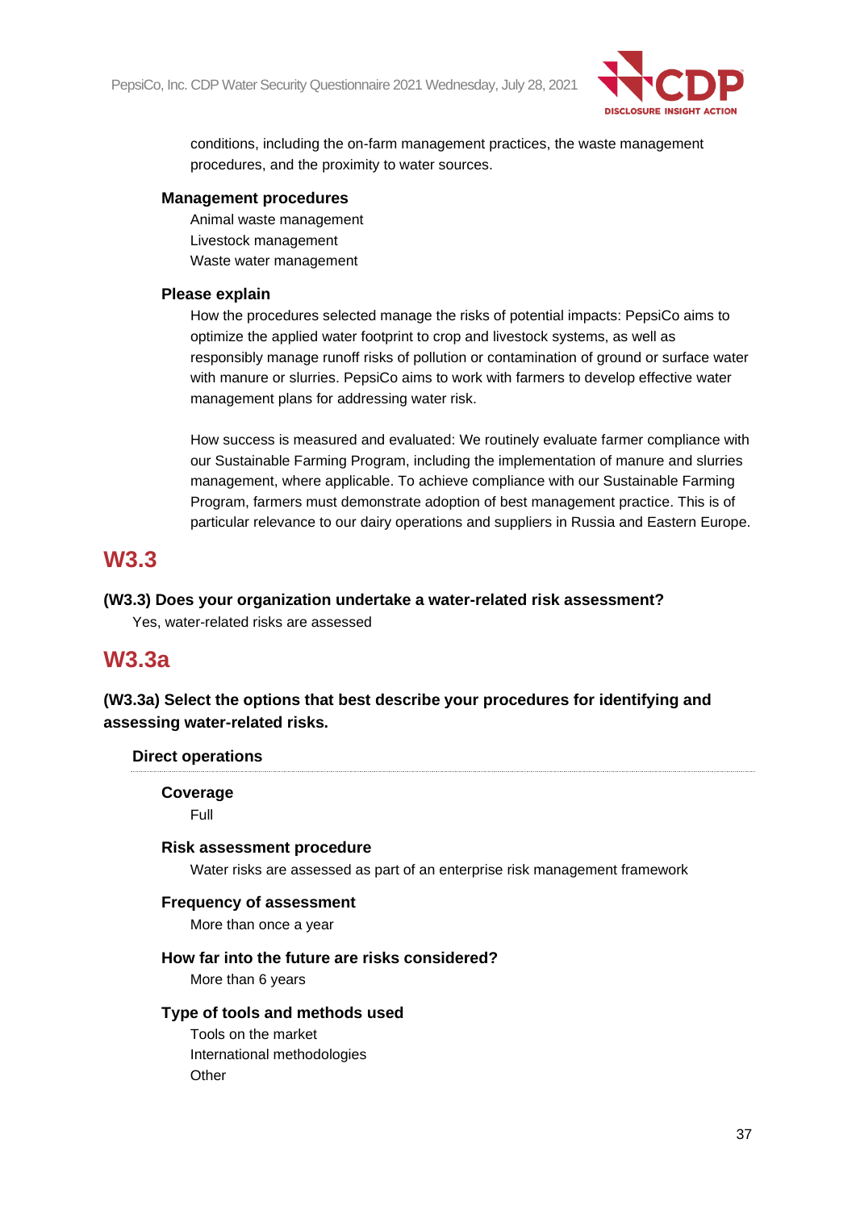conditions, including the on-farm management practices, the waste management procedures, and the proximity to water sources.

#### Management procedures

Animal waste management
Livestock management
Waste water management

#### Please explain

How the procedures selected manage the risks of potential impacts: PepsiCo aims to optimize the applied water footprint to crop and livestock systems, as well as responsibly manage runoff risks of pollution or contamination of ground or surface water with manure or slurries. PepsiCo aims to work with farmers to develop effective water management plans for addressing water risk.

How success is measured and evaluated: We routinely evaluate farmer compliance with our Sustainable Farming Program, including the implementation of manure and slurries management, where applicable. To achieve compliance with our Sustainable Farming Program, farmers must demonstrate adoption of best management practice. This is of particular relevance to our dairy operations and suppliers in Russia and Eastern Europe.

## W3.3

**(W3.3) Does your organization undertake a water-related risk assessment?**

Yes, water-related risks are assessed

## W3.3a

**(W3.3a) Select the options that best describe your procedures for identifying and assessing water-related risks.**

### Direct operations

#### Coverage

Full

#### Risk assessment procedure

Water risks are assessed as part of an enterprise risk management framework

#### Frequency of assessment

More than once a year

#### How far into the future are risks considered?

More than 6 years

#### Type of tools and methods used

Tools on the market
International methodologies
Other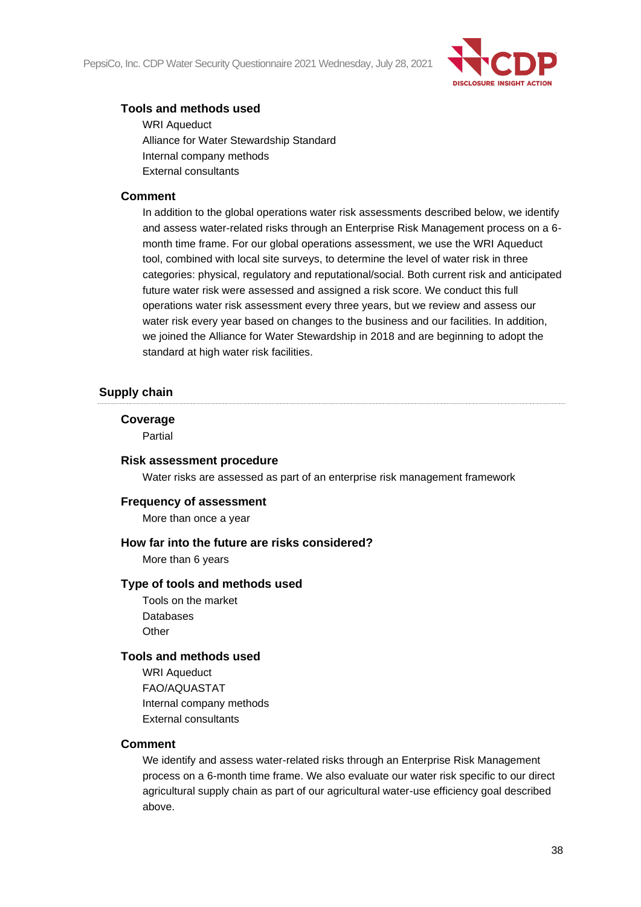**Tools and methods used**

WRI Aqueduct
Alliance for Water Stewardship Standard
Internal company methods
External consultants

**Comment**

In addition to the global operations water risk assessments described below, we identify and assess water-related risks through an Enterprise Risk Management process on a 6-month time frame. For our global operations assessment, we use the WRI Aqueduct tool, combined with local site surveys, to determine the level of water risk in three categories: physical, regulatory and reputational/social. Both current risk and anticipated future water risk were assessed and assigned a risk score. We conduct this full operations water risk assessment every three years, but we review and assess our water risk every year based on changes to the business and our facilities. In addition, we joined the Alliance for Water Stewardship in 2018 and are beginning to adopt the standard at high water risk facilities.

### Supply chain

**Coverage**

Partial

**Risk assessment procedure**

Water risks are assessed as part of an enterprise risk management framework

**Frequency of assessment**

More than once a year

**How far into the future are risks considered?**

More than 6 years

**Type of tools and methods used**

Tools on the market
Databases
Other

**Tools and methods used**

WRI Aqueduct
FAO/AQUASTAT
Internal company methods
External consultants

**Comment**

We identify and assess water-related risks through an Enterprise Risk Management process on a 6-month time frame. We also evaluate our water risk specific to our direct agricultural supply chain as part of our agricultural water-use efficiency goal described above.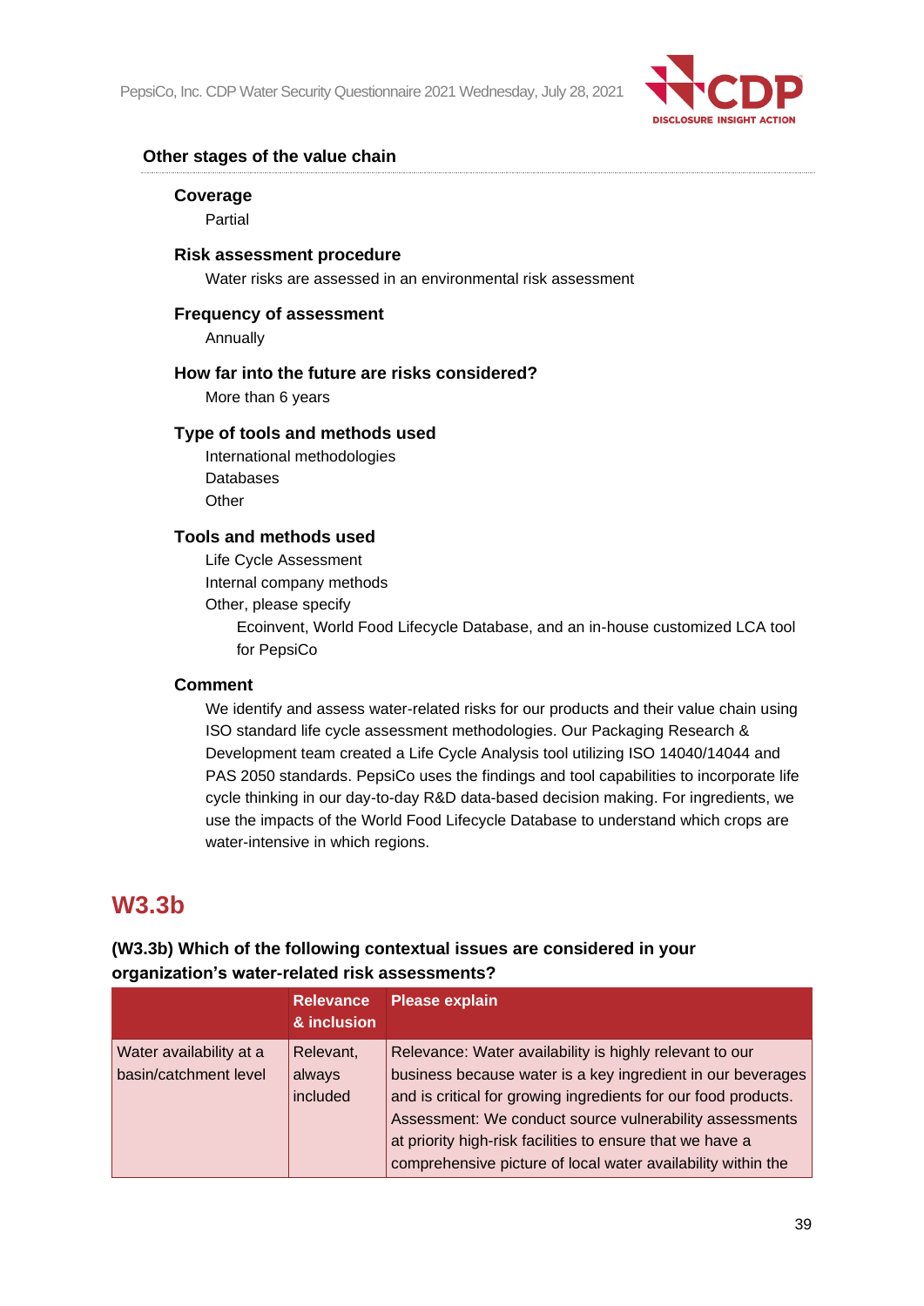### Other stages of the value chain

#### Coverage

Partial

#### Risk assessment procedure

Water risks are assessed in an environmental risk assessment

#### Frequency of assessment

Annually

#### How far into the future are risks considered?

More than 6 years

#### Type of tools and methods used

International methodologies
Databases
Other

#### Tools and methods used

Life Cycle Assessment
Internal company methods
Other, please specify
Ecoinvent, World Food Lifecycle Database, and an in-house customized LCA tool for PepsiCo

#### Comment

We identify and assess water-related risks for our products and their value chain using ISO standard life cycle assessment methodologies. Our Packaging Research & Development team created a Life Cycle Analysis tool utilizing ISO 14040/14044 and PAS 2050 standards. PepsiCo uses the findings and tool capabilities to incorporate life cycle thinking in our day-to-day R&D data-based decision making. For ingredients, we use the impacts of the World Food Lifecycle Database to understand which crops are water-intensive in which regions.

## W3.3b

**(W3.3b) Which of the following contextual issues are considered in your organization's water-related risk assessments?**

| | Relevance & inclusion | Please explain |
|---|---|---|
| Water availability at a basin/catchment level | Relevant, always included | Relevance: Water availability is highly relevant to our business because water is a key ingredient in our beverages and is critical for growing ingredients for our food products. Assessment: We conduct source vulnerability assessments at priority high-risk facilities to ensure that we have a comprehensive picture of local water availability within the |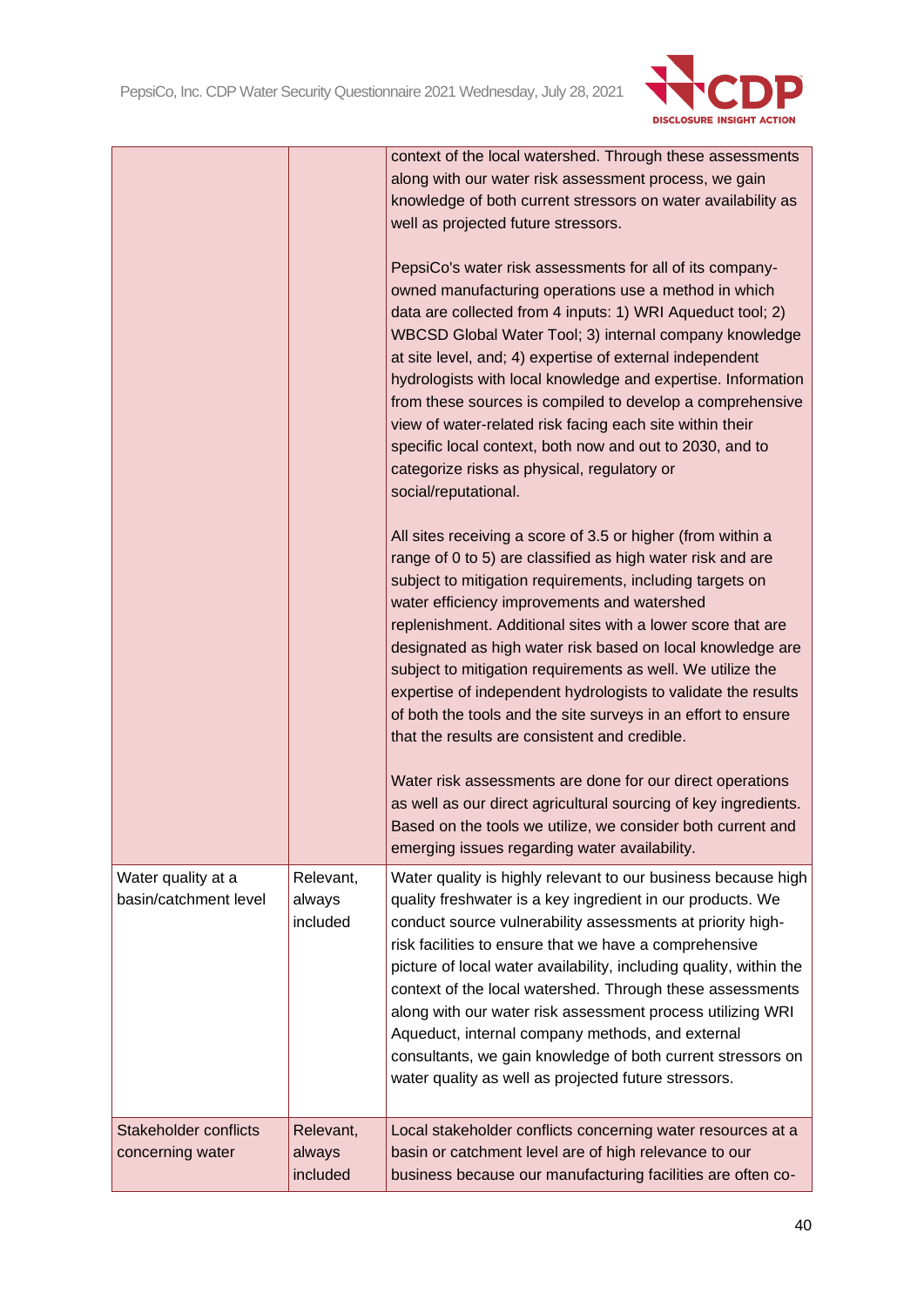| | | |
|---|---|---|
| | | context of the local watershed. Through these assessments along with our water risk assessment process, we gain knowledge of both current stressors on water availability as well as projected future stressors.<br><br>PepsiCo's water risk assessments for all of its company-owned manufacturing operations use a method in which data are collected from 4 inputs: 1) WRI Aqueduct tool; 2) WBCSD Global Water Tool; 3) internal company knowledge at site level, and; 4) expertise of external independent hydrologists with local knowledge and expertise. Information from these sources is compiled to develop a comprehensive view of water-related risk facing each site within their specific local context, both now and out to 2030, and to categorize risks as physical, regulatory or social/reputational.<br><br>All sites receiving a score of 3.5 or higher (from within a range of 0 to 5) are classified as high water risk and are subject to mitigation requirements, including targets on water efficiency improvements and watershed replenishment. Additional sites with a lower score that are designated as high water risk based on local knowledge are subject to mitigation requirements as well. We utilize the expertise of independent hydrologists to validate the results of both the tools and the site surveys in an effort to ensure that the results are consistent and credible.<br><br>Water risk assessments are done for our direct operations as well as our direct agricultural sourcing of key ingredients. Based on the tools we utilize, we consider both current and emerging issues regarding water availability. |
| Water quality at a basin/catchment level | Relevant, always included | Water quality is highly relevant to our business because high quality freshwater is a key ingredient in our products. We conduct source vulnerability assessments at priority high-risk facilities to ensure that we have a comprehensive picture of local water availability, including quality, within the context of the local watershed. Through these assessments along with our water risk assessment process utilizing WRI Aqueduct, internal company methods, and external consultants, we gain knowledge of both current stressors on water quality as well as projected future stressors. |
| Stakeholder conflicts concerning water | Relevant, always included | Local stakeholder conflicts concerning water resources at a basin or catchment level are of high relevance to our business because our manufacturing facilities are often co- |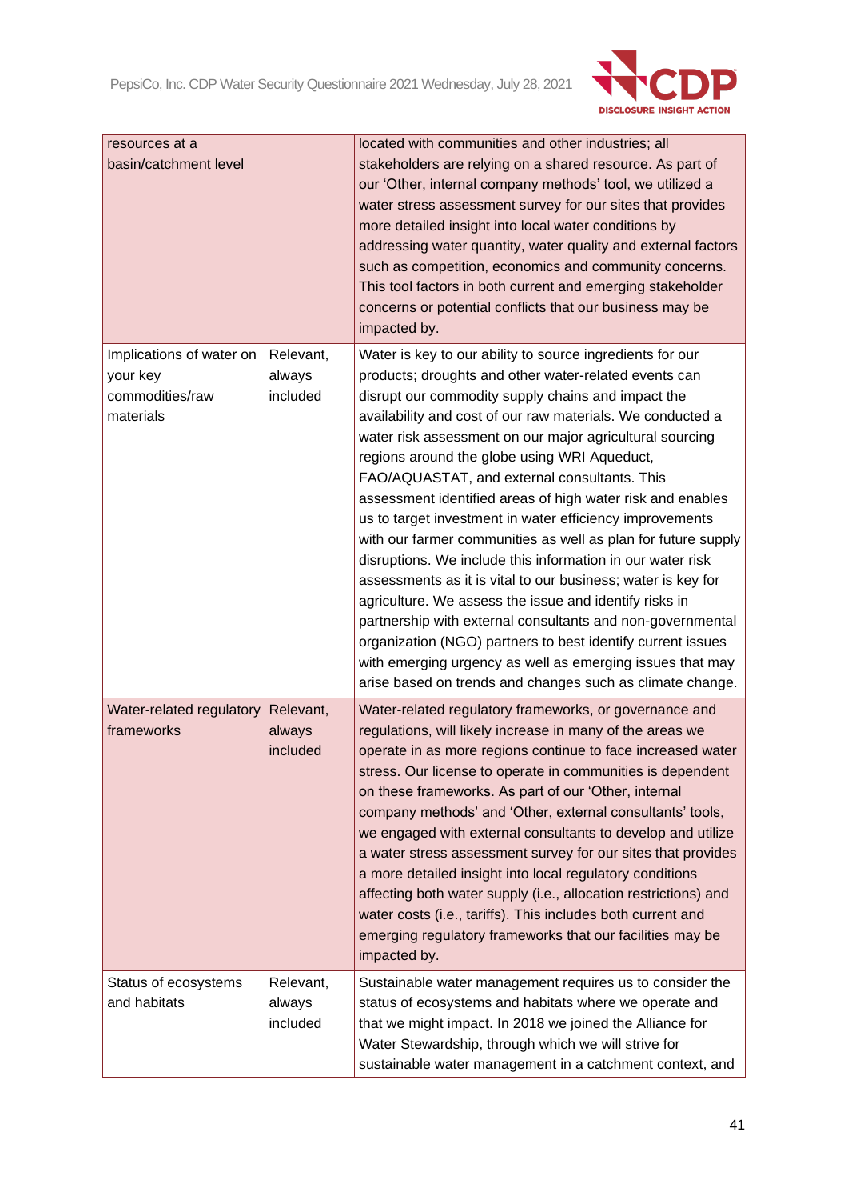| | | |
|---|---|---|
| resources at a basin/catchment level | | located with communities and other industries; all stakeholders are relying on a shared resource. As part of our 'Other, internal company methods' tool, we utilized a water stress assessment survey for our sites that provides more detailed insight into local water conditions by addressing water quantity, water quality and external factors such as competition, economics and community concerns. This tool factors in both current and emerging stakeholder concerns or potential conflicts that our business may be impacted by. |
| Implications of water on your key commodities/raw materials | Relevant, always included | Water is key to our ability to source ingredients for our products; droughts and other water-related events can disrupt our commodity supply chains and impact the availability and cost of our raw materials. We conducted a water risk assessment on our major agricultural sourcing regions around the globe using WRI Aqueduct, FAO/AQUASTAT, and external consultants. This assessment identified areas of high water risk and enables us to target investment in water efficiency improvements with our farmer communities as well as plan for future supply disruptions. We include this information in our water risk assessments as it is vital to our business; water is key for agriculture. We assess the issue and identify risks in partnership with external consultants and non-governmental organization (NGO) partners to best identify current issues with emerging urgency as well as emerging issues that may arise based on trends and changes such as climate change. |
| Water-related regulatory frameworks | Relevant, always included | Water-related regulatory frameworks, or governance and regulations, will likely increase in many of the areas we operate in as more regions continue to face increased water stress. Our license to operate in communities is dependent on these frameworks. As part of our 'Other, internal company methods' and 'Other, external consultants' tools, we engaged with external consultants to develop and utilize a water stress assessment survey for our sites that provides a more detailed insight into local regulatory conditions affecting both water supply (i.e., allocation restrictions) and water costs (i.e., tariffs). This includes both current and emerging regulatory frameworks that our facilities may be impacted by. |
| Status of ecosystems and habitats | Relevant, always included | Sustainable water management requires us to consider the status of ecosystems and habitats where we operate and that we might impact. In 2018 we joined the Alliance for Water Stewardship, through which we will strive for sustainable water management in a catchment context, and |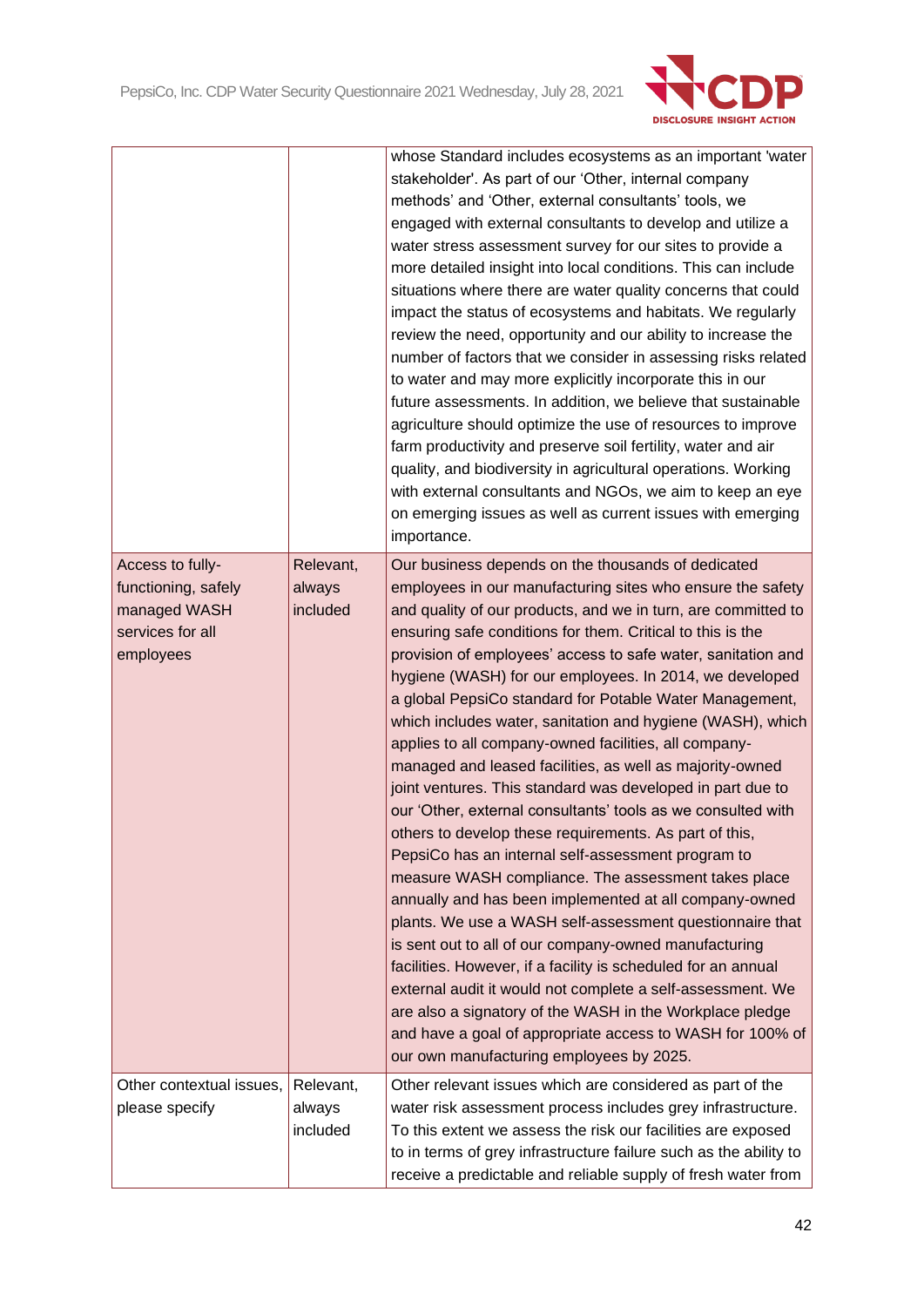| | | |
|---|---|---|
| | | whose Standard includes ecosystems as an important 'water stakeholder'. As part of our 'Other, internal company methods' and 'Other, external consultants' tools, we engaged with external consultants to develop and utilize a water stress assessment survey for our sites to provide a more detailed insight into local conditions. This can include situations where there are water quality concerns that could impact the status of ecosystems and habitats. We regularly review the need, opportunity and our ability to increase the number of factors that we consider in assessing risks related to water and may more explicitly incorporate this in our future assessments. In addition, we believe that sustainable agriculture should optimize the use of resources to improve farm productivity and preserve soil fertility, water and air quality, and biodiversity in agricultural operations. Working with external consultants and NGOs, we aim to keep an eye on emerging issues as well as current issues with emerging importance. |
| Access to fully-functioning, safely managed WASH services for all employees | Relevant, always included | Our business depends on the thousands of dedicated employees in our manufacturing sites who ensure the safety and quality of our products, and we in turn, are committed to ensuring safe conditions for them. Critical to this is the provision of employees' access to safe water, sanitation and hygiene (WASH) for our employees. In 2014, we developed a global PepsiCo standard for Potable Water Management, which includes water, sanitation and hygiene (WASH), which applies to all company-owned facilities, all company-managed and leased facilities, as well as majority-owned joint ventures. This standard was developed in part due to our 'Other, external consultants' tools as we consulted with others to develop these requirements. As part of this, PepsiCo has an internal self-assessment program to measure WASH compliance. The assessment takes place annually and has been implemented at all company-owned plants. We use a WASH self-assessment questionnaire that is sent out to all of our company-owned manufacturing facilities. However, if a facility is scheduled for an annual external audit it would not complete a self-assessment. We are also a signatory of the WASH in the Workplace pledge and have a goal of appropriate access to WASH for 100% of our own manufacturing employees by 2025. |
| Other contextual issues, please specify | Relevant, always included | Other relevant issues which are considered as part of the water risk assessment process includes grey infrastructure. To this extent we assess the risk our facilities are exposed to in terms of grey infrastructure failure such as the ability to receive a predictable and reliable supply of fresh water from |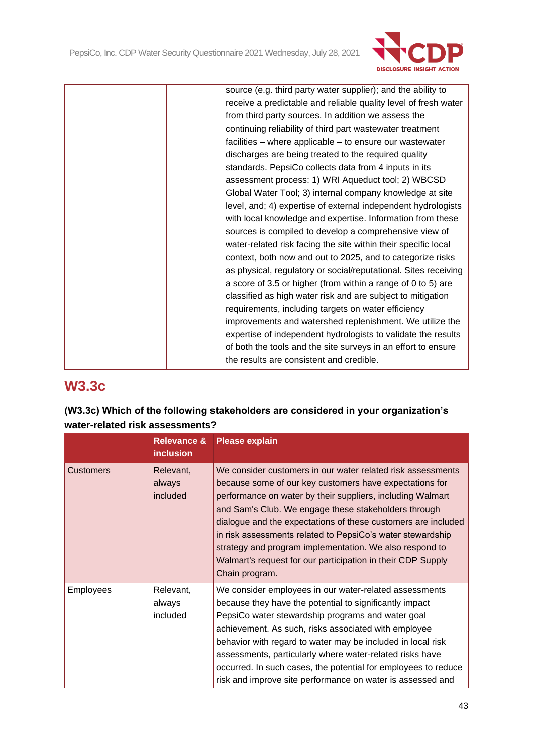| | | source (e.g. third party water supplier); and the ability to receive a predictable and reliable quality level of fresh water from third party sources. In addition we assess the continuing reliability of third part wastewater treatment facilities – where applicable – to ensure our wastewater discharges are being treated to the required quality standards. PepsiCo collects data from 4 inputs in its assessment process: 1) WRI Aqueduct tool; 2) WBCSD Global Water Tool; 3) internal company knowledge at site level, and; 4) expertise of external independent hydrologists with local knowledge and expertise. Information from these sources is compiled to develop a comprehensive view of water-related risk facing the site within their specific local context, both now and out to 2025, and to categorize risks as physical, regulatory or social/reputational. Sites receiving a score of 3.5 or higher (from within a range of 0 to 5) are classified as high water risk and are subject to mitigation requirements, including targets on water efficiency improvements and watershed replenishment. We utilize the expertise of independent hydrologists to validate the results of both the tools and the site surveys in an effort to ensure the results are consistent and credible. |
|---|---|---|

## W3.3c

**(W3.3c) Which of the following stakeholders are considered in your organization's water-related risk assessments?**

| | Relevance & inclusion | Please explain |
|---|---|---|
| Customers | Relevant, always included | We consider customers in our water related risk assessments because some of our key customers have expectations for performance on water by their suppliers, including Walmart and Sam's Club. We engage these stakeholders through dialogue and the expectations of these customers are included in risk assessments related to PepsiCo's water stewardship strategy and program implementation. We also respond to Walmart's request for our participation in their CDP Supply Chain program. |
| Employees | Relevant, always included | We consider employees in our water-related assessments because they have the potential to significantly impact PepsiCo water stewardship programs and water goal achievement. As such, risks associated with employee behavior with regard to water may be included in local risk assessments, particularly where water-related risks have occurred. In such cases, the potential for employees to reduce risk and improve site performance on water is assessed and |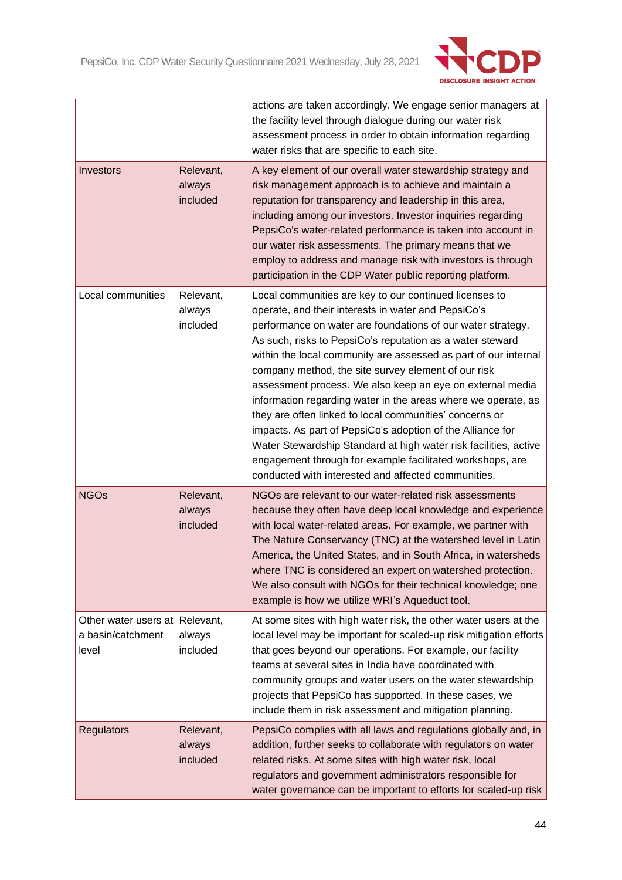| | | |
|---|---|---|
| | | actions are taken accordingly. We engage senior managers at the facility level through dialogue during our water risk assessment process in order to obtain information regarding water risks that are specific to each site. |
| Investors | Relevant, always included | A key element of our overall water stewardship strategy and risk management approach is to achieve and maintain a reputation for transparency and leadership in this area, including among our investors. Investor inquiries regarding PepsiCo's water-related performance is taken into account in our water risk assessments. The primary means that we employ to address and manage risk with investors is through participation in the CDP Water public reporting platform. |
| Local communities | Relevant, always included | Local communities are key to our continued licenses to operate, and their interests in water and PepsiCo's performance on water are foundations of our water strategy. As such, risks to PepsiCo's reputation as a water steward within the local community are assessed as part of our internal company method, the site survey element of our risk assessment process. We also keep an eye on external media information regarding water in the areas where we operate, as they are often linked to local communities' concerns or impacts. As part of PepsiCo's adoption of the Alliance for Water Stewardship Standard at high water risk facilities, active engagement through for example facilitated workshops, are conducted with interested and affected communities. |
| NGOs | Relevant, always included | NGOs are relevant to our water-related risk assessments because they often have deep local knowledge and experience with local water-related areas. For example, we partner with The Nature Conservancy (TNC) at the watershed level in Latin America, the United States, and in South Africa, in watersheds where TNC is considered an expert on watershed protection. We also consult with NGOs for their technical knowledge; one example is how we utilize WRI's Aqueduct tool. |
| Other water users at a basin/catchment level | Relevant, always included | At some sites with high water risk, the other water users at the local level may be important for scaled-up risk mitigation efforts that goes beyond our operations. For example, our facility teams at several sites in India have coordinated with community groups and water users on the water stewardship projects that PepsiCo has supported. In these cases, we include them in risk assessment and mitigation planning. |
| Regulators | Relevant, always included | PepsiCo complies with all laws and regulations globally and, in addition, further seeks to collaborate with regulators on water related risks. At some sites with high water risk, local regulators and government administrators responsible for water governance can be important to efforts for scaled-up risk |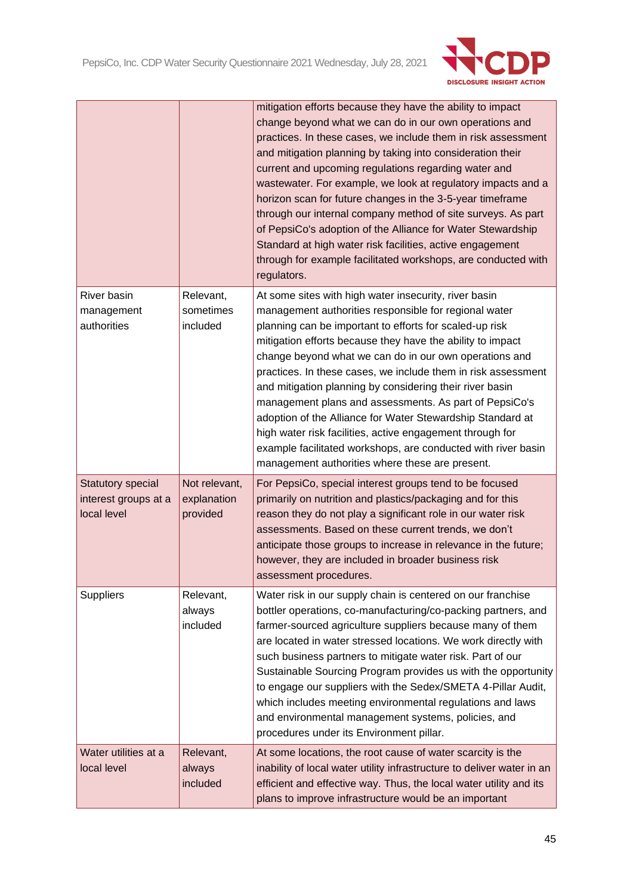| | | |
|---|---|---|
| | | mitigation efforts because they have the ability to impact change beyond what we can do in our own operations and practices. In these cases, we include them in risk assessment and mitigation planning by taking into consideration their current and upcoming regulations regarding water and wastewater. For example, we look at regulatory impacts and a horizon scan for future changes in the 3-5-year timeframe through our internal company method of site surveys. As part of PepsiCo's adoption of the Alliance for Water Stewardship Standard at high water risk facilities, active engagement through for example facilitated workshops, are conducted with regulators. |
| River basin management authorities | Relevant, sometimes included | At some sites with high water insecurity, river basin management authorities responsible for regional water planning can be important to efforts for scaled-up risk mitigation efforts because they have the ability to impact change beyond what we can do in our own operations and practices. In these cases, we include them in risk assessment and mitigation planning by considering their river basin management plans and assessments. As part of PepsiCo's adoption of the Alliance for Water Stewardship Standard at high water risk facilities, active engagement through for example facilitated workshops, are conducted with river basin management authorities where these are present. |
| Statutory special interest groups at a local level | Not relevant, explanation provided | For PepsiCo, special interest groups tend to be focused primarily on nutrition and plastics/packaging and for this reason they do not play a significant role in our water risk assessments. Based on these current trends, we don't anticipate those groups to increase in relevance in the future; however, they are included in broader business risk assessment procedures. |
| Suppliers | Relevant, always included | Water risk in our supply chain is centered on our franchise bottler operations, co-manufacturing/co-packing partners, and farmer-sourced agriculture suppliers because many of them are located in water stressed locations. We work directly with such business partners to mitigate water risk. Part of our Sustainable Sourcing Program provides us with the opportunity to engage our suppliers with the Sedex/SMETA 4-Pillar Audit, which includes meeting environmental regulations and laws and environmental management systems, policies, and procedures under its Environment pillar. |
| Water utilities at a local level | Relevant, always included | At some locations, the root cause of water scarcity is the inability of local water utility infrastructure to deliver water in an efficient and effective way. Thus, the local water utility and its plans to improve infrastructure would be an important |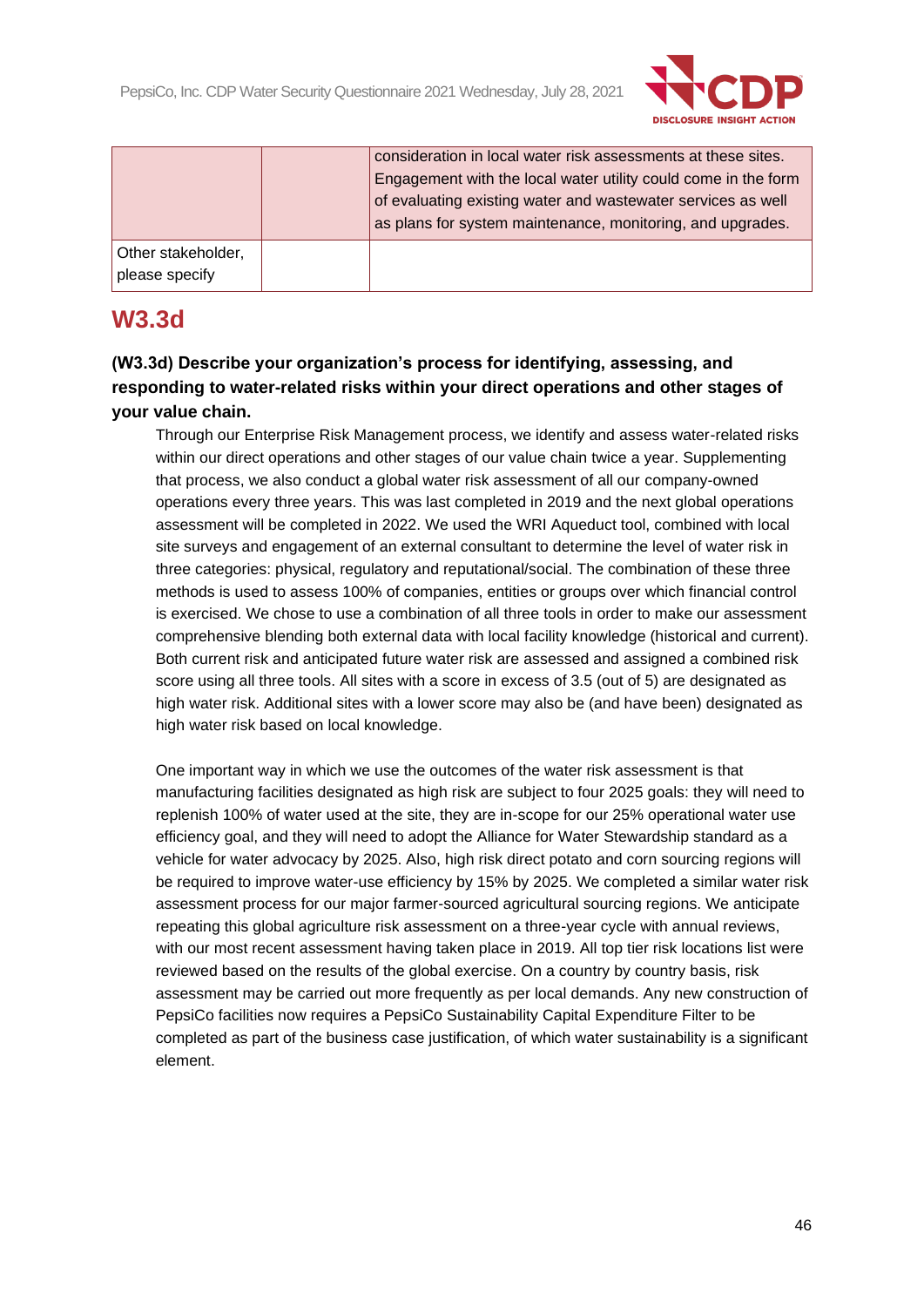| | | |
|---|---|---|
| | | consideration in local water risk assessments at these sites. Engagement with the local water utility could come in the form of evaluating existing water and wastewater services as well as plans for system maintenance, monitoring, and upgrades. |
| Other stakeholder, please specify | | |

# W3.3d

**(W3.3d) Describe your organization's process for identifying, assessing, and responding to water-related risks within your direct operations and other stages of your value chain.**

Through our Enterprise Risk Management process, we identify and assess water-related risks within our direct operations and other stages of our value chain twice a year. Supplementing that process, we also conduct a global water risk assessment of all our company-owned operations every three years. This was last completed in 2019 and the next global operations assessment will be completed in 2022. We used the WRI Aqueduct tool, combined with local site surveys and engagement of an external consultant to determine the level of water risk in three categories: physical, regulatory and reputational/social. The combination of these three methods is used to assess 100% of companies, entities or groups over which financial control is exercised. We chose to use a combination of all three tools in order to make our assessment comprehensive blending both external data with local facility knowledge (historical and current). Both current risk and anticipated future water risk are assessed and assigned a combined risk score using all three tools. All sites with a score in excess of 3.5 (out of 5) are designated as high water risk. Additional sites with a lower score may also be (and have been) designated as high water risk based on local knowledge.

One important way in which we use the outcomes of the water risk assessment is that manufacturing facilities designated as high risk are subject to four 2025 goals: they will need to replenish 100% of water used at the site, they are in-scope for our 25% operational water use efficiency goal, and they will need to adopt the Alliance for Water Stewardship standard as a vehicle for water advocacy by 2025. Also, high risk direct potato and corn sourcing regions will be required to improve water-use efficiency by 15% by 2025. We completed a similar water risk assessment process for our major farmer-sourced agricultural sourcing regions. We anticipate repeating this global agriculture risk assessment on a three-year cycle with annual reviews, with our most recent assessment having taken place in 2019. All top tier risk locations list were reviewed based on the results of the global exercise. On a country by country basis, risk assessment may be carried out more frequently as per local demands. Any new construction of PepsiCo facilities now requires a PepsiCo Sustainability Capital Expenditure Filter to be completed as part of the business case justification, of which water sustainability is a significant element.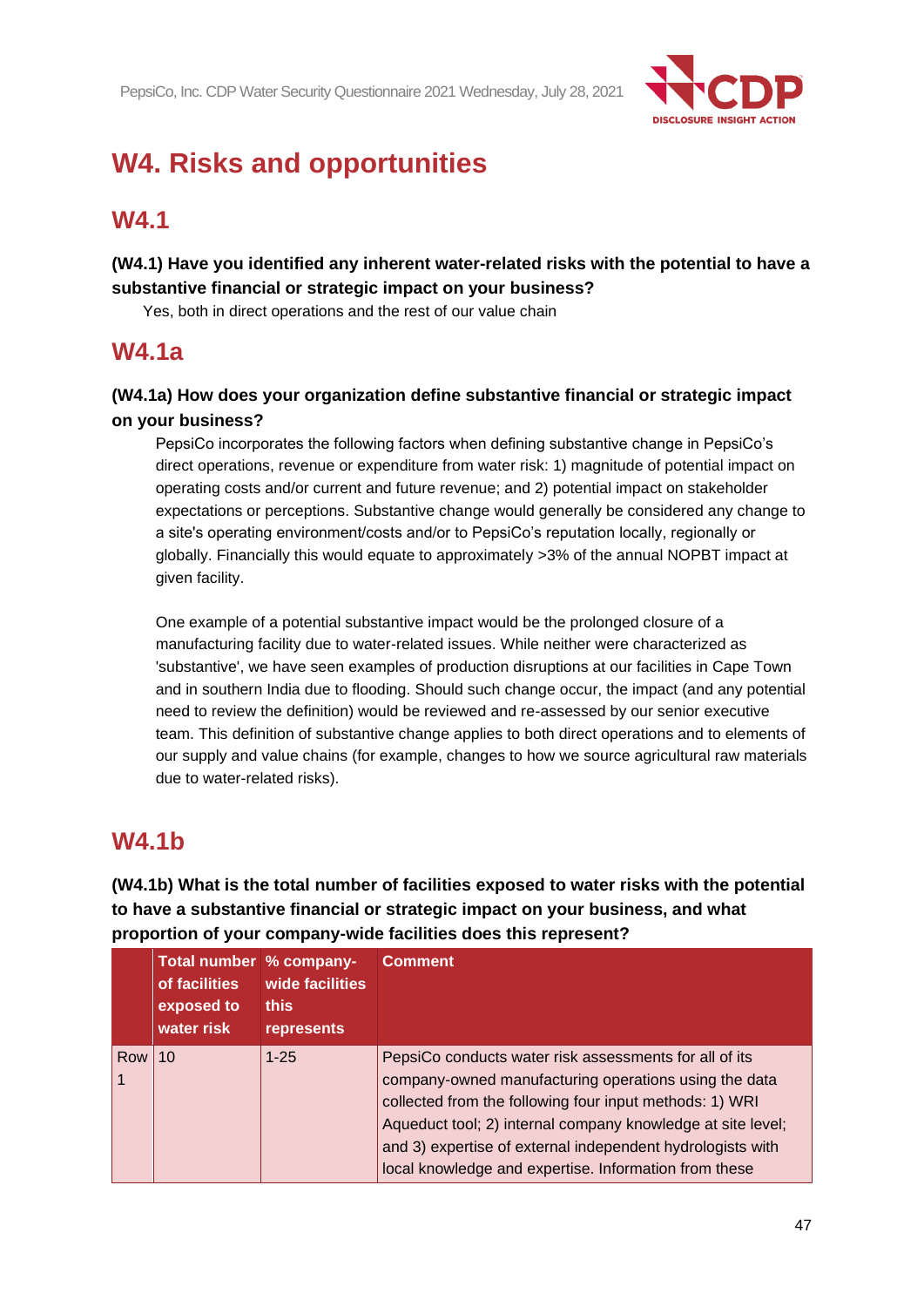# W4. Risks and opportunities

## W4.1

### (W4.1) Have you identified any inherent water-related risks with the potential to have a substantive financial or strategic impact on your business?

Yes, both in direct operations and the rest of our value chain

## W4.1a

### (W4.1a) How does your organization define substantive financial or strategic impact on your business?

PepsiCo incorporates the following factors when defining substantive change in PepsiCo's direct operations, revenue or expenditure from water risk: 1) magnitude of potential impact on operating costs and/or current and future revenue; and 2) potential impact on stakeholder expectations or perceptions. Substantive change would generally be considered any change to a site's operating environment/costs and/or to PepsiCo's reputation locally, regionally or globally. Financially this would equate to approximately >3% of the annual NOPBT impact at given facility.

One example of a potential substantive impact would be the prolonged closure of a manufacturing facility due to water-related issues. While neither were characterized as 'substantive', we have seen examples of production disruptions at our facilities in Cape Town and in southern India due to flooding. Should such change occur, the impact (and any potential need to review the definition) would be reviewed and re-assessed by our senior executive team. This definition of substantive change applies to both direct operations and to elements of our supply and value chains (for example, changes to how we source agricultural raw materials due to water-related risks).

## W4.1b

### (W4.1b) What is the total number of facilities exposed to water risks with the potential to have a substantive financial or strategic impact on your business, and what proportion of your company-wide facilities does this represent?

| | Total number of facilities exposed to water risk | % company-wide facilities this represents | Comment |
|---|---|---|---|
| Row 1 | 10 | 1-25 | PepsiCo conducts water risk assessments for all of its company-owned manufacturing operations using the data collected from the following four input methods: 1) WRI Aqueduct tool; 2) internal company knowledge at site level; and 3) expertise of external independent hydrologists with local knowledge and expertise. Information from these |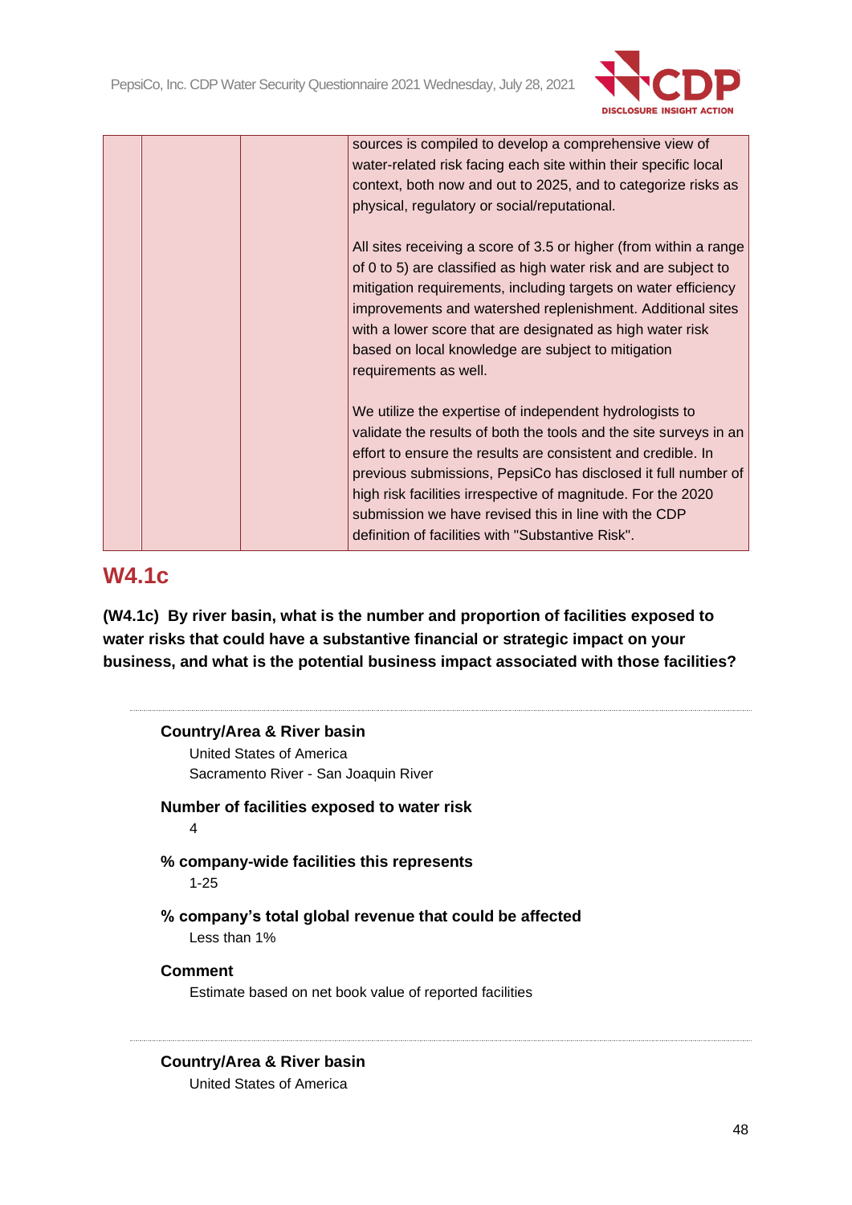| | | | sources is compiled to develop a comprehensive view of water-related risk facing each site within their specific local context, both now and out to 2025, and to categorize risks as physical, regulatory or social/reputational.<br><br>All sites receiving a score of 3.5 or higher (from within a range of 0 to 5) are classified as high water risk and are subject to mitigation requirements, including targets on water efficiency improvements and watershed replenishment. Additional sites with a lower score that are designated as high water risk based on local knowledge are subject to mitigation requirements as well.<br><br>We utilize the expertise of independent hydrologists to validate the results of both the tools and the site surveys in an effort to ensure the results are consistent and credible. In previous submissions, PepsiCo has disclosed it full number of high risk facilities irrespective of magnitude. For the 2020 submission we have revised this in line with the CDP definition of facilities with "Substantive Risk". |
|---|---|---|---|

## W4.1c

**(W4.1c) By river basin, what is the number and proportion of facilities exposed to water risks that could have a substantive financial or strategic impact on your business, and what is the potential business impact associated with those facilities?**

---

**Country/Area & River basin**

United States of America

Sacramento River - San Joaquin River

**Number of facilities exposed to water risk**

4

**% company-wide facilities this represents**

1-25

**% company's total global revenue that could be affected**

Less than 1%

**Comment**

Estimate based on net book value of reported facilities

---

**Country/Area & River basin**

United States of America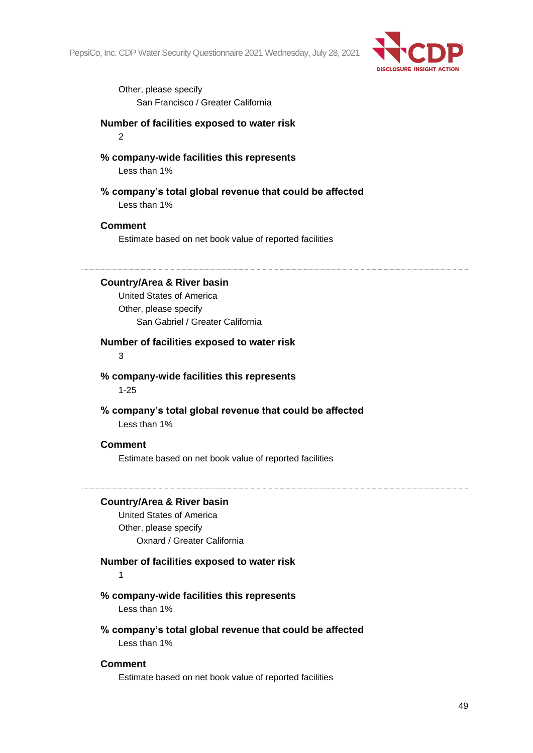Other, please specify

San Francisco / Greater California

**Number of facilities exposed to water risk**

2

**% company-wide facilities this represents**

Less than 1%

**% company's total global revenue that could be affected**

Less than 1%

**Comment**

Estimate based on net book value of reported facilities

---

**Country/Area & River basin**

United States of America

Other, please specify

San Gabriel / Greater California

**Number of facilities exposed to water risk**

3

**% company-wide facilities this represents**

1-25

**% company's total global revenue that could be affected**

Less than 1%

**Comment**

Estimate based on net book value of reported facilities

---

**Country/Area & River basin**

United States of America

Other, please specify

Oxnard / Greater California

**Number of facilities exposed to water risk**

1

**% company-wide facilities this represents**

Less than 1%

**% company's total global revenue that could be affected**

Less than 1%

**Comment**

Estimate based on net book value of reported facilities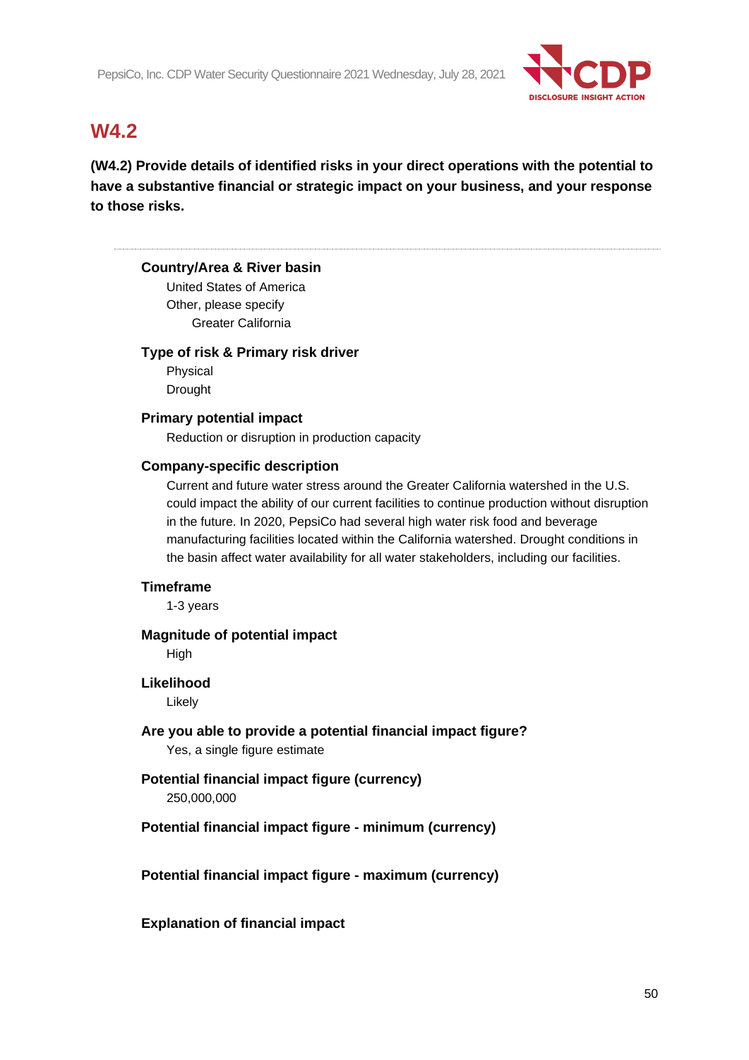## W4.2

**(W4.2) Provide details of identified risks in your direct operations with the potential to have a substantive financial or strategic impact on your business, and your response to those risks.**

---

**Country/Area & River basin**

United States of America

Other, please specify

Greater California

**Type of risk & Primary risk driver**

Physical

Drought

**Primary potential impact**

Reduction or disruption in production capacity

**Company-specific description**

Current and future water stress around the Greater California watershed in the U.S. could impact the ability of our current facilities to continue production without disruption in the future. In 2020, PepsiCo had several high water risk food and beverage manufacturing facilities located within the California watershed. Drought conditions in the basin affect water availability for all water stakeholders, including our facilities.

**Timeframe**

1-3 years

**Magnitude of potential impact**

High

**Likelihood**

Likely

**Are you able to provide a potential financial impact figure?**

Yes, a single figure estimate

**Potential financial impact figure (currency)**

250,000,000

**Potential financial impact figure - minimum (currency)**

**Potential financial impact figure - maximum (currency)**

**Explanation of financial impact**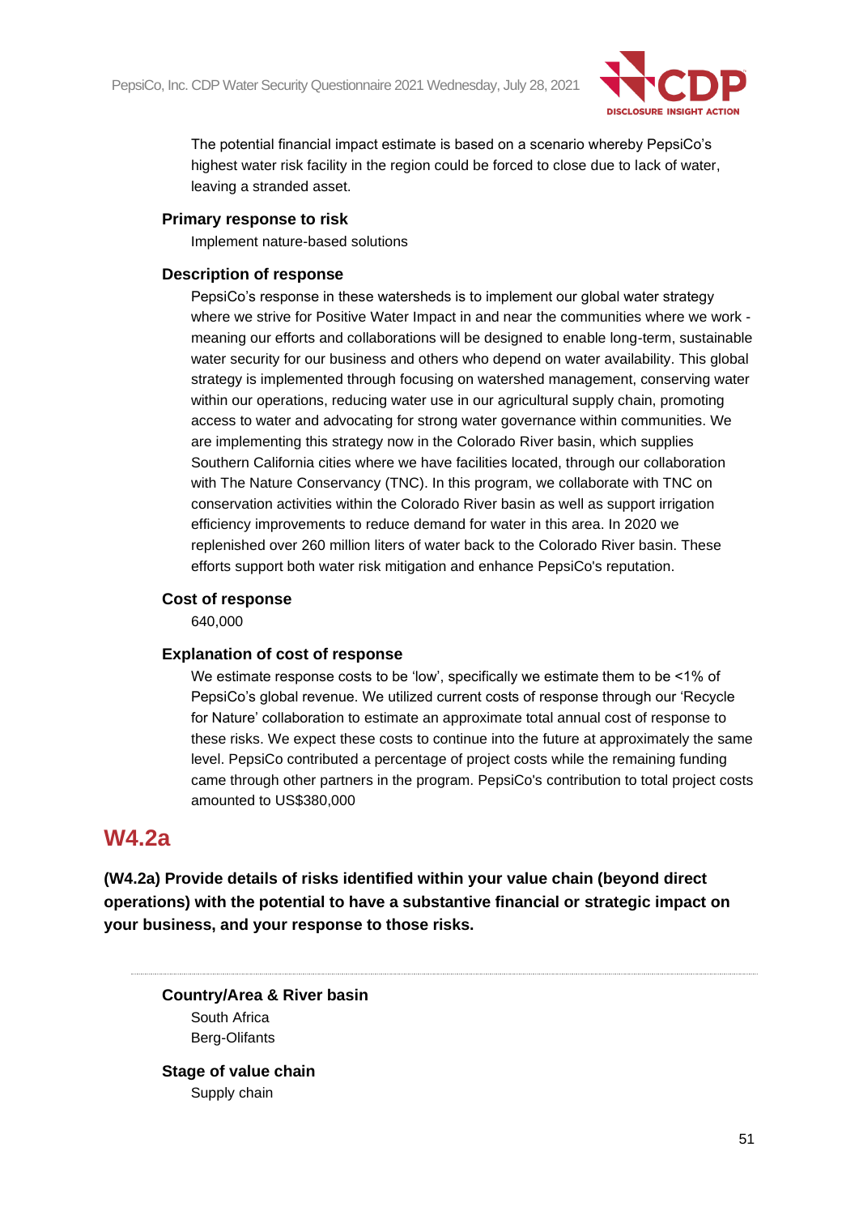The potential financial impact estimate is based on a scenario whereby PepsiCo's highest water risk facility in the region could be forced to close due to lack of water, leaving a stranded asset.

**Primary response to risk**

Implement nature-based solutions

**Description of response**

PepsiCo's response in these watersheds is to implement our global water strategy where we strive for Positive Water Impact in and near the communities where we work - meaning our efforts and collaborations will be designed to enable long-term, sustainable water security for our business and others who depend on water availability. This global strategy is implemented through focusing on watershed management, conserving water within our operations, reducing water use in our agricultural supply chain, promoting access to water and advocating for strong water governance within communities. We are implementing this strategy now in the Colorado River basin, which supplies Southern California cities where we have facilities located, through our collaboration with The Nature Conservancy (TNC). In this program, we collaborate with TNC on conservation activities within the Colorado River basin as well as support irrigation efficiency improvements to reduce demand for water in this area. In 2020 we replenished over 260 million liters of water back to the Colorado River basin. These efforts support both water risk mitigation and enhance PepsiCo's reputation.

**Cost of response**

640,000

**Explanation of cost of response**

We estimate response costs to be 'low', specifically we estimate them to be <1% of PepsiCo's global revenue. We utilized current costs of response through our 'Recycle for Nature' collaboration to estimate an approximate total annual cost of response to these risks. We expect these costs to continue into the future at approximately the same level. PepsiCo contributed a percentage of project costs while the remaining funding came through other partners in the program. PepsiCo's contribution to total project costs amounted to US$380,000

## W4.2a

**(W4.2a) Provide details of risks identified within your value chain (beyond direct operations) with the potential to have a substantive financial or strategic impact on your business, and your response to those risks.**

---

**Country/Area & River basin**

South Africa

Berg-Olifants

**Stage of value chain**

Supply chain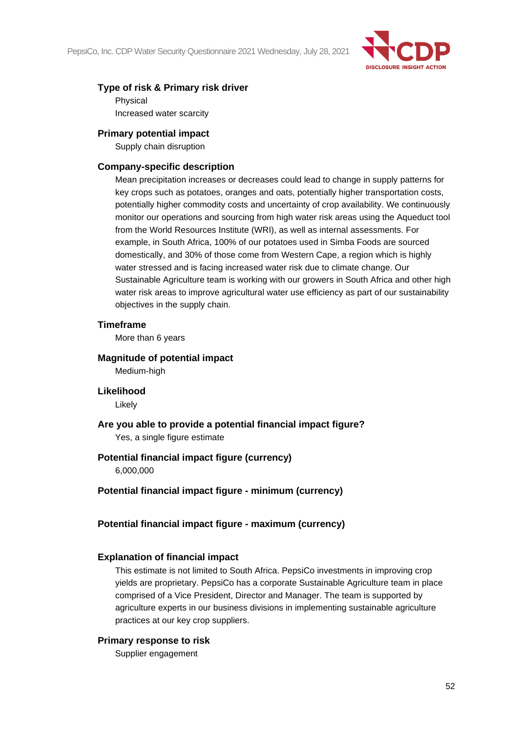#### Type of risk & Primary risk driver

Physical

Increased water scarcity

#### Primary potential impact

Supply chain disruption

#### Company-specific description

Mean precipitation increases or decreases could lead to change in supply patterns for key crops such as potatoes, oranges and oats, potentially higher transportation costs, potentially higher commodity costs and uncertainty of crop availability. We continuously monitor our operations and sourcing from high water risk areas using the Aqueduct tool from the World Resources Institute (WRI), as well as internal assessments. For example, in South Africa, 100% of our potatoes used in Simba Foods are sourced domestically, and 30% of those come from Western Cape, a region which is highly water stressed and is facing increased water risk due to climate change. Our Sustainable Agriculture team is working with our growers in South Africa and other high water risk areas to improve agricultural water use efficiency as part of our sustainability objectives in the supply chain.

#### Timeframe

More than 6 years

#### Magnitude of potential impact

Medium-high

#### Likelihood

Likely

#### Are you able to provide a potential financial impact figure?

Yes, a single figure estimate

#### Potential financial impact figure (currency)

6,000,000

#### Potential financial impact figure - minimum (currency)

#### Potential financial impact figure - maximum (currency)

#### Explanation of financial impact

This estimate is not limited to South Africa. PepsiCo investments in improving crop yields are proprietary. PepsiCo has a corporate Sustainable Agriculture team in place comprised of a Vice President, Director and Manager. The team is supported by agriculture experts in our business divisions in implementing sustainable agriculture practices at our key crop suppliers.

#### Primary response to risk

Supplier engagement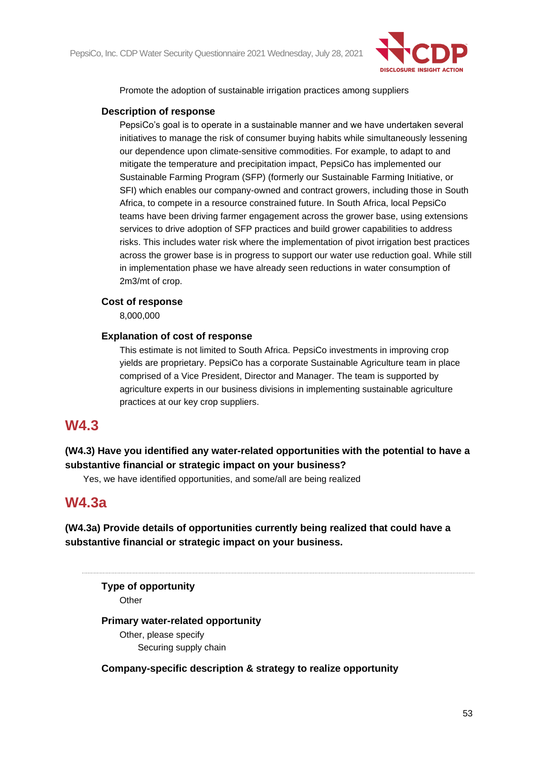Promote the adoption of sustainable irrigation practices among suppliers

**Description of response**

PepsiCo's goal is to operate in a sustainable manner and we have undertaken several initiatives to manage the risk of consumer buying habits while simultaneously lessening our dependence upon climate-sensitive commodities. For example, to adapt to and mitigate the temperature and precipitation impact, PepsiCo has implemented our Sustainable Farming Program (SFP) (formerly our Sustainable Farming Initiative, or SFI) which enables our company-owned and contract growers, including those in South Africa, to compete in a resource constrained future. In South Africa, local PepsiCo teams have been driving farmer engagement across the grower base, using extensions services to drive adoption of SFP practices and build grower capabilities to address risks. This includes water risk where the implementation of pivot irrigation best practices across the grower base is in progress to support our water use reduction goal. While still in implementation phase we have already seen reductions in water consumption of 2m3/mt of crop.

**Cost of response**

8,000,000

**Explanation of cost of response**

This estimate is not limited to South Africa. PepsiCo investments in improving crop yields are proprietary. PepsiCo has a corporate Sustainable Agriculture team in place comprised of a Vice President, Director and Manager. The team is supported by agriculture experts in our business divisions in implementing sustainable agriculture practices at our key crop suppliers.

## W4.3

**(W4.3) Have you identified any water-related opportunities with the potential to have a substantive financial or strategic impact on your business?**

Yes, we have identified opportunities, and some/all are being realized

## W4.3a

**(W4.3a) Provide details of opportunities currently being realized that could have a substantive financial or strategic impact on your business.**

---

**Type of opportunity**

Other

**Primary water-related opportunity**

Other, please specify

Securing supply chain

**Company-specific description & strategy to realize opportunity**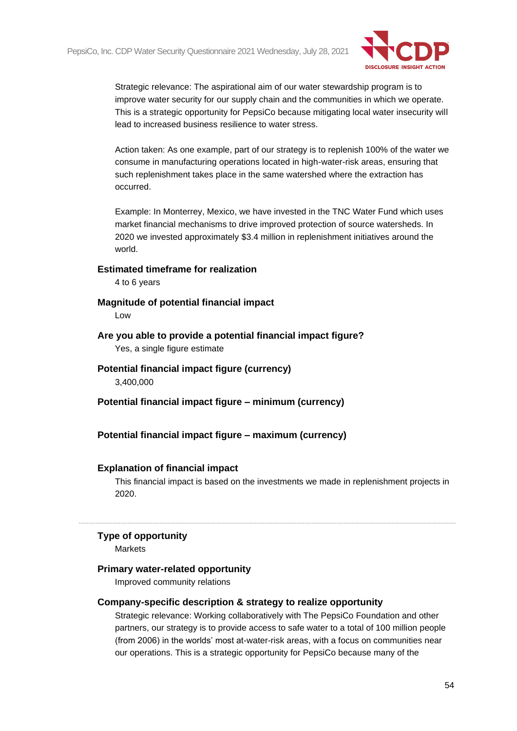Strategic relevance: The aspirational aim of our water stewardship program is to improve water security for our supply chain and the communities in which we operate. This is a strategic opportunity for PepsiCo because mitigating local water insecurity will lead to increased business resilience to water stress.

Action taken: As one example, part of our strategy is to replenish 100% of the water we consume in manufacturing operations located in high-water-risk areas, ensuring that such replenishment takes place in the same watershed where the extraction has occurred.

Example: In Monterrey, Mexico, we have invested in the TNC Water Fund which uses market financial mechanisms to drive improved protection of source watersheds. In 2020 we invested approximately $3.4 million in replenishment initiatives around the world.

**Estimated timeframe for realization**

4 to 6 years

**Magnitude of potential financial impact**

Low

**Are you able to provide a potential financial impact figure?**

Yes, a single figure estimate

**Potential financial impact figure (currency)**

3,400,000

**Potential financial impact figure – minimum (currency)**

**Potential financial impact figure – maximum (currency)**

**Explanation of financial impact**

This financial impact is based on the investments we made in replenishment projects in 2020.

---

**Type of opportunity**

Markets

**Primary water-related opportunity**

Improved community relations

**Company-specific description & strategy to realize opportunity**

Strategic relevance: Working collaboratively with The PepsiCo Foundation and other partners, our strategy is to provide access to safe water to a total of 100 million people (from 2006) in the worlds' most at-water-risk areas, with a focus on communities near our operations. This is a strategic opportunity for PepsiCo because many of the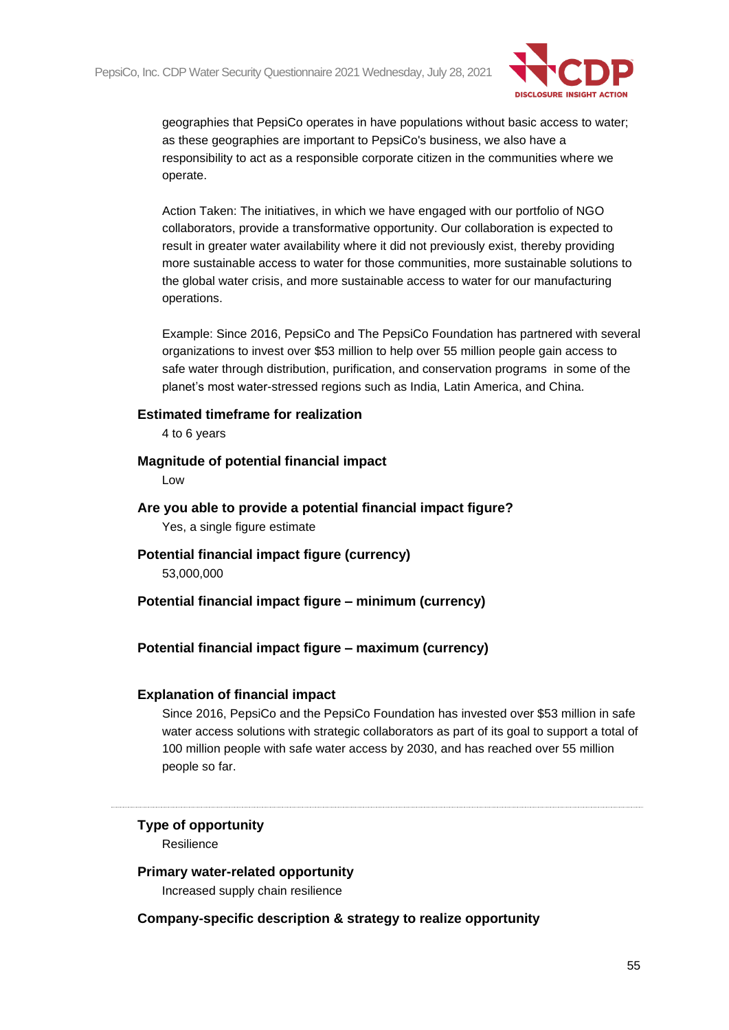geographies that PepsiCo operates in have populations without basic access to water; as these geographies are important to PepsiCo's business, we also have a responsibility to act as a responsible corporate citizen in the communities where we operate.

Action Taken: The initiatives, in which we have engaged with our portfolio of NGO collaborators, provide a transformative opportunity. Our collaboration is expected to result in greater water availability where it did not previously exist, thereby providing more sustainable access to water for those communities, more sustainable solutions to the global water crisis, and more sustainable access to water for our manufacturing operations.

Example: Since 2016, PepsiCo and The PepsiCo Foundation has partnered with several organizations to invest over $53 million to help over 55 million people gain access to safe water through distribution, purification, and conservation programs in some of the planet's most water-stressed regions such as India, Latin America, and China.

**Estimated timeframe for realization**

4 to 6 years

**Magnitude of potential financial impact**

Low

**Are you able to provide a potential financial impact figure?**

Yes, a single figure estimate

**Potential financial impact figure (currency)**

53,000,000

**Potential financial impact figure – minimum (currency)**

**Potential financial impact figure – maximum (currency)**

**Explanation of financial impact**

Since 2016, PepsiCo and the PepsiCo Foundation has invested over $53 million in safe water access solutions with strategic collaborators as part of its goal to support a total of 100 million people with safe water access by 2030, and has reached over 55 million people so far.

---

**Type of opportunity**

Resilience

**Primary water-related opportunity**

Increased supply chain resilience

**Company-specific description & strategy to realize opportunity**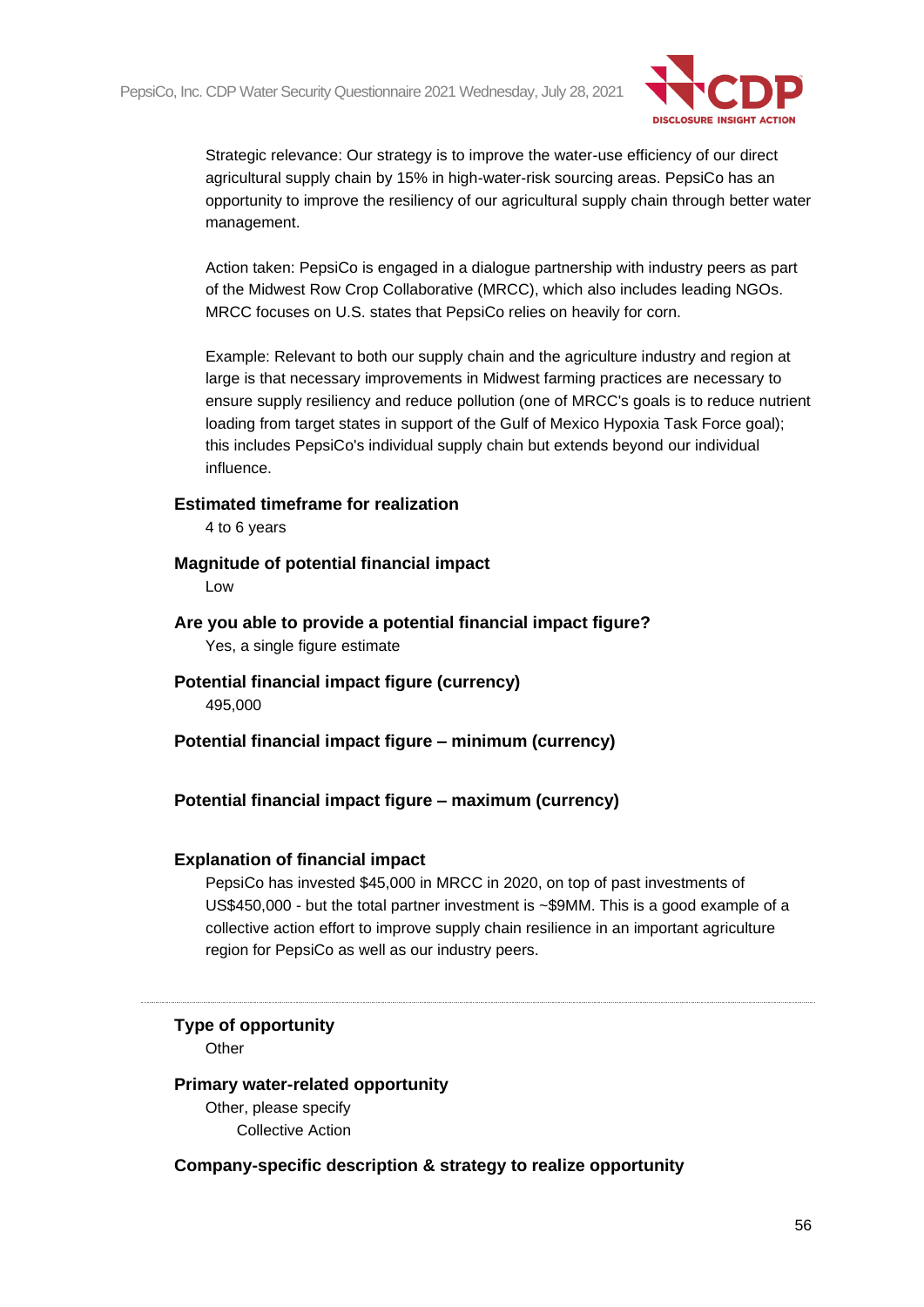Strategic relevance: Our strategy is to improve the water-use efficiency of our direct agricultural supply chain by 15% in high-water-risk sourcing areas. PepsiCo has an opportunity to improve the resiliency of our agricultural supply chain through better water management.

Action taken: PepsiCo is engaged in a dialogue partnership with industry peers as part of the Midwest Row Crop Collaborative (MRCC), which also includes leading NGOs. MRCC focuses on U.S. states that PepsiCo relies on heavily for corn.

Example: Relevant to both our supply chain and the agriculture industry and region at large is that necessary improvements in Midwest farming practices are necessary to ensure supply resiliency and reduce pollution (one of MRCC's goals is to reduce nutrient loading from target states in support of the Gulf of Mexico Hypoxia Task Force goal); this includes PepsiCo's individual supply chain but extends beyond our individual influence.

**Estimated timeframe for realization**

4 to 6 years

**Magnitude of potential financial impact**

Low

**Are you able to provide a potential financial impact figure?**

Yes, a single figure estimate

**Potential financial impact figure (currency)**

495,000

**Potential financial impact figure – minimum (currency)**

**Potential financial impact figure – maximum (currency)**

**Explanation of financial impact**

PepsiCo has invested $45,000 in MRCC in 2020, on top of past investments of US$450,000 - but the total partner investment is ~$9MM. This is a good example of a collective action effort to improve supply chain resilience in an important agriculture region for PepsiCo as well as our industry peers.

---

**Type of opportunity**

Other

**Primary water-related opportunity**

Other, please specify

Collective Action

**Company-specific description & strategy to realize opportunity**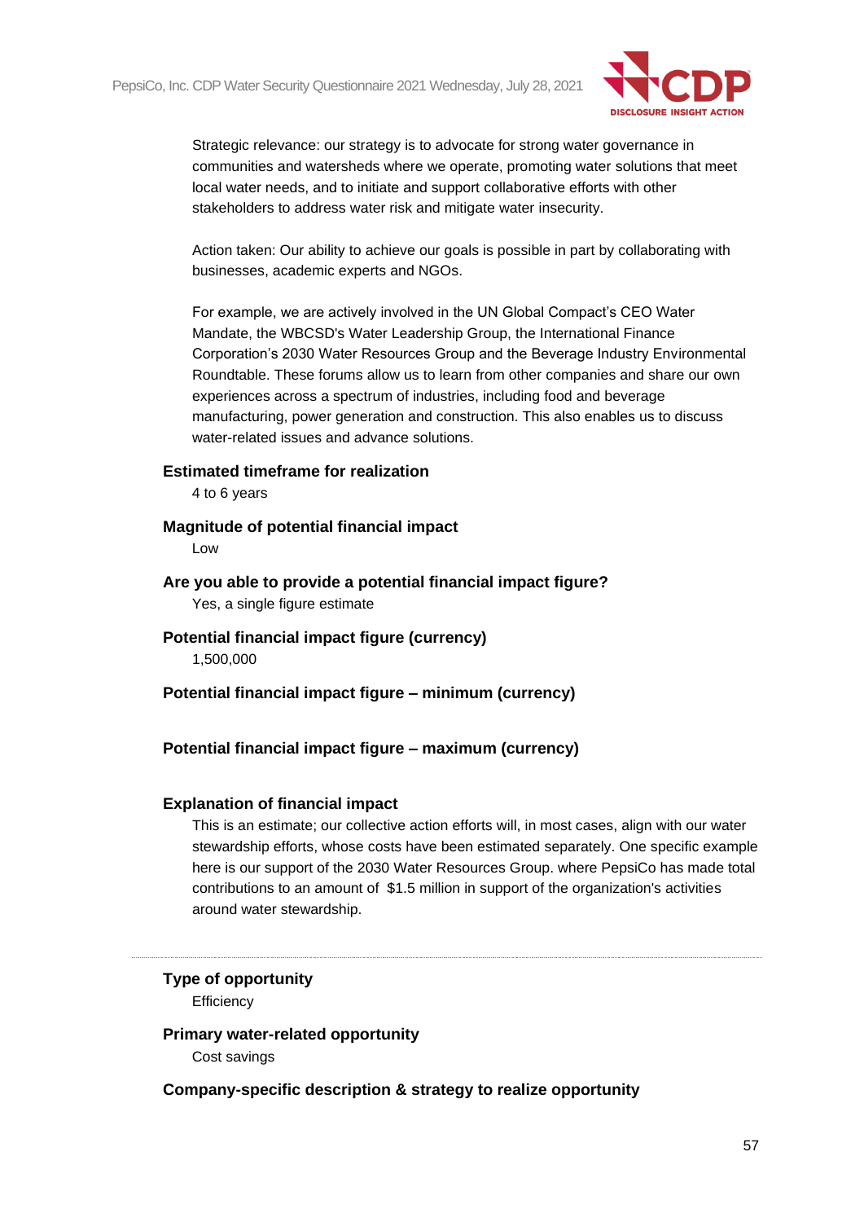Strategic relevance: our strategy is to advocate for strong water governance in communities and watersheds where we operate, promoting water solutions that meet local water needs, and to initiate and support collaborative efforts with other stakeholders to address water risk and mitigate water insecurity.

Action taken: Our ability to achieve our goals is possible in part by collaborating with businesses, academic experts and NGOs.

For example, we are actively involved in the UN Global Compact's CEO Water Mandate, the WBCSD's Water Leadership Group, the International Finance Corporation's 2030 Water Resources Group and the Beverage Industry Environmental Roundtable. These forums allow us to learn from other companies and share our own experiences across a spectrum of industries, including food and beverage manufacturing, power generation and construction. This also enables us to discuss water-related issues and advance solutions.

**Estimated timeframe for realization**

4 to 6 years

**Magnitude of potential financial impact**

Low

**Are you able to provide a potential financial impact figure?**

Yes, a single figure estimate

**Potential financial impact figure (currency)**

1,500,000

**Potential financial impact figure – minimum (currency)**

**Potential financial impact figure – maximum (currency)**

**Explanation of financial impact**

This is an estimate; our collective action efforts will, in most cases, align with our water stewardship efforts, whose costs have been estimated separately. One specific example here is our support of the 2030 Water Resources Group. where PepsiCo has made total contributions to an amount of $1.5 million in support of the organization's activities around water stewardship.

---

**Type of opportunity**

Efficiency

**Primary water-related opportunity**

Cost savings

**Company-specific description & strategy to realize opportunity**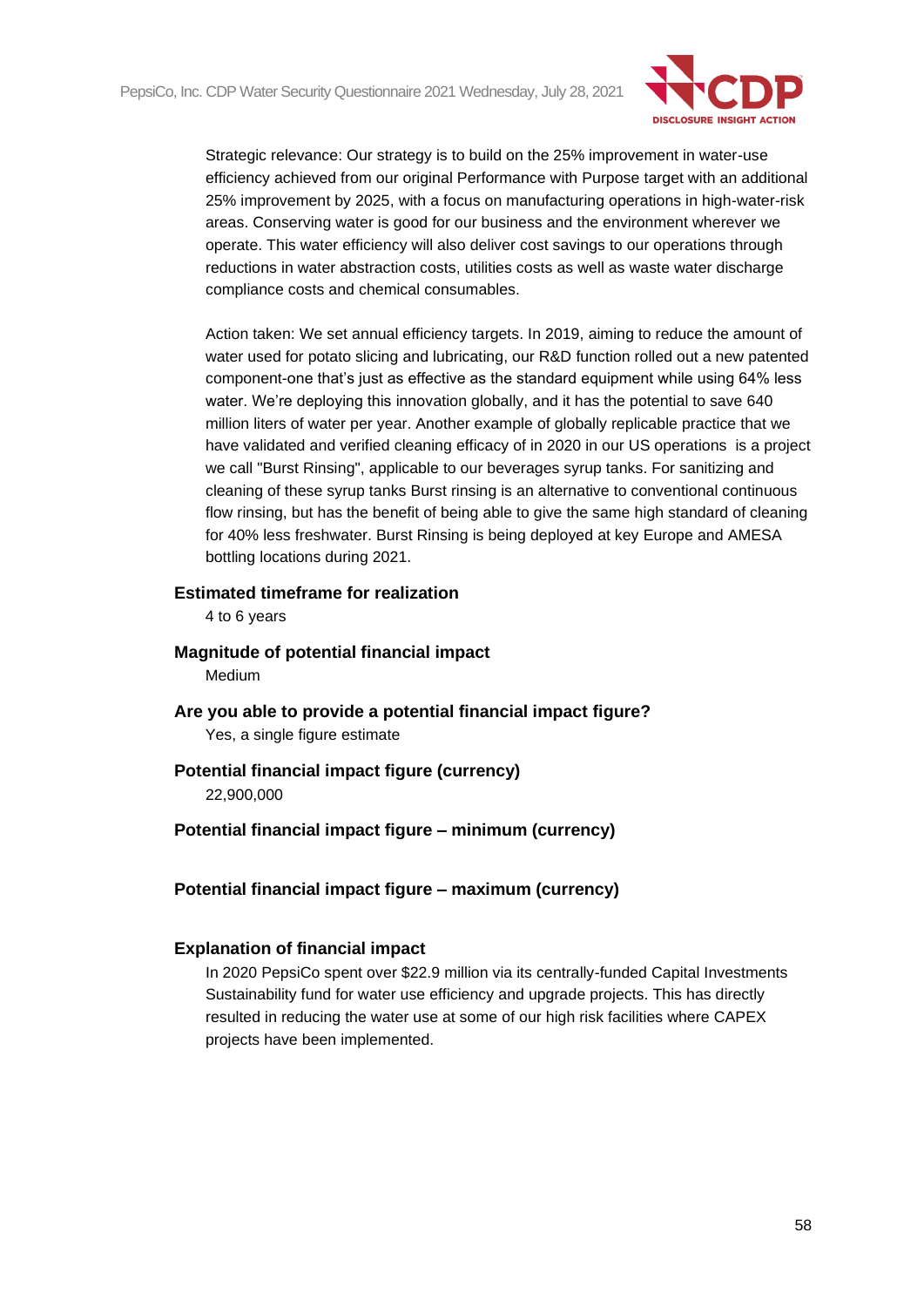Strategic relevance: Our strategy is to build on the 25% improvement in water-use efficiency achieved from our original Performance with Purpose target with an additional 25% improvement by 2025, with a focus on manufacturing operations in high-water-risk areas. Conserving water is good for our business and the environment wherever we operate. This water efficiency will also deliver cost savings to our operations through reductions in water abstraction costs, utilities costs as well as waste water discharge compliance costs and chemical consumables.

Action taken: We set annual efficiency targets. In 2019, aiming to reduce the amount of water used for potato slicing and lubricating, our R&D function rolled out a new patented component-one that's just as effective as the standard equipment while using 64% less water. We're deploying this innovation globally, and it has the potential to save 640 million liters of water per year. Another example of globally replicable practice that we have validated and verified cleaning efficacy of in 2020 in our US operations is a project we call "Burst Rinsing", applicable to our beverages syrup tanks. For sanitizing and cleaning of these syrup tanks Burst rinsing is an alternative to conventional continuous flow rinsing, but has the benefit of being able to give the same high standard of cleaning for 40% less freshwater. Burst Rinsing is being deployed at key Europe and AMESA bottling locations during 2021.

**Estimated timeframe for realization**

4 to 6 years

**Magnitude of potential financial impact**

Medium

**Are you able to provide a potential financial impact figure?**

Yes, a single figure estimate

**Potential financial impact figure (currency)**

22,900,000

**Potential financial impact figure – minimum (currency)**

**Potential financial impact figure – maximum (currency)**

**Explanation of financial impact**

In 2020 PepsiCo spent over $22.9 million via its centrally-funded Capital Investments Sustainability fund for water use efficiency and upgrade projects. This has directly resulted in reducing the water use at some of our high risk facilities where CAPEX projects have been implemented.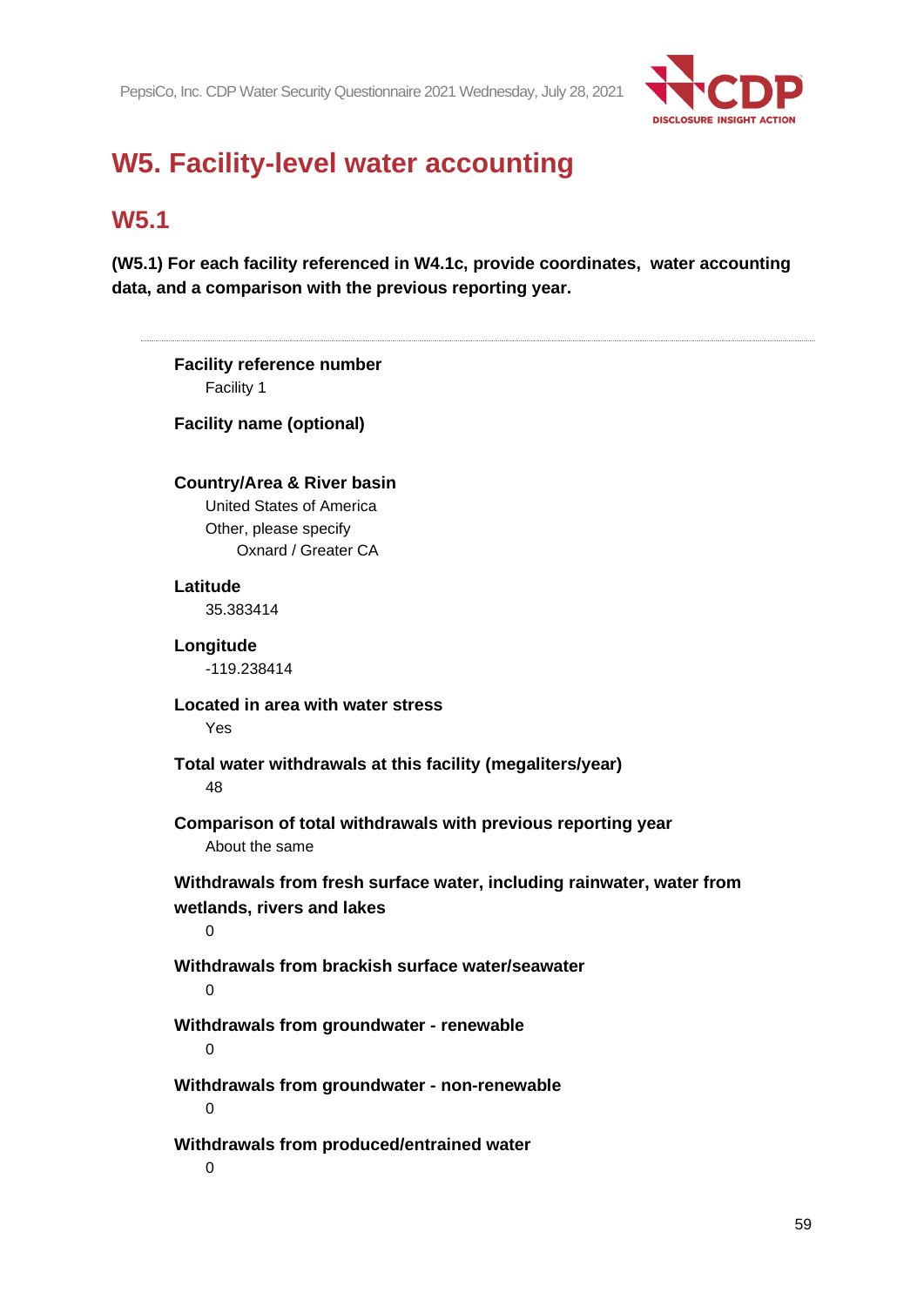# W5. Facility-level water accounting

## W5.1

**(W5.1) For each facility referenced in W4.1c, provide coordinates, water accounting data, and a comparison with the previous reporting year.**

---

**Facility reference number**

Facility 1

**Facility name (optional)**

**Country/Area & River basin**

United States of America

Other, please specify

Oxnard / Greater CA

**Latitude**

35.383414

**Longitude**

-119.238414

**Located in area with water stress**

Yes

**Total water withdrawals at this facility (megaliters/year)**

48

**Comparison of total withdrawals with previous reporting year**

About the same

**Withdrawals from fresh surface water, including rainwater, water from wetlands, rivers and lakes**

0

**Withdrawals from brackish surface water/seawater**

0

**Withdrawals from groundwater - renewable**

0

**Withdrawals from groundwater - non-renewable**

0

**Withdrawals from produced/entrained water**

0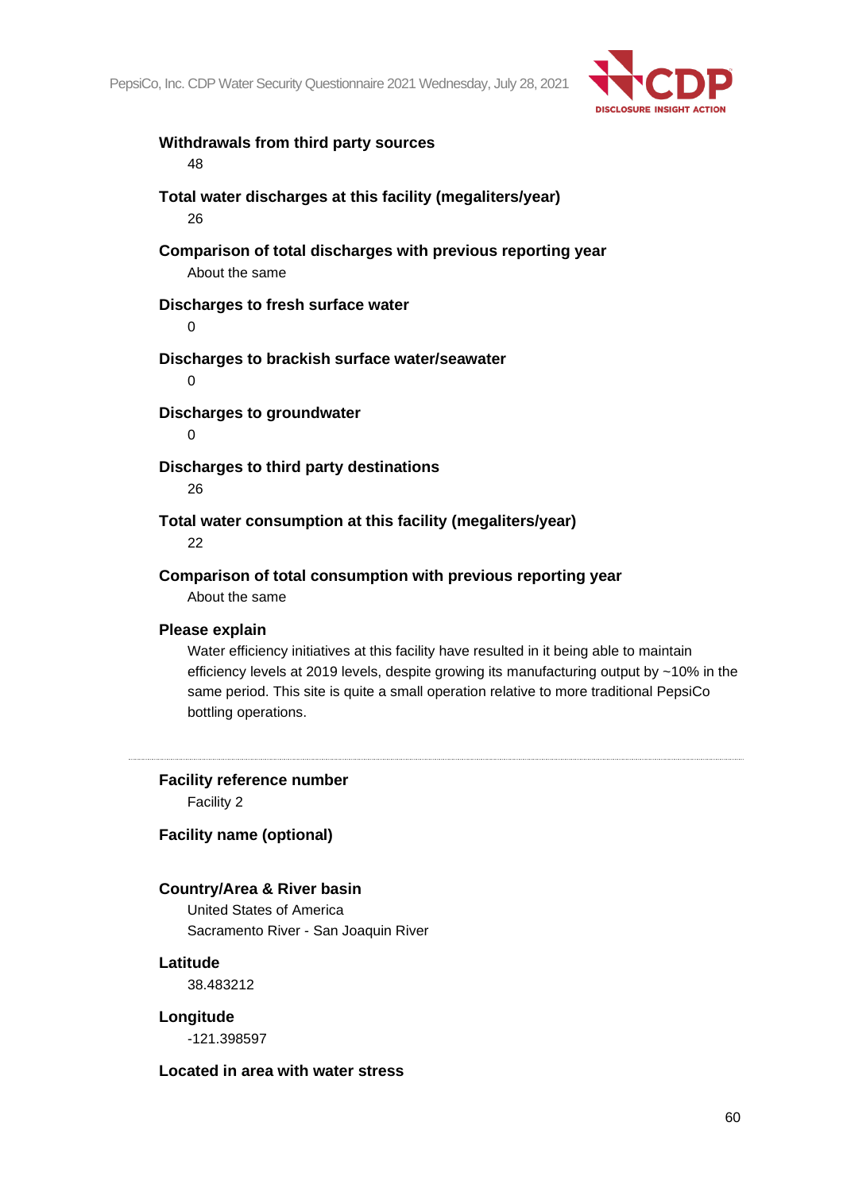**Withdrawals from third party sources**

48

**Total water discharges at this facility (megaliters/year)**

26

**Comparison of total discharges with previous reporting year**

About the same

**Discharges to fresh surface water**

0

**Discharges to brackish surface water/seawater**

0

**Discharges to groundwater**

0

**Discharges to third party destinations**

26

**Total water consumption at this facility (megaliters/year)**

22

**Comparison of total consumption with previous reporting year**

About the same

**Please explain**

Water efficiency initiatives at this facility have resulted in it being able to maintain efficiency levels at 2019 levels, despite growing its manufacturing output by ~10% in the same period. This site is quite a small operation relative to more traditional PepsiCo bottling operations.

---

**Facility reference number**

Facility 2

**Facility name (optional)**

**Country/Area & River basin**

United States of America

Sacramento River - San Joaquin River

**Latitude**

38.483212

**Longitude**

-121.398597

**Located in area with water stress**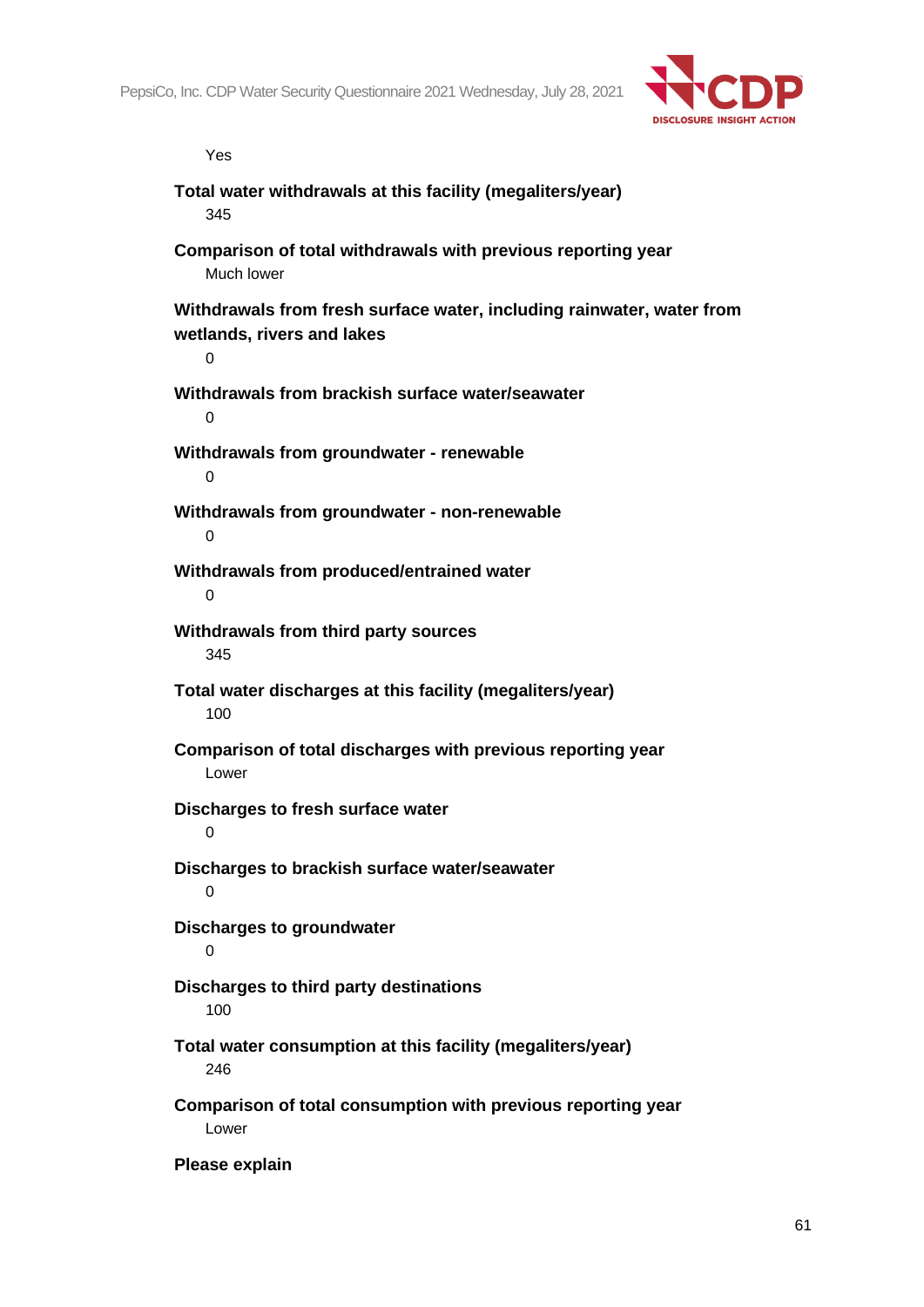Yes

**Total water withdrawals at this facility (megaliters/year)**
345

**Comparison of total withdrawals with previous reporting year**
Much lower

**Withdrawals from fresh surface water, including rainwater, water from wetlands, rivers and lakes**
0

**Withdrawals from brackish surface water/seawater**
0

**Withdrawals from groundwater - renewable**
0

**Withdrawals from groundwater - non-renewable**
0

**Withdrawals from produced/entrained water**
0

**Withdrawals from third party sources**
345

**Total water discharges at this facility (megaliters/year)**
100

**Comparison of total discharges with previous reporting year**
Lower

**Discharges to fresh surface water**
0

**Discharges to brackish surface water/seawater**
0

**Discharges to groundwater**
0

**Discharges to third party destinations**
100

**Total water consumption at this facility (megaliters/year)**
246

**Comparison of total consumption with previous reporting year**
Lower

**Please explain**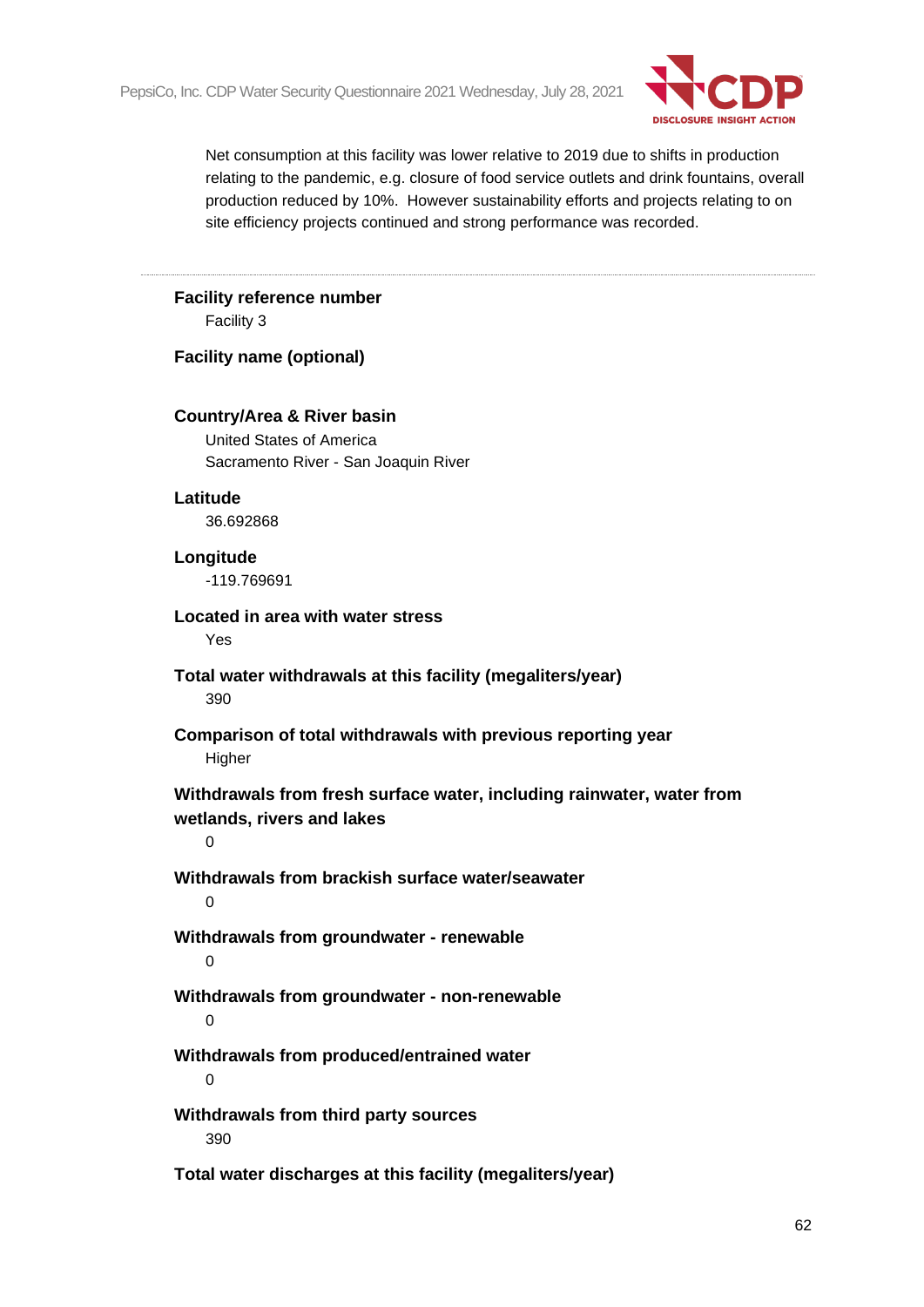Net consumption at this facility was lower relative to 2019 due to shifts in production relating to the pandemic, e.g. closure of food service outlets and drink fountains, overall production reduced by 10%. However sustainability efforts and projects relating to on site efficiency projects continued and strong performance was recorded.

---

**Facility reference number**

Facility 3

**Facility name (optional)**

**Country/Area & River basin**

United States of America

Sacramento River - San Joaquin River

**Latitude**

36.692868

**Longitude**

-119.769691

**Located in area with water stress**

Yes

**Total water withdrawals at this facility (megaliters/year)**

390

**Comparison of total withdrawals with previous reporting year**

Higher

**Withdrawals from fresh surface water, including rainwater, water from wetlands, rivers and lakes**

0

**Withdrawals from brackish surface water/seawater**

0

**Withdrawals from groundwater - renewable**

0

**Withdrawals from groundwater - non-renewable**

0

**Withdrawals from produced/entrained water**

0

**Withdrawals from third party sources**

390

**Total water discharges at this facility (megaliters/year)**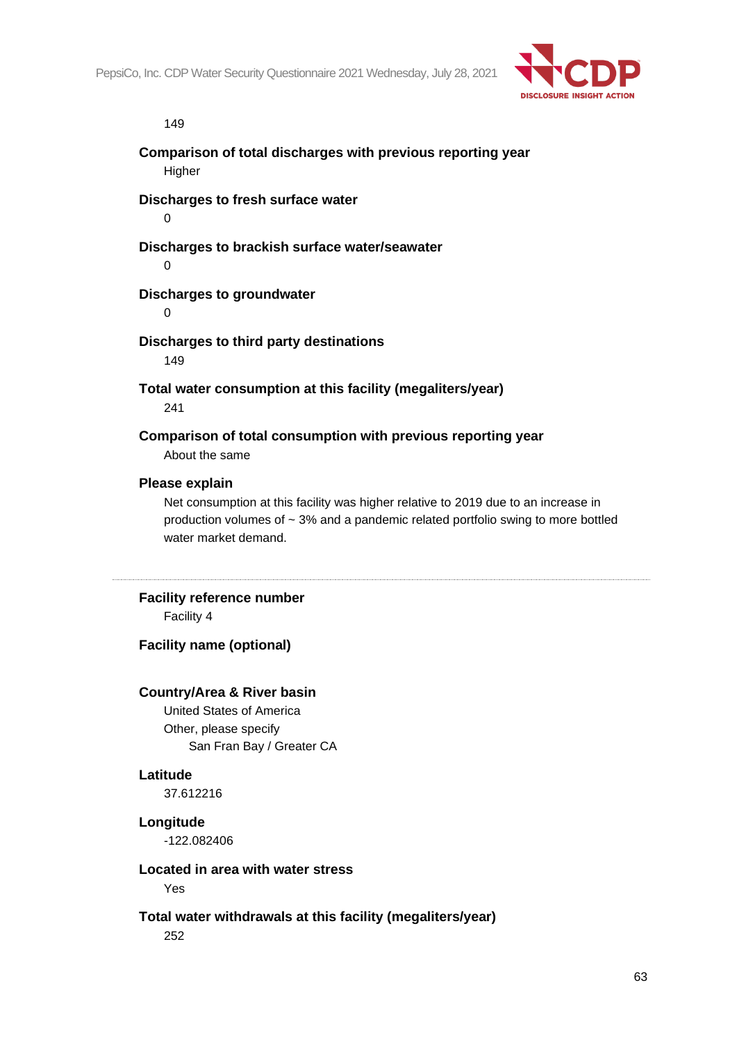149

**Comparison of total discharges with previous reporting year**

Higher

**Discharges to fresh surface water**

0

**Discharges to brackish surface water/seawater**

0

**Discharges to groundwater**

0

**Discharges to third party destinations**

149

**Total water consumption at this facility (megaliters/year)**

241

**Comparison of total consumption with previous reporting year**

About the same

**Please explain**

Net consumption at this facility was higher relative to 2019 due to an increase in production volumes of ~ 3% and a pandemic related portfolio swing to more bottled water market demand.

---

**Facility reference number**

Facility 4

**Facility name (optional)**

**Country/Area & River basin**

United States of America

Other, please specify

San Fran Bay / Greater CA

**Latitude**

37.612216

**Longitude**

-122.082406

**Located in area with water stress**

Yes

**Total water withdrawals at this facility (megaliters/year)**

252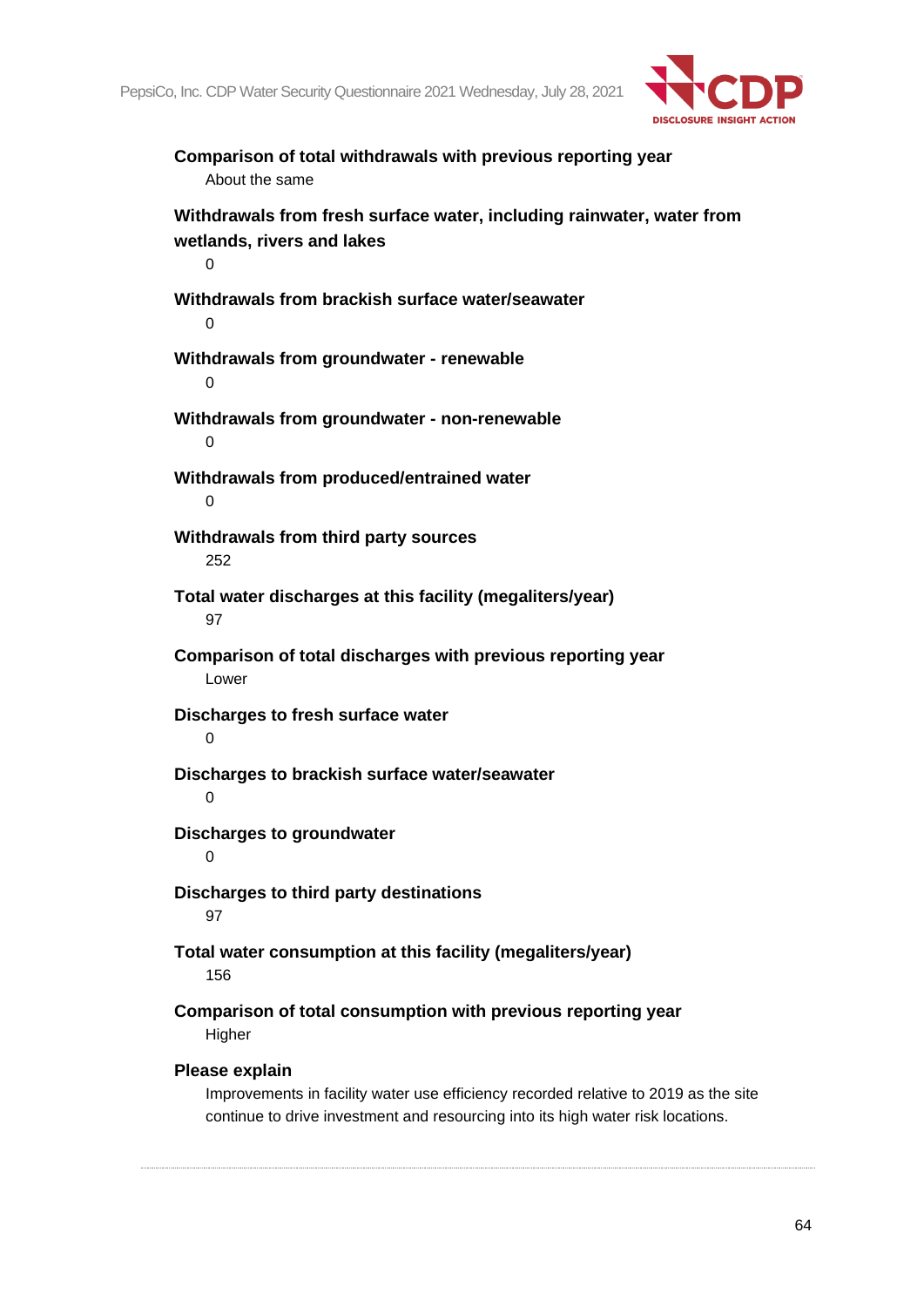**Comparison of total withdrawals with previous reporting year**

About the same

**Withdrawals from fresh surface water, including rainwater, water from wetlands, rivers and lakes**

0

**Withdrawals from brackish surface water/seawater**

0

**Withdrawals from groundwater - renewable**

0

**Withdrawals from groundwater - non-renewable**

0

**Withdrawals from produced/entrained water**

0

**Withdrawals from third party sources**

252

**Total water discharges at this facility (megaliters/year)**

97

**Comparison of total discharges with previous reporting year**

Lower

**Discharges to fresh surface water**

0

**Discharges to brackish surface water/seawater**

0

**Discharges to groundwater**

0

**Discharges to third party destinations**

97

**Total water consumption at this facility (megaliters/year)**

156

**Comparison of total consumption with previous reporting year**

Higher

**Please explain**

Improvements in facility water use efficiency recorded relative to 2019 as the site continue to drive investment and resourcing into its high water risk locations.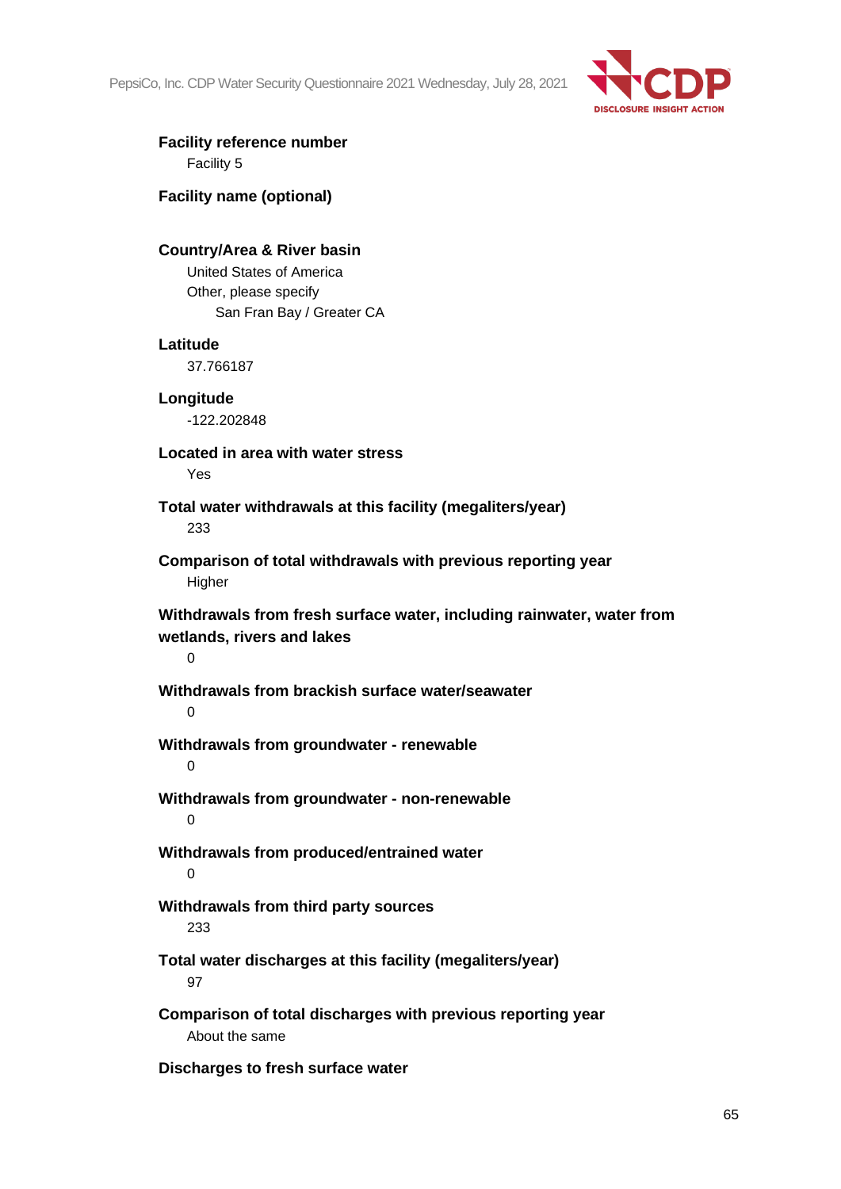**Facility reference number**

Facility 5

**Facility name (optional)**

**Country/Area & River basin**

United States of America

Other, please specify

San Fran Bay / Greater CA

**Latitude**

37.766187

**Longitude**

-122.202848

**Located in area with water stress**

Yes

**Total water withdrawals at this facility (megaliters/year)**

233

**Comparison of total withdrawals with previous reporting year**

Higher

**Withdrawals from fresh surface water, including rainwater, water from wetlands, rivers and lakes**

0

**Withdrawals from brackish surface water/seawater**

0

**Withdrawals from groundwater - renewable**

0

**Withdrawals from groundwater - non-renewable**

0

**Withdrawals from produced/entrained water**

0

**Withdrawals from third party sources**

233

**Total water discharges at this facility (megaliters/year)**

97

**Comparison of total discharges with previous reporting year**

About the same

**Discharges to fresh surface water**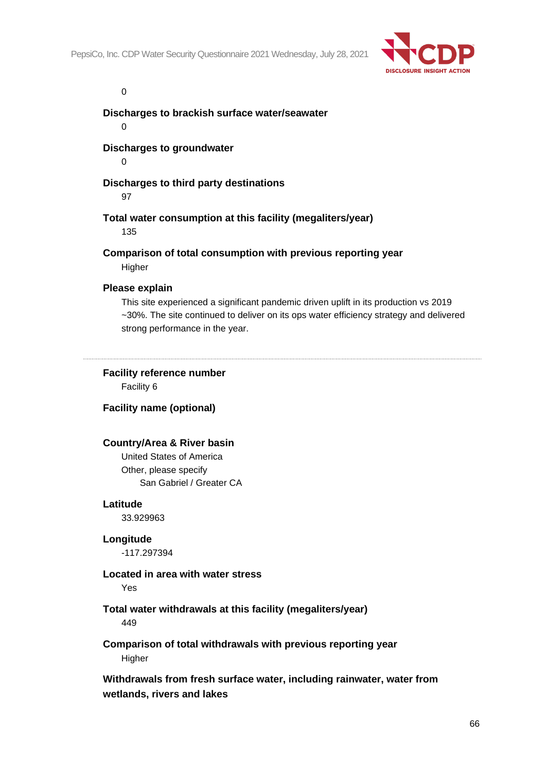0

**Discharges to brackish surface water/seawater**

0

**Discharges to groundwater**

0

**Discharges to third party destinations**

97

**Total water consumption at this facility (megaliters/year)**

135

**Comparison of total consumption with previous reporting year**

Higher

**Please explain**

This site experienced a significant pandemic driven uplift in its production vs 2019 ~30%. The site continued to deliver on its ops water efficiency strategy and delivered strong performance in the year.

---

**Facility reference number**

Facility 6

**Facility name (optional)**

**Country/Area & River basin**

United States of America

Other, please specify

San Gabriel / Greater CA

**Latitude**

33.929963

**Longitude**

-117.297394

**Located in area with water stress**

Yes

**Total water withdrawals at this facility (megaliters/year)**

449

**Comparison of total withdrawals with previous reporting year**

Higher

**Withdrawals from fresh surface water, including rainwater, water from wetlands, rivers and lakes**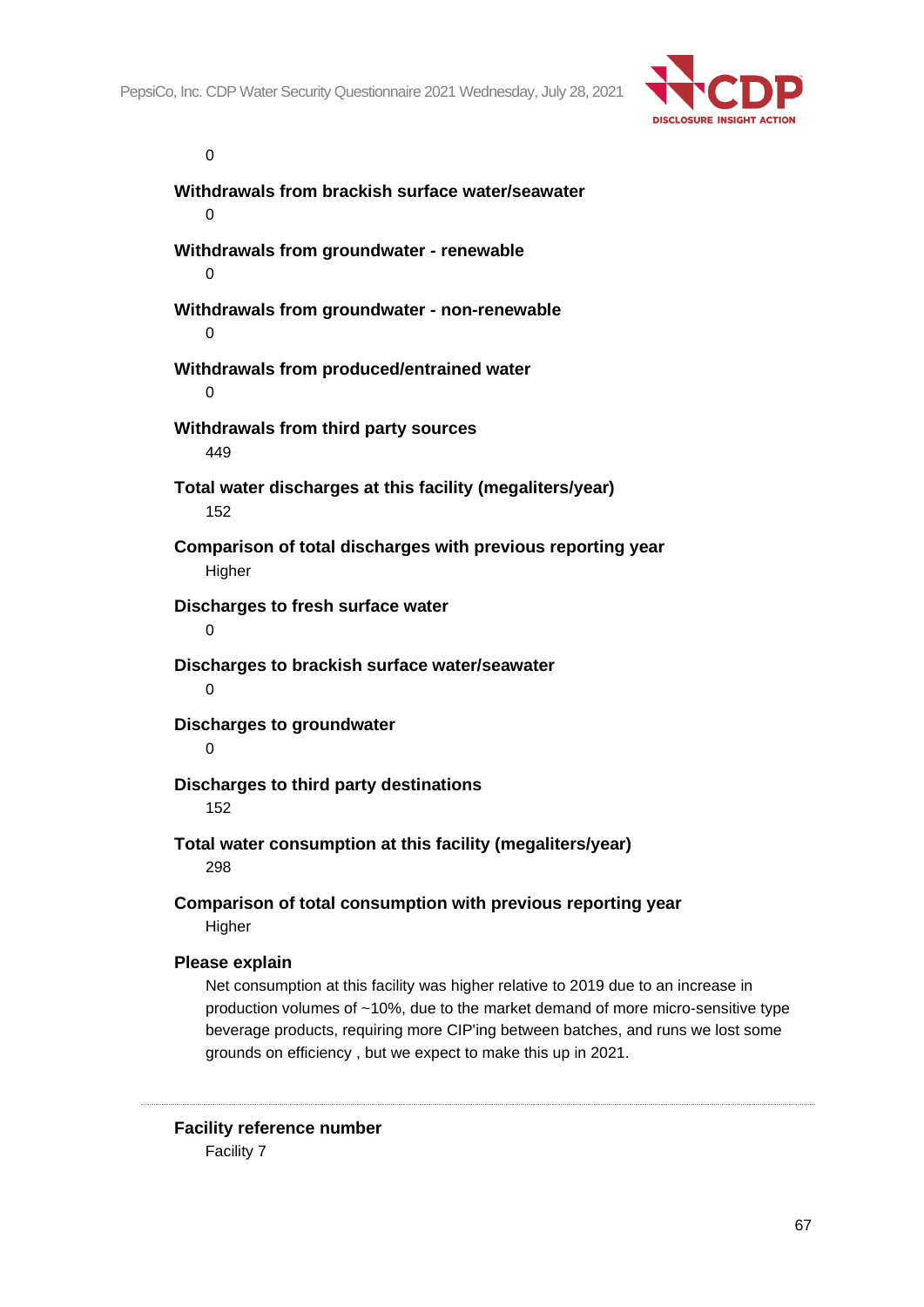0

**Withdrawals from brackish surface water/seawater**

0

**Withdrawals from groundwater - renewable**

0

**Withdrawals from groundwater - non-renewable**

0

**Withdrawals from produced/entrained water**

0

**Withdrawals from third party sources**

449

**Total water discharges at this facility (megaliters/year)**

152

**Comparison of total discharges with previous reporting year**

Higher

**Discharges to fresh surface water**

0

**Discharges to brackish surface water/seawater**

0

**Discharges to groundwater**

0

**Discharges to third party destinations**

152

**Total water consumption at this facility (megaliters/year)**

298

**Comparison of total consumption with previous reporting year**

Higher

**Please explain**

Net consumption at this facility was higher relative to 2019 due to an increase in production volumes of ~10%, due to the market demand of more micro-sensitive type beverage products, requiring more CIP'ing between batches, and runs we lost some grounds on efficiency , but we expect to make this up in 2021.

---

**Facility reference number**

Facility 7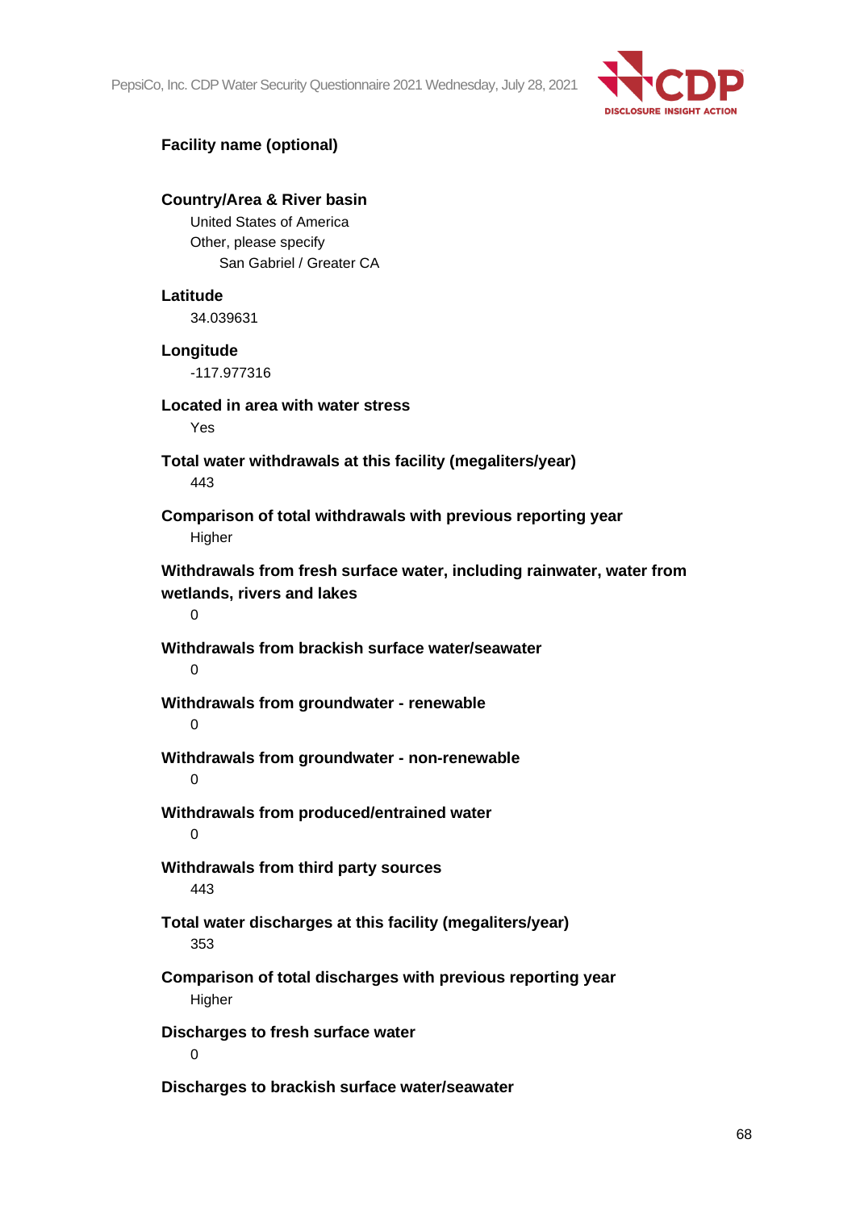**Facility name (optional)**

**Country/Area & River basin**

United States of America

Other, please specify

San Gabriel / Greater CA

**Latitude**

34.039631

**Longitude**

-117.977316

**Located in area with water stress**

Yes

**Total water withdrawals at this facility (megaliters/year)**

443

**Comparison of total withdrawals with previous reporting year**

Higher

**Withdrawals from fresh surface water, including rainwater, water from wetlands, rivers and lakes**

0

**Withdrawals from brackish surface water/seawater**

0

**Withdrawals from groundwater - renewable**

0

**Withdrawals from groundwater - non-renewable**

0

**Withdrawals from produced/entrained water**

0

**Withdrawals from third party sources**

443

**Total water discharges at this facility (megaliters/year)**

353

**Comparison of total discharges with previous reporting year**

Higher

**Discharges to fresh surface water**

0

**Discharges to brackish surface water/seawater**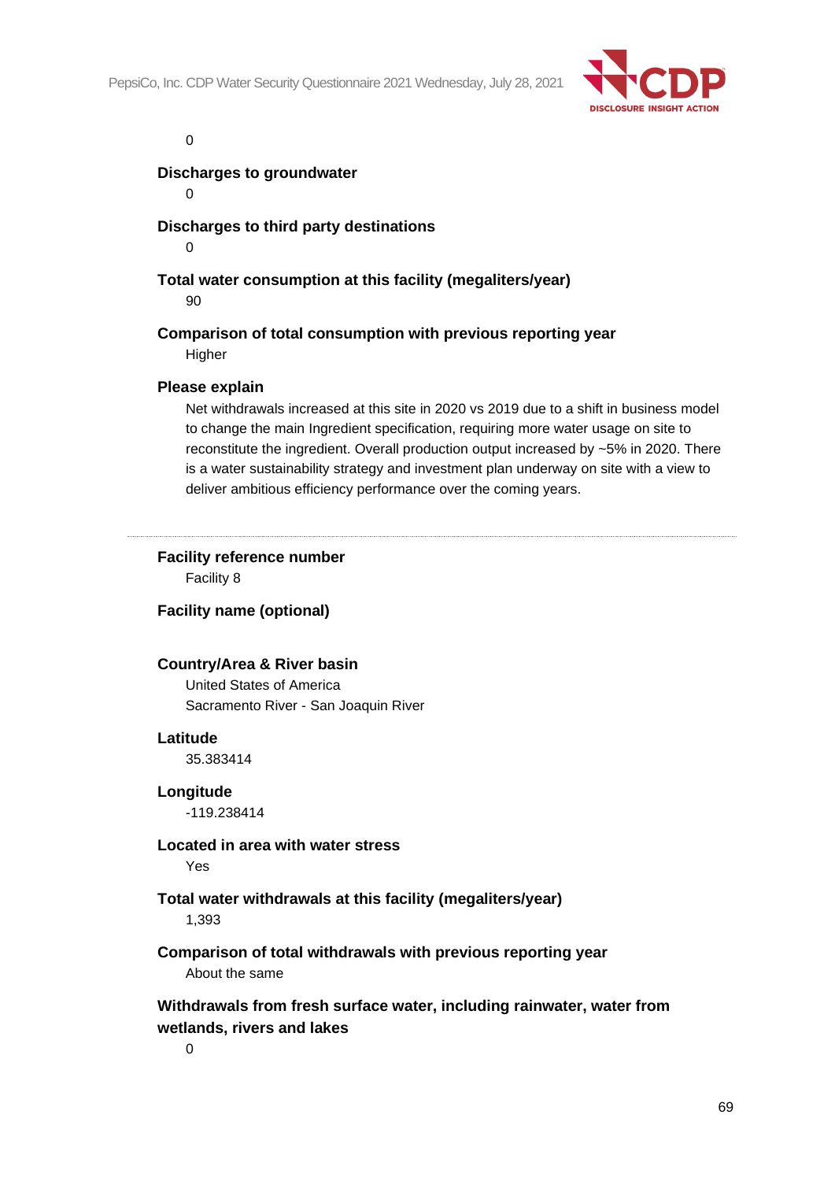0

**Discharges to groundwater**

0

**Discharges to third party destinations**

0

**Total water consumption at this facility (megaliters/year)**

90

**Comparison of total consumption with previous reporting year**

Higher

**Please explain**

Net withdrawals increased at this site in 2020 vs 2019 due to a shift in business model to change the main Ingredient specification, requiring more water usage on site to reconstitute the ingredient. Overall production output increased by ~5% in 2020. There is a water sustainability strategy and investment plan underway on site with a view to deliver ambitious efficiency performance over the coming years.

---

**Facility reference number**

Facility 8

**Facility name (optional)**

**Country/Area & River basin**

United States of America

Sacramento River - San Joaquin River

**Latitude**

35.383414

**Longitude**

-119.238414

**Located in area with water stress**

Yes

**Total water withdrawals at this facility (megaliters/year)**

1,393

**Comparison of total withdrawals with previous reporting year**

About the same

**Withdrawals from fresh surface water, including rainwater, water from wetlands, rivers and lakes**

0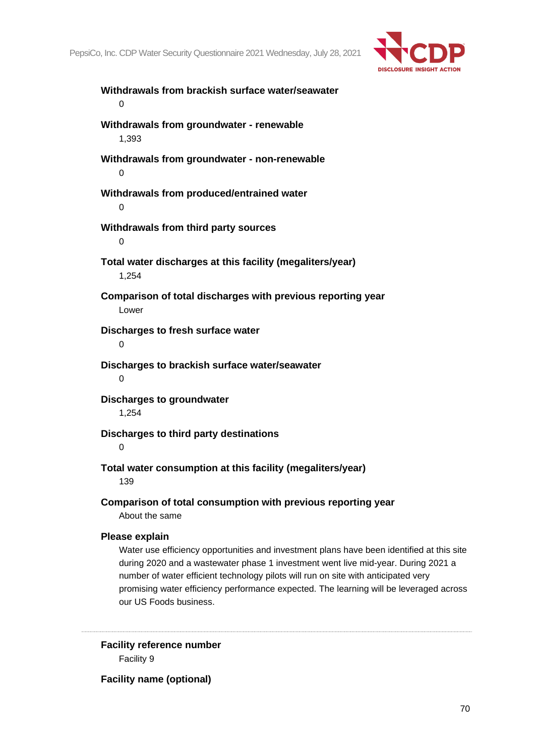**Withdrawals from brackish surface water/seawater**

0

**Withdrawals from groundwater - renewable**

1,393

**Withdrawals from groundwater - non-renewable**

0

**Withdrawals from produced/entrained water**

0

**Withdrawals from third party sources**

0

**Total water discharges at this facility (megaliters/year)**

1,254

**Comparison of total discharges with previous reporting year**

Lower

**Discharges to fresh surface water**

0

**Discharges to brackish surface water/seawater**

0

**Discharges to groundwater**

1,254

**Discharges to third party destinations**

0

**Total water consumption at this facility (megaliters/year)**

139

**Comparison of total consumption with previous reporting year**

About the same

**Please explain**

Water use efficiency opportunities and investment plans have been identified at this site during 2020 and a wastewater phase 1 investment went live mid-year. During 2021 a number of water efficient technology pilots will run on site with anticipated very promising water efficiency performance expected. The learning will be leveraged across our US Foods business.

---

**Facility reference number**

Facility 9

**Facility name (optional)**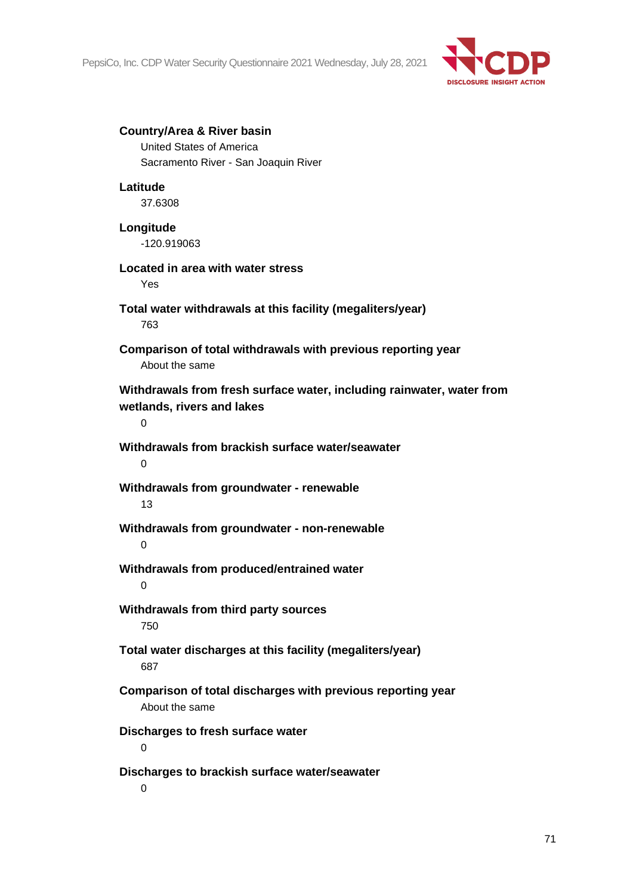**Country/Area & River basin**

United States of America

Sacramento River - San Joaquin River

**Latitude**

37.6308

**Longitude**

-120.919063

**Located in area with water stress**

Yes

**Total water withdrawals at this facility (megaliters/year)**

763

**Comparison of total withdrawals with previous reporting year**

About the same

**Withdrawals from fresh surface water, including rainwater, water from wetlands, rivers and lakes**

0

**Withdrawals from brackish surface water/seawater**

0

**Withdrawals from groundwater - renewable**

13

**Withdrawals from groundwater - non-renewable**

0

**Withdrawals from produced/entrained water**

0

**Withdrawals from third party sources**

750

**Total water discharges at this facility (megaliters/year)**

687

**Comparison of total discharges with previous reporting year**

About the same

**Discharges to fresh surface water**

0

**Discharges to brackish surface water/seawater**

0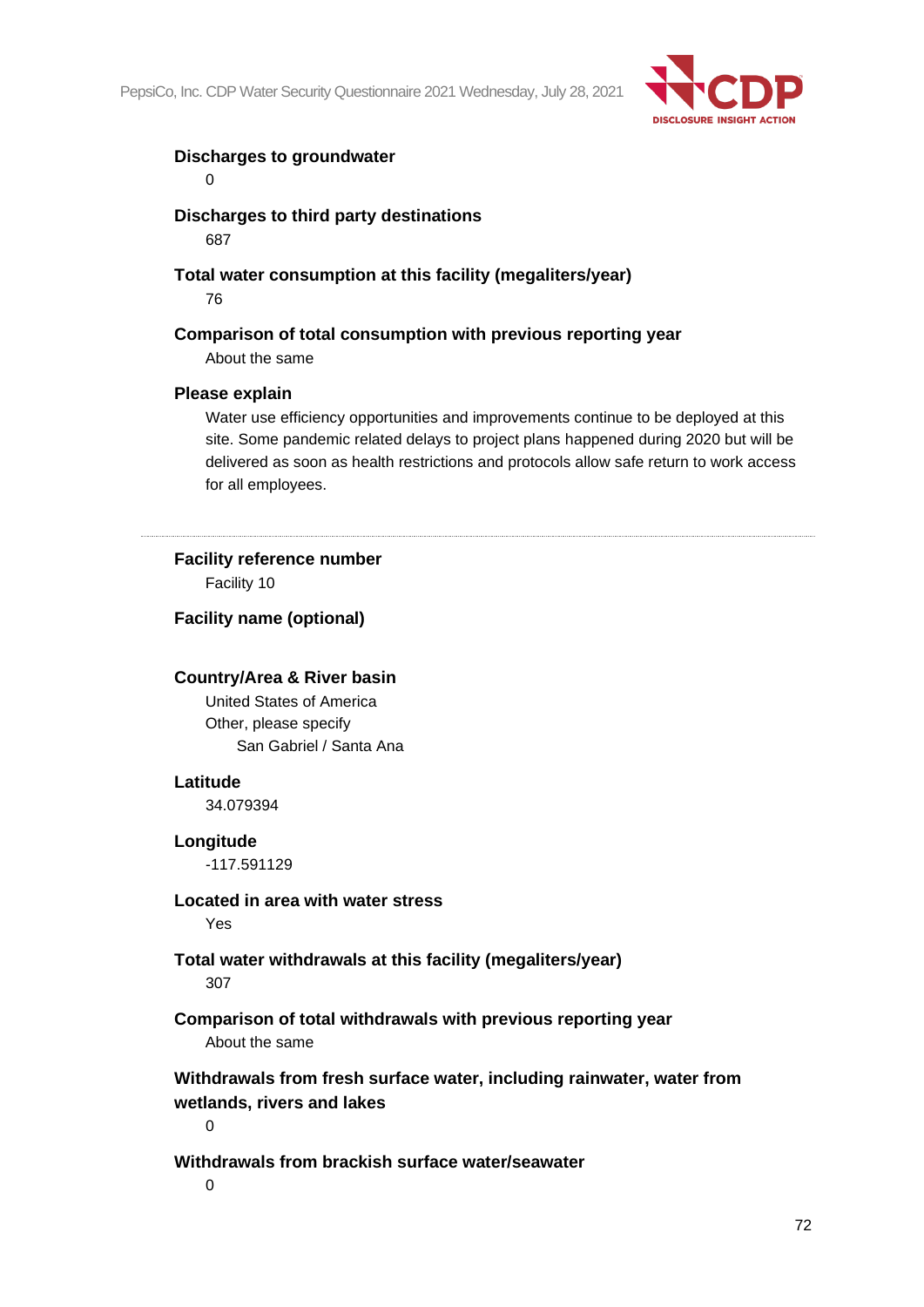**Discharges to groundwater**

0

**Discharges to third party destinations**

687

**Total water consumption at this facility (megaliters/year)**

76

**Comparison of total consumption with previous reporting year**

About the same

**Please explain**

Water use efficiency opportunities and improvements continue to be deployed at this site. Some pandemic related delays to project plans happened during 2020 but will be delivered as soon as health restrictions and protocols allow safe return to work access for all employees.

---

**Facility reference number**

Facility 10

**Facility name (optional)**

**Country/Area & River basin**

United States of America

Other, please specify

San Gabriel / Santa Ana

**Latitude**

34.079394

**Longitude**

-117.591129

**Located in area with water stress**

Yes

**Total water withdrawals at this facility (megaliters/year)**

307

**Comparison of total withdrawals with previous reporting year**

About the same

**Withdrawals from fresh surface water, including rainwater, water from wetlands, rivers and lakes**

0

**Withdrawals from brackish surface water/seawater**

0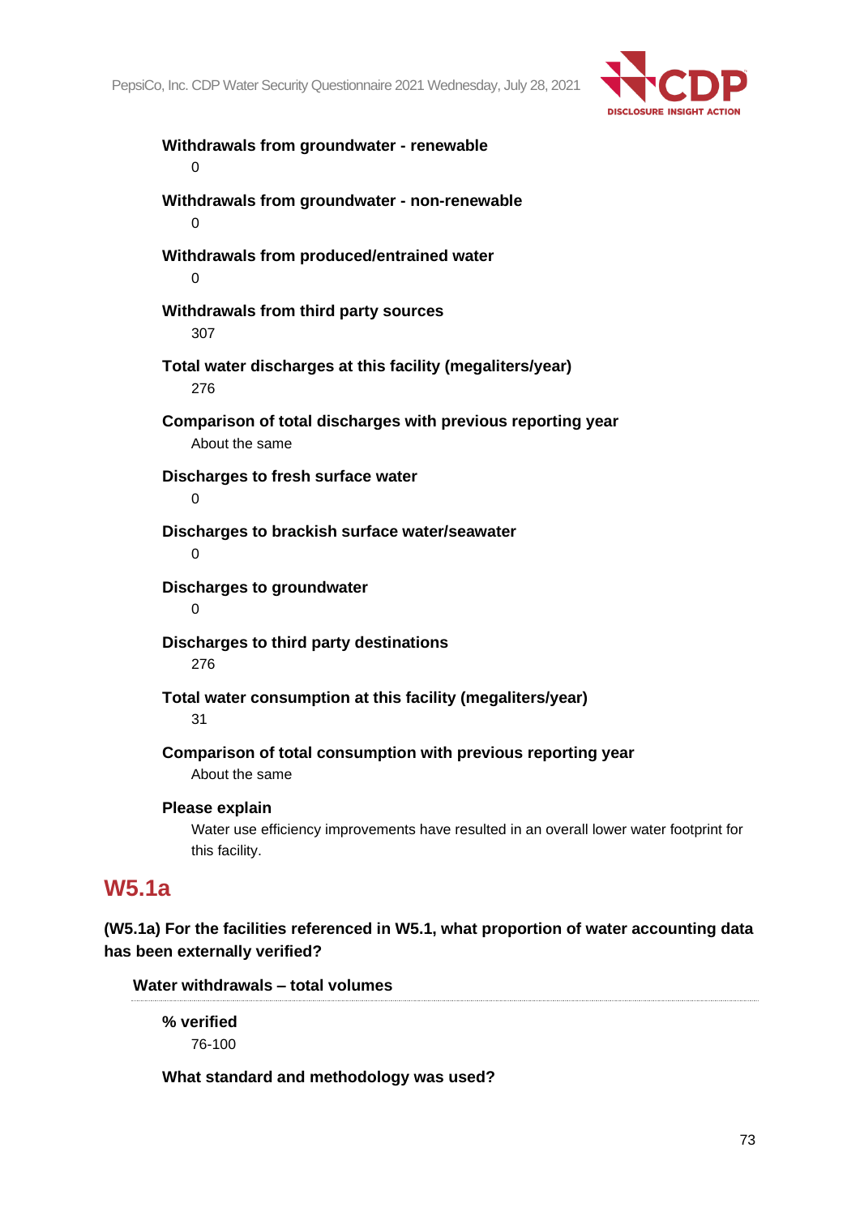**Withdrawals from groundwater - renewable**

0

**Withdrawals from groundwater - non-renewable**

0

**Withdrawals from produced/entrained water**

0

**Withdrawals from third party sources**

307

**Total water discharges at this facility (megaliters/year)**

276

**Comparison of total discharges with previous reporting year**

About the same

**Discharges to fresh surface water**

0

**Discharges to brackish surface water/seawater**

0

**Discharges to groundwater**

0

**Discharges to third party destinations**

276

**Total water consumption at this facility (megaliters/year)**

31

**Comparison of total consumption with previous reporting year**

About the same

**Please explain**

Water use efficiency improvements have resulted in an overall lower water footprint for this facility.

## W5.1a

**(W5.1a) For the facilities referenced in W5.1, what proportion of water accounting data has been externally verified?**

**Water withdrawals – total volumes**

**% verified**

76-100

**What standard and methodology was used?**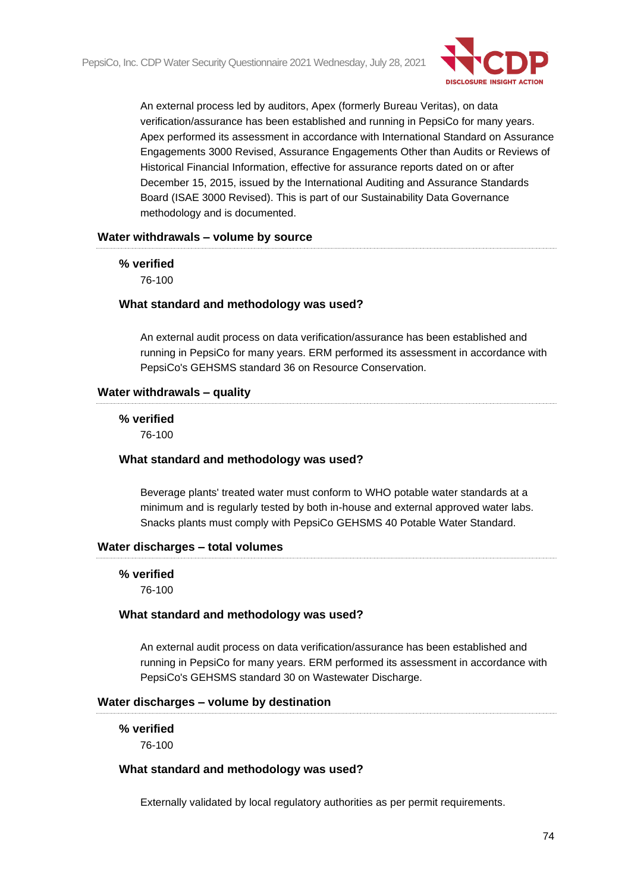An external process led by auditors, Apex (formerly Bureau Veritas), on data verification/assurance has been established and running in PepsiCo for many years. Apex performed its assessment in accordance with International Standard on Assurance Engagements 3000 Revised, Assurance Engagements Other than Audits or Reviews of Historical Financial Information, effective for assurance reports dated on or after December 15, 2015, issued by the International Auditing and Assurance Standards Board (ISAE 3000 Revised). This is part of our Sustainability Data Governance methodology and is documented.

### Water withdrawals – volume by source

**% verified**

76-100

**What standard and methodology was used?**

An external audit process on data verification/assurance has been established and running in PepsiCo for many years. ERM performed its assessment in accordance with PepsiCo's GEHSMS standard 36 on Resource Conservation.

### Water withdrawals – quality

**% verified**

76-100

**What standard and methodology was used?**

Beverage plants' treated water must conform to WHO potable water standards at a minimum and is regularly tested by both in-house and external approved water labs. Snacks plants must comply with PepsiCo GEHSMS 40 Potable Water Standard.

### Water discharges – total volumes

**% verified**

76-100

**What standard and methodology was used?**

An external audit process on data verification/assurance has been established and running in PepsiCo for many years. ERM performed its assessment in accordance with PepsiCo's GEHSMS standard 30 on Wastewater Discharge.

### Water discharges – volume by destination

**% verified**

76-100

**What standard and methodology was used?**

Externally validated by local regulatory authorities as per permit requirements.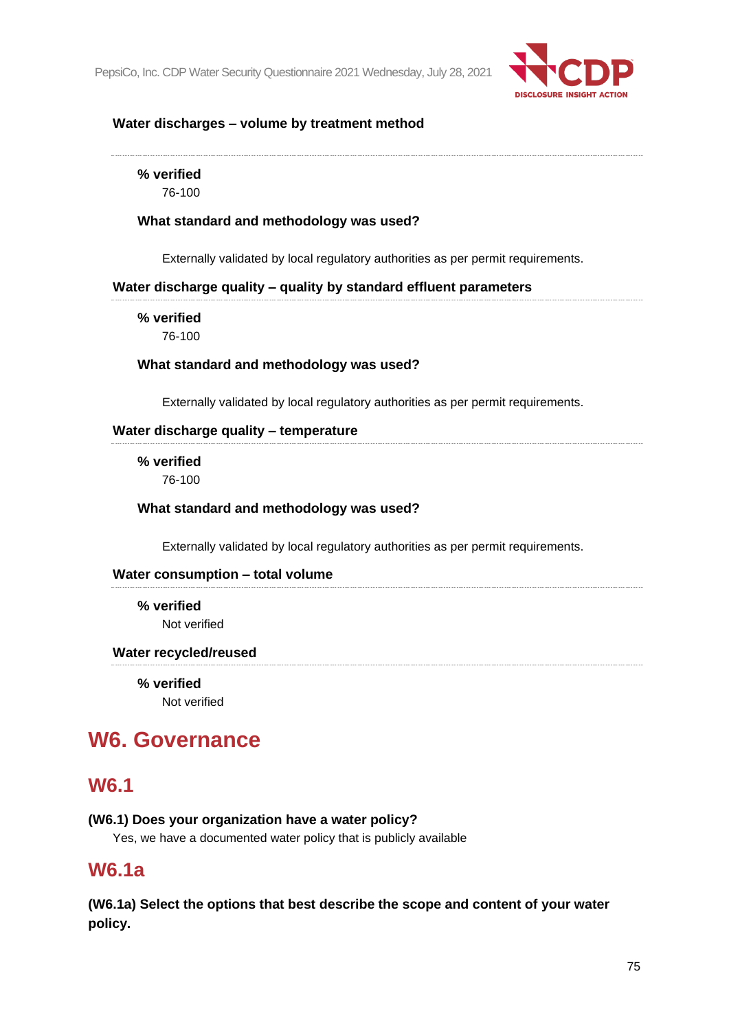**Water discharges – volume by treatment method**

**% verified**

76-100

**What standard and methodology was used?**

Externally validated by local regulatory authorities as per permit requirements.

**Water discharge quality – quality by standard effluent parameters**

**% verified**

76-100

**What standard and methodology was used?**

Externally validated by local regulatory authorities as per permit requirements.

**Water discharge quality – temperature**

**% verified**

76-100

**What standard and methodology was used?**

Externally validated by local regulatory authorities as per permit requirements.

**Water consumption – total volume**

**% verified**

Not verified

**Water recycled/reused**

**% verified**

Not verified

# W6. Governance

## W6.1

**(W6.1) Does your organization have a water policy?**

Yes, we have a documented water policy that is publicly available

## W6.1a

**(W6.1a) Select the options that best describe the scope and content of your water policy.**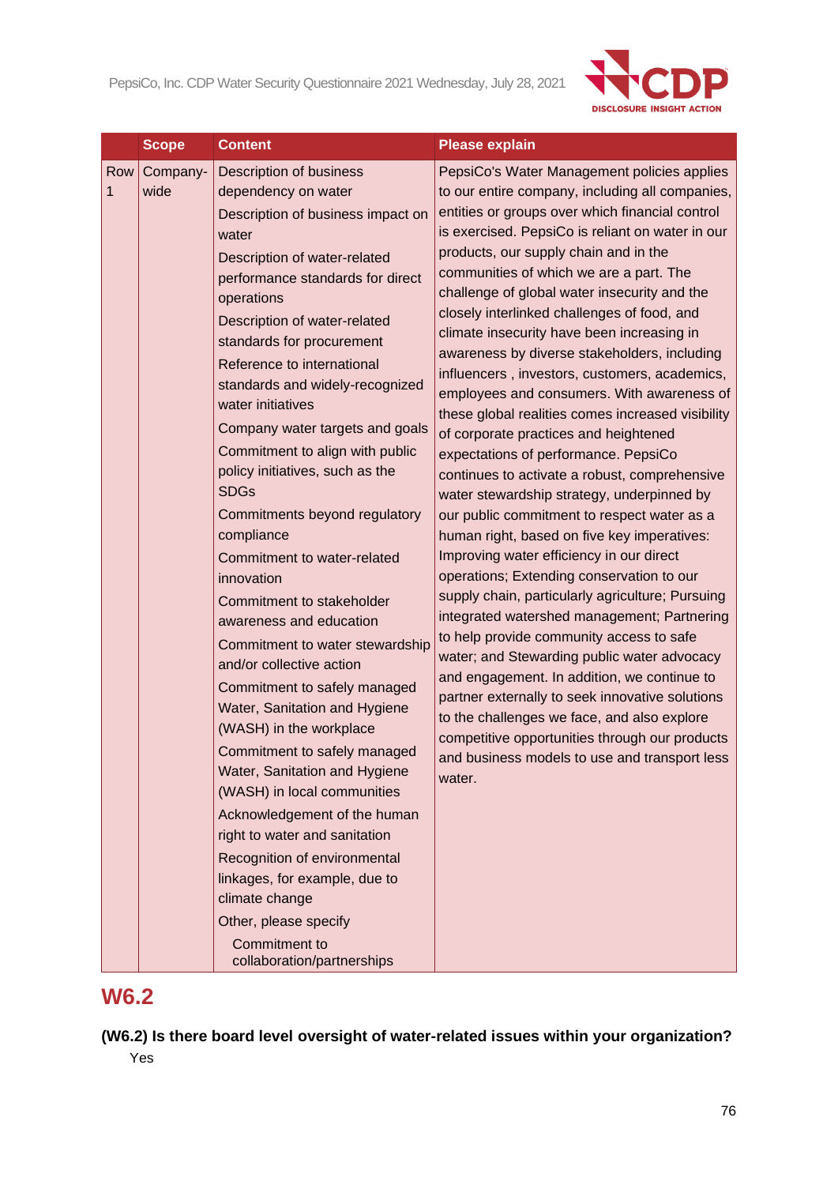| | Scope | Content | Please explain |
|---|---|---|---|
| Row 1 | Company-wide | Description of business dependency on water<br>Description of business impact on water<br>Description of water-related performance standards for direct operations<br>Description of water-related standards for procurement<br>Reference to international standards and widely-recognized water initiatives<br>Company water targets and goals<br>Commitment to align with public policy initiatives, such as the SDGs<br>Commitments beyond regulatory compliance<br>Commitment to water-related innovation<br>Commitment to stakeholder awareness and education<br>Commitment to water stewardship and/or collective action<br>Commitment to safely managed Water, Sanitation and Hygiene (WASH) in the workplace<br>Commitment to safely managed Water, Sanitation and Hygiene (WASH) in local communities<br>Acknowledgement of the human right to water and sanitation<br>Recognition of environmental linkages, for example, due to climate change<br>Other, please specify<br>Commitment to collaboration/partnerships | PepsiCo's Water Management policies applies to our entire company, including all companies, entities or groups over which financial control is exercised. PepsiCo is reliant on water in our products, our supply chain and in the communities of which we are a part. The challenge of global water insecurity and the closely interlinked challenges of food, and climate insecurity have been increasing in awareness by diverse stakeholders, including influencers , investors, customers, academics, employees and consumers. With awareness of these global realities comes increased visibility of corporate practices and heightened expectations of performance. PepsiCo continues to activate a robust, comprehensive water stewardship strategy, underpinned by our public commitment to respect water as a human right, based on five key imperatives: Improving water efficiency in our direct operations; Extending conservation to our supply chain, particularly agriculture; Pursuing integrated watershed management; Partnering to help provide community access to safe water; and Stewarding public water advocacy and engagement. In addition, we continue to partner externally to seek innovative solutions to the challenges we face, and also explore competitive opportunities through our products and business models to use and transport less water. |

## W6.2

**(W6.2) Is there board level oversight of water-related issues within your organization?**

Yes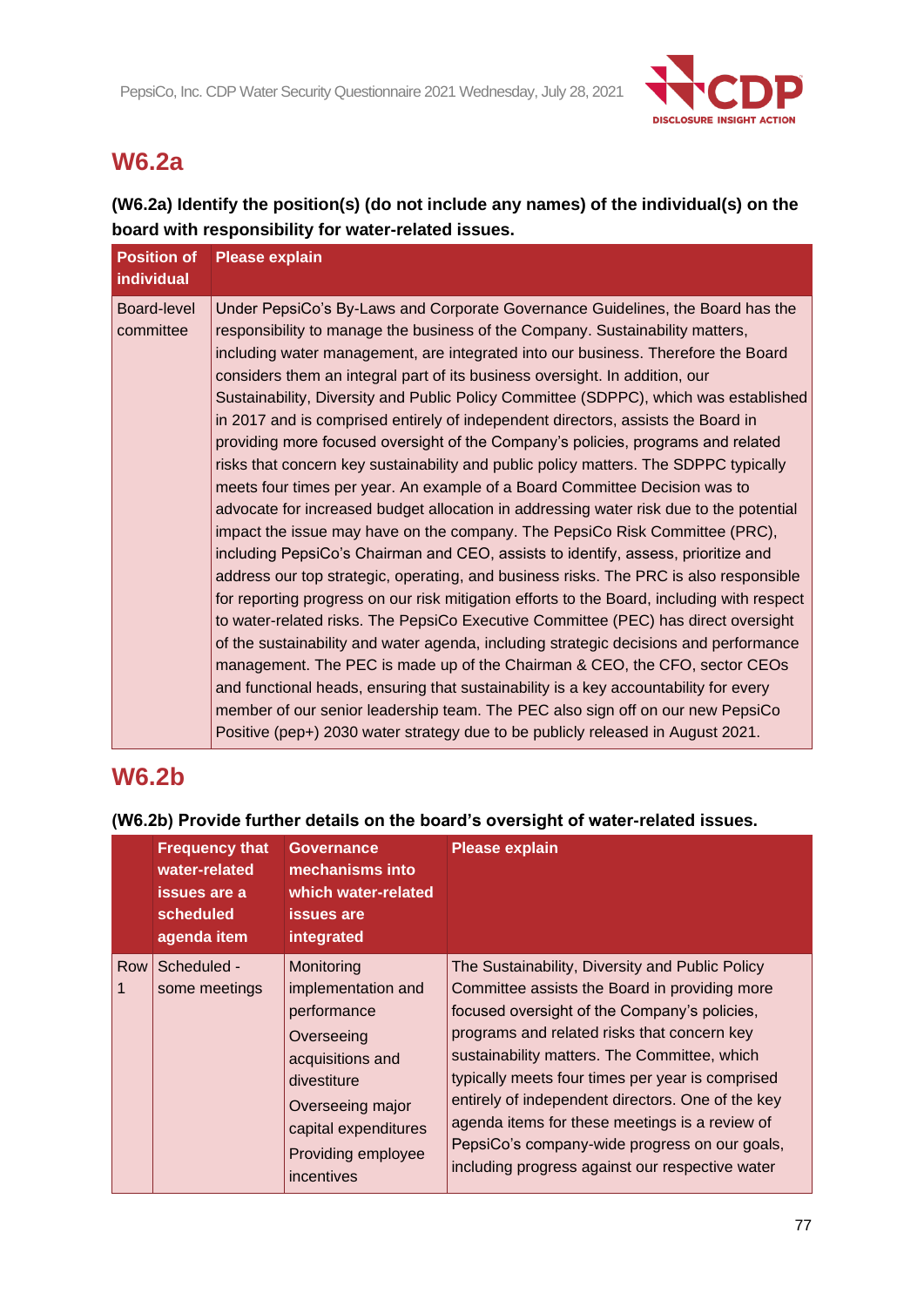## W6.2a

**(W6.2a) Identify the position(s) (do not include any names) of the individual(s) on the board with responsibility for water-related issues.**

| Position of individual | Please explain |
|---|---|
| Board-level committee | Under PepsiCo's By-Laws and Corporate Governance Guidelines, the Board has the responsibility to manage the business of the Company. Sustainability matters, including water management, are integrated into our business. Therefore the Board considers them an integral part of its business oversight. In addition, our Sustainability, Diversity and Public Policy Committee (SDPPC), which was established in 2017 and is comprised entirely of independent directors, assists the Board in providing more focused oversight of the Company's policies, programs and related risks that concern key sustainability and public policy matters. The SDPPC typically meets four times per year. An example of a Board Committee Decision was to advocate for increased budget allocation in addressing water risk due to the potential impact the issue may have on the company. The PepsiCo Risk Committee (PRC), including PepsiCo's Chairman and CEO, assists to identify, assess, prioritize and address our top strategic, operating, and business risks. The PRC is also responsible for reporting progress on our risk mitigation efforts to the Board, including with respect to water-related risks. The PepsiCo Executive Committee (PEC) has direct oversight of the sustainability and water agenda, including strategic decisions and performance management. The PEC is made up of the Chairman & CEO, the CFO, sector CEOs and functional heads, ensuring that sustainability is a key accountability for every member of our senior leadership team. The PEC also sign off on our new PepsiCo Positive (pep+) 2030 water strategy due to be publicly released in August 2021. |

## W6.2b

**(W6.2b) Provide further details on the board's oversight of water-related issues.**

| | Frequency that water-related issues are a scheduled agenda item | Governance mechanisms into which water-related issues are integrated | Please explain |
|---|---|---|---|
| Row 1 | Scheduled - some meetings | Monitoring implementation and performance<br>Overseeing acquisitions and divestiture<br>Overseeing major capital expenditures<br>Providing employee incentives | The Sustainability, Diversity and Public Policy Committee assists the Board in providing more focused oversight of the Company's policies, programs and related risks that concern key sustainability matters. The Committee, which typically meets four times per year is comprised entirely of independent directors. One of the key agenda items for these meetings is a review of PepsiCo's company-wide progress on our goals, including progress against our respective water |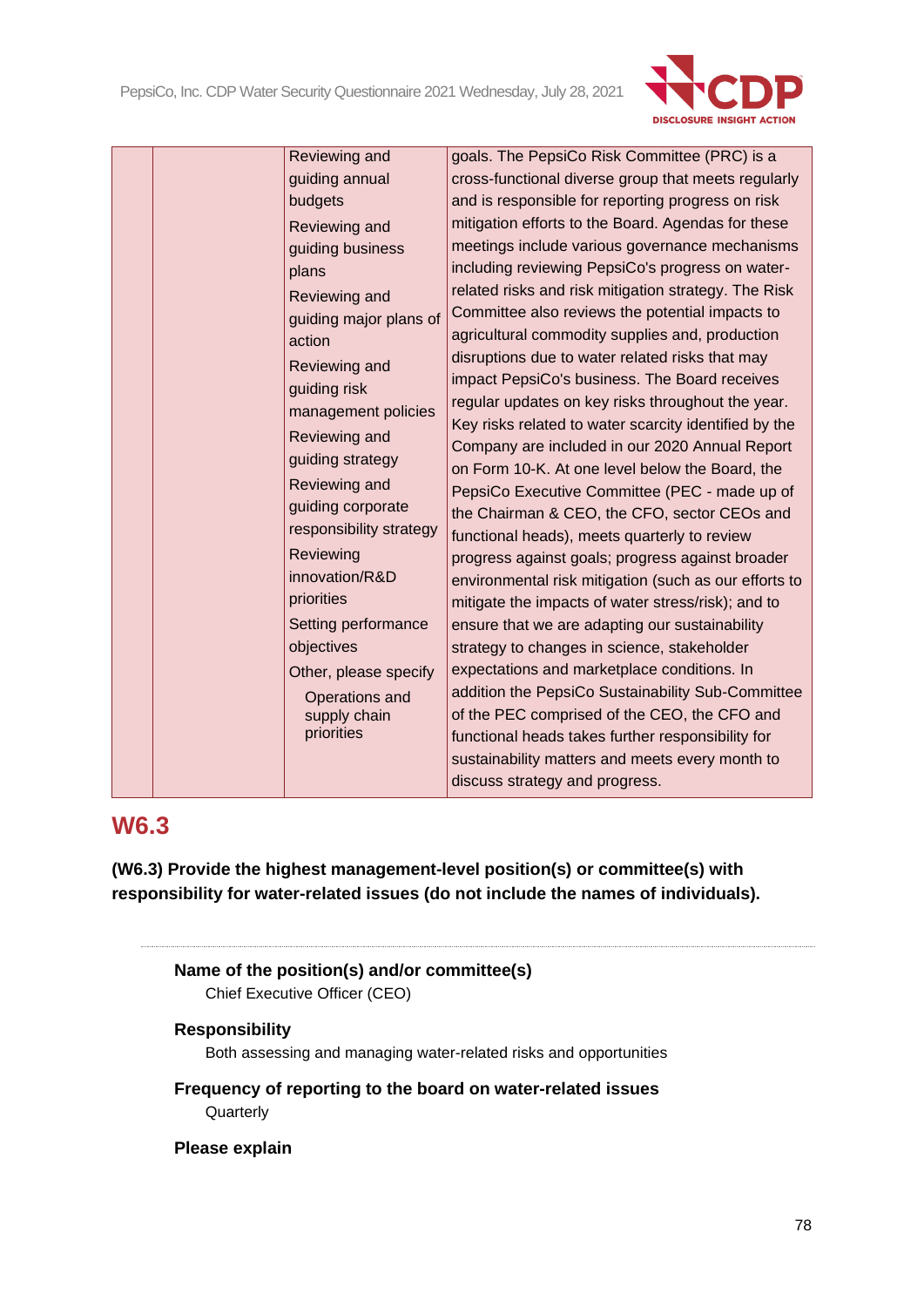| | | | |
|---|---|---|---|
| | | Reviewing and guiding annual budgets<br>Reviewing and guiding business plans<br>Reviewing and guiding major plans of action<br>Reviewing and guiding risk management policies<br>Reviewing and guiding strategy<br>Reviewing and guiding corporate responsibility strategy<br>Reviewing innovation/R&D priorities<br>Setting performance objectives<br>Other, please specify<br>Operations and supply chain priorities | goals. The PepsiCo Risk Committee (PRC) is a cross-functional diverse group that meets regularly and is responsible for reporting progress on risk mitigation efforts to the Board. Agendas for these meetings include various governance mechanisms including reviewing PepsiCo's progress on water-related risks and risk mitigation strategy. The Risk Committee also reviews the potential impacts to agricultural commodity supplies and, production disruptions due to water related risks that may impact PepsiCo's business. The Board receives regular updates on key risks throughout the year. Key risks related to water scarcity identified by the Company are included in our 2020 Annual Report on Form 10-K. At one level below the Board, the PepsiCo Executive Committee (PEC - made up of the Chairman & CEO, the CFO, sector CEOs and functional heads), meets quarterly to review progress against goals; progress against broader environmental risk mitigation (such as our efforts to mitigate the impacts of water stress/risk); and to ensure that we are adapting our sustainability strategy to changes in science, stakeholder expectations and marketplace conditions. In addition the PepsiCo Sustainability Sub-Committee of the PEC comprised of the CEO, the CFO and functional heads takes further responsibility for sustainability matters and meets every month to discuss strategy and progress. |

## W6.3

**(W6.3) Provide the highest management-level position(s) or committee(s) with responsibility for water-related issues (do not include the names of individuals).**

**Name of the position(s) and/or committee(s)**

Chief Executive Officer (CEO)

**Responsibility**

Both assessing and managing water-related risks and opportunities

**Frequency of reporting to the board on water-related issues**

Quarterly

**Please explain**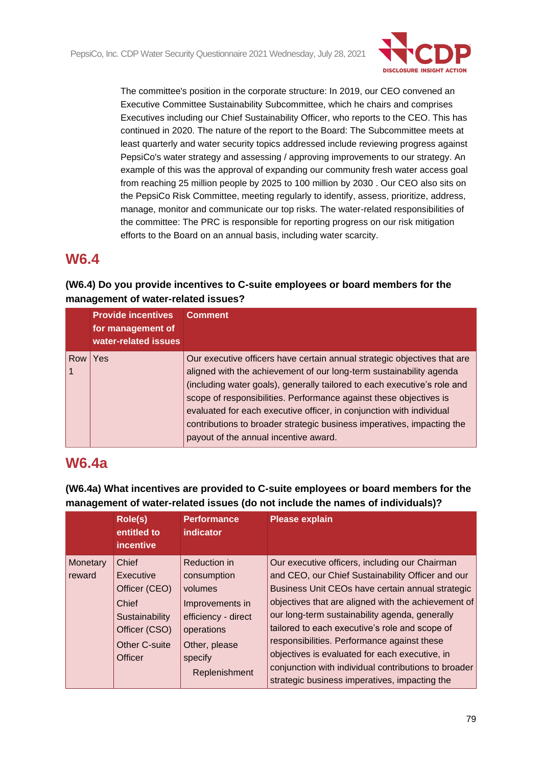The committee's position in the corporate structure: In 2019, our CEO convened an Executive Committee Sustainability Subcommittee, which he chairs and comprises Executives including our Chief Sustainability Officer, who reports to the CEO. This has continued in 2020. The nature of the report to the Board: The Subcommittee meets at least quarterly and water security topics addressed include reviewing progress against PepsiCo's water strategy and assessing / approving improvements to our strategy. An example of this was the approval of expanding our community fresh water access goal from reaching 25 million people by 2025 to 100 million by 2030 . Our CEO also sits on the PepsiCo Risk Committee, meeting regularly to identify, assess, prioritize, address, manage, monitor and communicate our top risks. The water-related responsibilities of the committee: The PRC is responsible for reporting progress on our risk mitigation efforts to the Board on an annual basis, including water scarcity.

## W6.4

**(W6.4) Do you provide incentives to C-suite employees or board members for the management of water-related issues?**

| | Provide incentives for management of water-related issues | Comment |
|---|---|---|
| Row 1 | Yes | Our executive officers have certain annual strategic objectives that are aligned with the achievement of our long-term sustainability agenda (including water goals), generally tailored to each executive's role and scope of responsibilities. Performance against these objectives is evaluated for each executive officer, in conjunction with individual contributions to broader strategic business imperatives, impacting the payout of the annual incentive award. |

## W6.4a

**(W6.4a) What incentives are provided to C-suite employees or board members for the management of water-related issues (do not include the names of individuals)?**

| | Role(s) entitled to incentive | Performance indicator | Please explain |
|---|---|---|---|
| Monetary reward | Chief Executive Officer (CEO)<br>Chief Sustainability Officer (CSO)<br>Other C-suite Officer | Reduction in consumption volumes<br>Improvements in efficiency - direct operations<br>Other, please specify<br>Replenishment | Our executive officers, including our Chairman and CEO, our Chief Sustainability Officer and our Business Unit CEOs have certain annual strategic objectives that are aligned with the achievement of our long-term sustainability agenda, generally tailored to each executive's role and scope of responsibilities. Performance against these objectives is evaluated for each executive, in conjunction with individual contributions to broader strategic business imperatives, impacting the |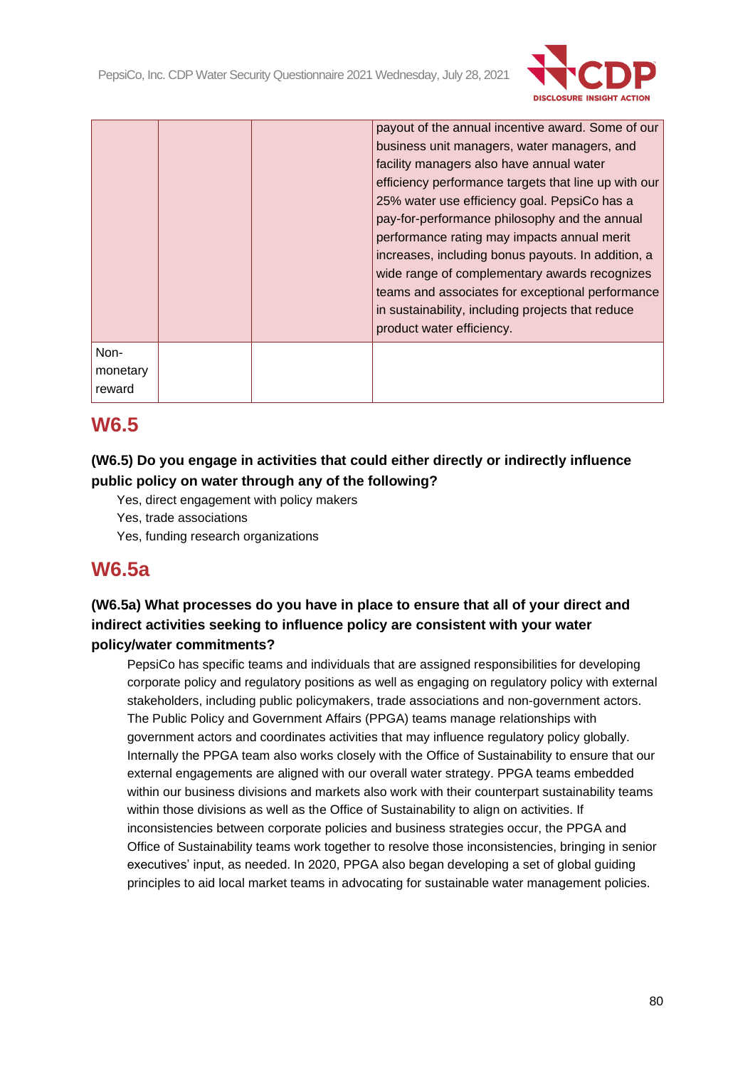| | | | |
|---|---|---|---|
| | | | payout of the annual incentive award. Some of our business unit managers, water managers, and facility managers also have annual water efficiency performance targets that line up with our 25% water use efficiency goal. PepsiCo has a pay-for-performance philosophy and the annual performance rating may impacts annual merit increases, including bonus payouts. In addition, a wide range of complementary awards recognizes teams and associates for exceptional performance in sustainability, including projects that reduce product water efficiency. |
| Non-monetary reward | | | |

## W6.5

**(W6.5) Do you engage in activities that could either directly or indirectly influence public policy on water through any of the following?**

Yes, direct engagement with policy makers
Yes, trade associations
Yes, funding research organizations

## W6.5a

**(W6.5a) What processes do you have in place to ensure that all of your direct and indirect activities seeking to influence policy are consistent with your water policy/water commitments?**

PepsiCo has specific teams and individuals that are assigned responsibilities for developing corporate policy and regulatory positions as well as engaging on regulatory policy with external stakeholders, including public policymakers, trade associations and non-government actors. The Public Policy and Government Affairs (PPGA) teams manage relationships with government actors and coordinates activities that may influence regulatory policy globally. Internally the PPGA team also works closely with the Office of Sustainability to ensure that our external engagements are aligned with our overall water strategy. PPGA teams embedded within our business divisions and markets also work with their counterpart sustainability teams within those divisions as well as the Office of Sustainability to align on activities. If inconsistencies between corporate policies and business strategies occur, the PPGA and Office of Sustainability teams work together to resolve those inconsistencies, bringing in senior executives' input, as needed. In 2020, PPGA also began developing a set of global guiding principles to aid local market teams in advocating for sustainable water management policies.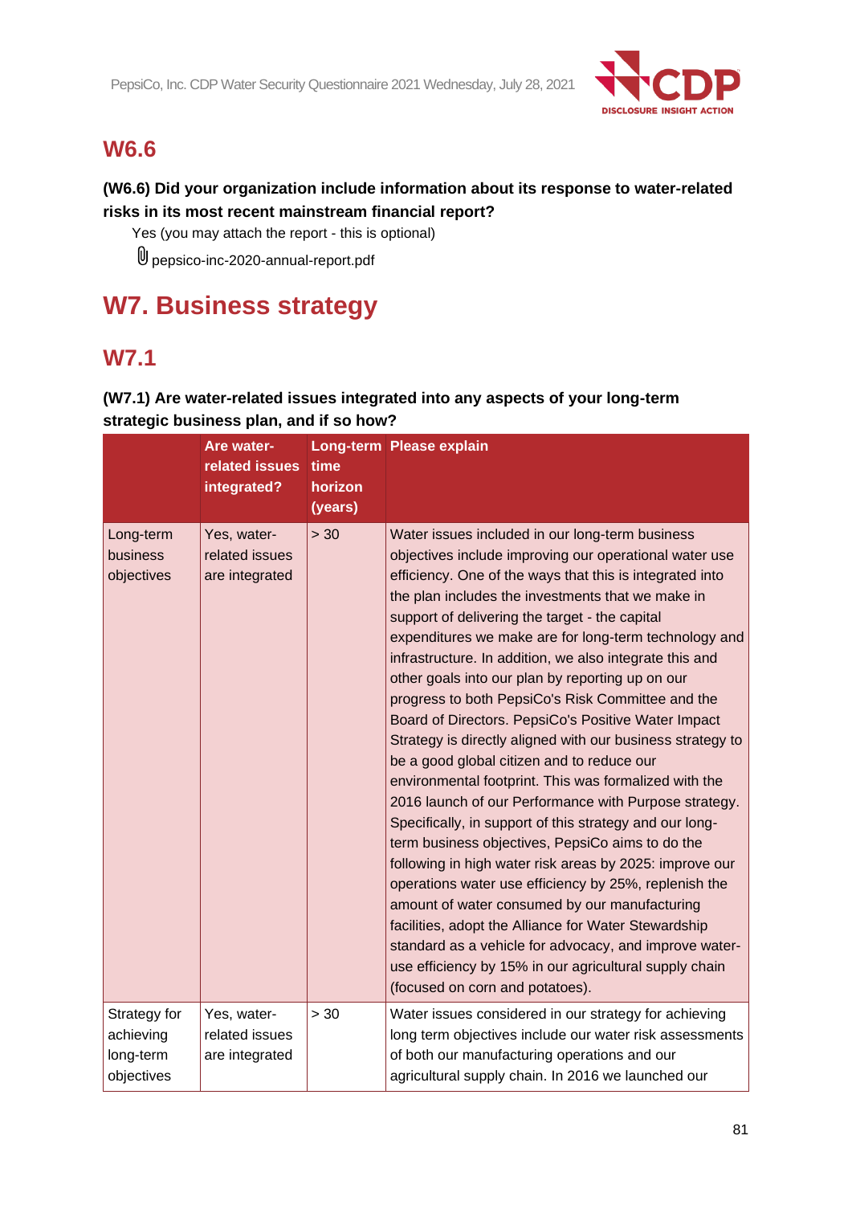## W6.6

**(W6.6) Did your organization include information about its response to water-related risks in its most recent mainstream financial report?**

Yes (you may attach the report - this is optional)

pepsico-inc-2020-annual-report.pdf

# W7. Business strategy

## W7.1

**(W7.1) Are water-related issues integrated into any aspects of your long-term strategic business plan, and if so how?**

| | Are water-related issues integrated? | Long-term time horizon (years) | Please explain |
|---|---|---|---|
| Long-term business objectives | Yes, water-related issues are integrated | > 30 | Water issues included in our long-term business objectives include improving our operational water use efficiency. One of the ways that this is integrated into the plan includes the investments that we make in support of delivering the target - the capital expenditures we make are for long-term technology and infrastructure. In addition, we also integrate this and other goals into our plan by reporting up on our progress to both PepsiCo's Risk Committee and the Board of Directors. PepsiCo's Positive Water Impact Strategy is directly aligned with our business strategy to be a good global citizen and to reduce our environmental footprint. This was formalized with the 2016 launch of our Performance with Purpose strategy. Specifically, in support of this strategy and our long-term business objectives, PepsiCo aims to do the following in high water risk areas by 2025: improve our operations water use efficiency by 25%, replenish the amount of water consumed by our manufacturing facilities, adopt the Alliance for Water Stewardship standard as a vehicle for advocacy, and improve water-use efficiency by 15% in our agricultural supply chain (focused on corn and potatoes). |
| Strategy for achieving long-term objectives | Yes, water-related issues are integrated | > 30 | Water issues considered in our strategy for achieving long term objectives include our water risk assessments of both our manufacturing operations and our agricultural supply chain. In 2016 we launched our |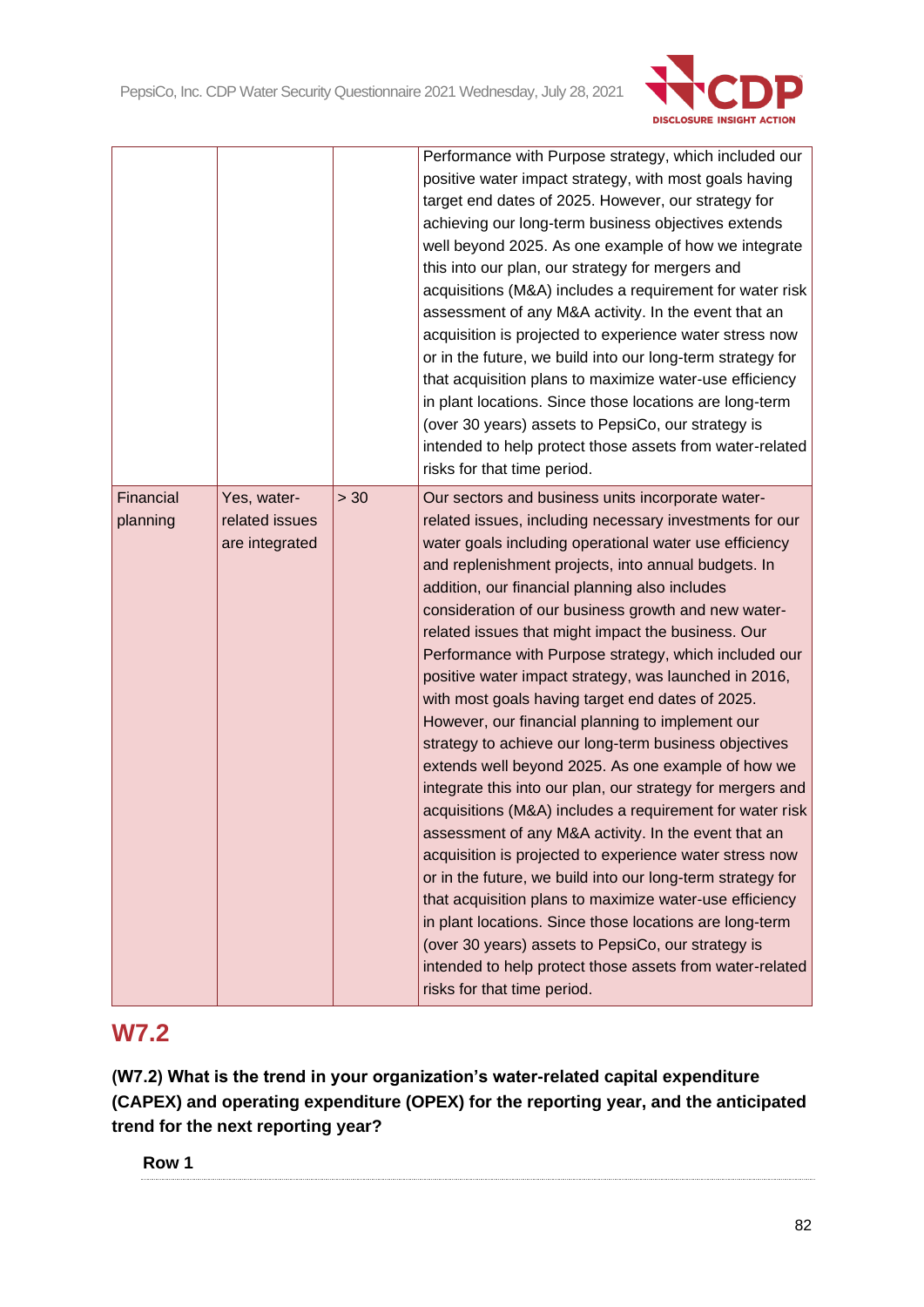| | | | |
|---|---|---|---|
| | | | Performance with Purpose strategy, which included our positive water impact strategy, with most goals having target end dates of 2025. However, our strategy for achieving our long-term business objectives extends well beyond 2025. As one example of how we integrate this into our plan, our strategy for mergers and acquisitions (M&A) includes a requirement for water risk assessment of any M&A activity. In the event that an acquisition is projected to experience water stress now or in the future, we build into our long-term strategy for that acquisition plans to maximize water-use efficiency in plant locations. Since those locations are long-term (over 30 years) assets to PepsiCo, our strategy is intended to help protect those assets from water-related risks for that time period. |
| Financial planning | Yes, water-related issues are integrated | > 30 | Our sectors and business units incorporate water-related issues, including necessary investments for our water goals including operational water use efficiency and replenishment projects, into annual budgets. In addition, our financial planning also includes consideration of our business growth and new water-related issues that might impact the business. Our Performance with Purpose strategy, which included our positive water impact strategy, was launched in 2016, with most goals having target end dates of 2025. However, our financial planning to implement our strategy to achieve our long-term business objectives extends well beyond 2025. As one example of how we integrate this into our plan, our strategy for mergers and acquisitions (M&A) includes a requirement for water risk assessment of any M&A activity. In the event that an acquisition is projected to experience water stress now or in the future, we build into our long-term strategy for that acquisition plans to maximize water-use efficiency in plant locations. Since those locations are long-term (over 30 years) assets to PepsiCo, our strategy is intended to help protect those assets from water-related risks for that time period. |

## W7.2

**(W7.2) What is the trend in your organization's water-related capital expenditure (CAPEX) and operating expenditure (OPEX) for the reporting year, and the anticipated trend for the next reporting year?**

**Row 1**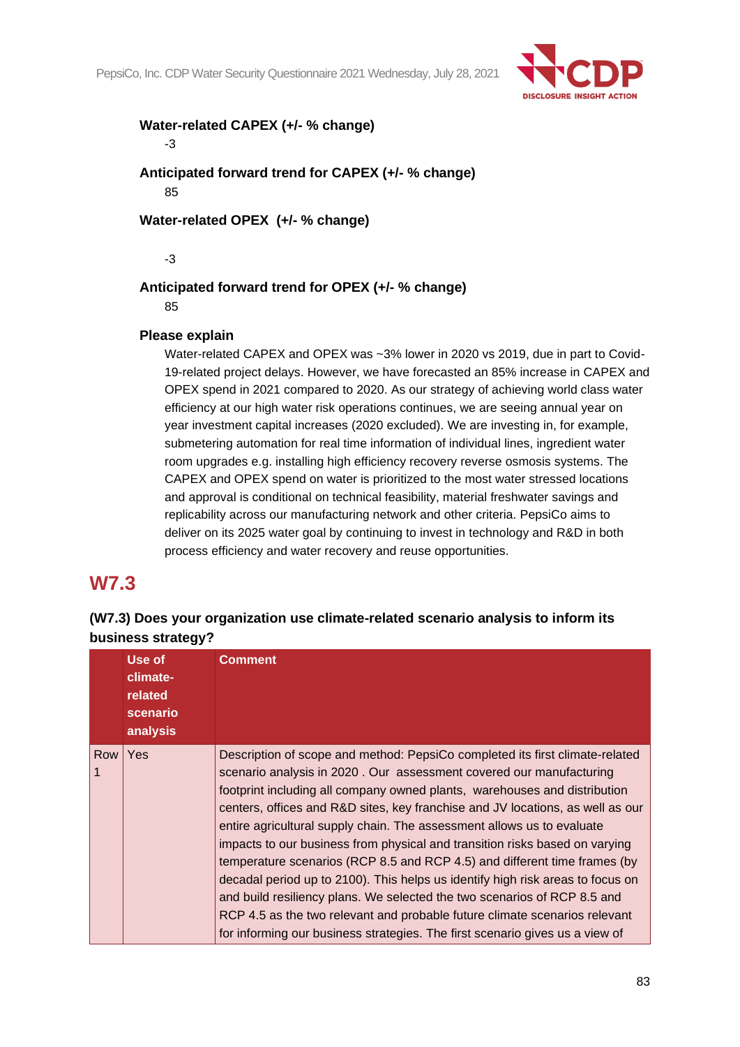**Water-related CAPEX (+/- % change)**

-3

**Anticipated forward trend for CAPEX (+/- % change)**

85

**Water-related OPEX (+/- % change)**

-3

**Anticipated forward trend for OPEX (+/- % change)**

85

**Please explain**

Water-related CAPEX and OPEX was ~3% lower in 2020 vs 2019, due in part to Covid-19-related project delays. However, we have forecasted an 85% increase in CAPEX and OPEX spend in 2021 compared to 2020. As our strategy of achieving world class water efficiency at our high water risk operations continues, we are seeing annual year on year investment capital increases (2020 excluded). We are investing in, for example, submetering automation for real time information of individual lines, ingredient water room upgrades e.g. installing high efficiency recovery reverse osmosis systems. The CAPEX and OPEX spend on water is prioritized to the most water stressed locations and approval is conditional on technical feasibility, material freshwater savings and replicability across our manufacturing network and other criteria. PepsiCo aims to deliver on its 2025 water goal by continuing to invest in technology and R&D in both process efficiency and water recovery and reuse opportunities.

## W7.3

**(W7.3) Does your organization use climate-related scenario analysis to inform its business strategy?**

| | Use of climate-related scenario analysis | Comment |
|---|---|---|
| Row 1 | Yes | Description of scope and method: PepsiCo completed its first climate-related scenario analysis in 2020 . Our assessment covered our manufacturing footprint including all company owned plants, warehouses and distribution centers, offices and R&D sites, key franchise and JV locations, as well as our entire agricultural supply chain. The assessment allows us to evaluate impacts to our business from physical and transition risks based on varying temperature scenarios (RCP 8.5 and RCP 4.5) and different time frames (by decadal period up to 2100). This helps us identify high risk areas to focus on and build resiliency plans. We selected the two scenarios of RCP 8.5 and RCP 4.5 as the two relevant and probable future climate scenarios relevant for informing our business strategies. The first scenario gives us a view of |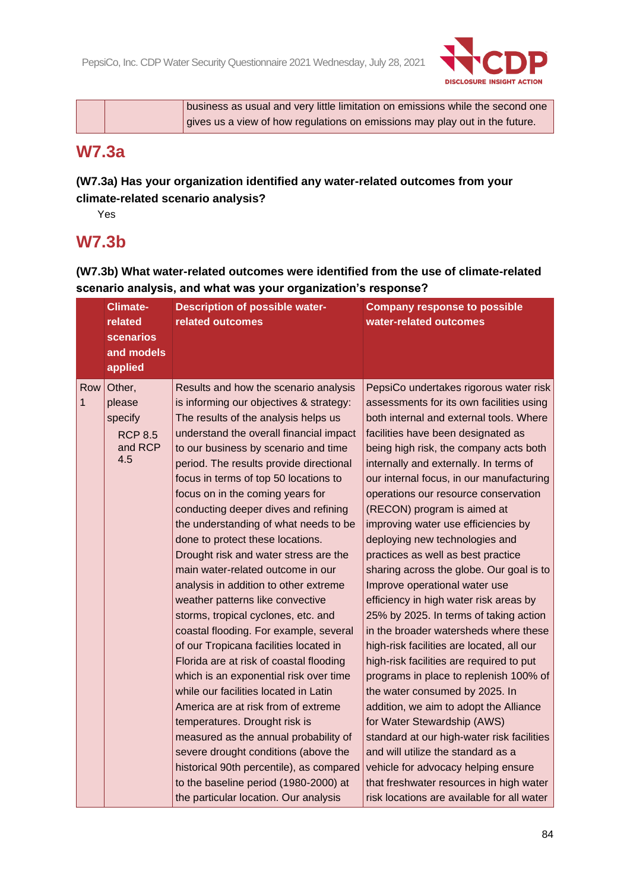| | | business as usual and very little limitation on emissions while the second one gives us a view of how regulations on emissions may play out in the future. |
|---|---|---|

## W7.3a

**(W7.3a) Has your organization identified any water-related outcomes from your climate-related scenario analysis?**

Yes

## W7.3b

**(W7.3b) What water-related outcomes were identified from the use of climate-related scenario analysis, and what was your organization's response?**

| | Climate-related scenarios and models applied | Description of possible water-related outcomes | Company response to possible water-related outcomes |
|---|---|---|---|
| Row 1 | Other, please specify RCP 8.5 and RCP 4.5 | Results and how the scenario analysis is informing our objectives & strategy: The results of the analysis helps us understand the overall financial impact to our business by scenario and time period. The results provide directional focus in terms of top 50 locations to focus on in the coming years for conducting deeper dives and refining the understanding of what needs to be done to protect these locations. Drought risk and water stress are the main water-related outcome in our analysis in addition to other extreme weather patterns like convective storms, tropical cyclones, etc. and coastal flooding. For example, several of our Tropicana facilities located in Florida are at risk of coastal flooding which is an exponential risk over time while our facilities located in Latin America are at risk from of extreme temperatures. Drought risk is measured as the annual probability of severe drought conditions (above the historical 90th percentile), as compared to the baseline period (1980-2000) at the particular location. Our analysis | PepsiCo undertakes rigorous water risk assessments for its own facilities using both internal and external tools. Where facilities have been designated as being high risk, the company acts both internally and externally. In terms of our internal focus, in our manufacturing operations our resource conservation (RECON) program is aimed at improving water use efficiencies by deploying new technologies and practices as well as best practice sharing across the globe. Our goal is to Improve operational water use efficiency in high water risk areas by 25% by 2025. In terms of taking action in the broader watersheds where these high-risk facilities are located, all our high-risk facilities are required to put programs in place to replenish 100% of the water consumed by 2025. In addition, we aim to adopt the Alliance for Water Stewardship (AWS) standard at our high-water risk facilities and will utilize the standard as a vehicle for advocacy helping ensure that freshwater resources in high water risk locations are available for all water |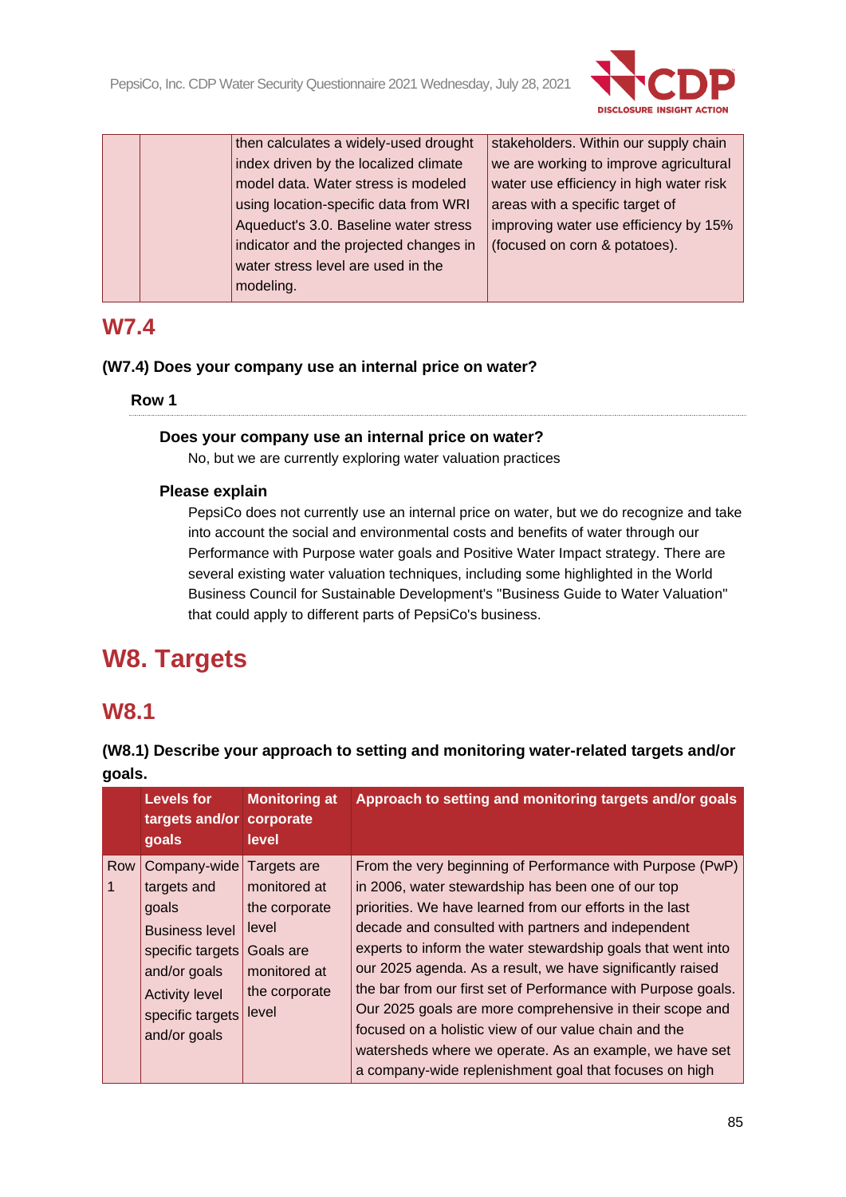| | | then calculates a widely-used drought index driven by the localized climate model data. Water stress is modeled using location-specific data from WRI Aqueduct's 3.0. Baseline water stress indicator and the projected changes in water stress level are used in the modeling. | stakeholders. Within our supply chain we are working to improve agricultural water use efficiency in high water risk areas with a specific target of improving water use efficiency by 15% (focused on corn & potatoes). |
|---|---|---|---|

## W7.4

**(W7.4) Does your company use an internal price on water?**

**Row 1**

**Does your company use an internal price on water?**

No, but we are currently exploring water valuation practices

**Please explain**

PepsiCo does not currently use an internal price on water, but we do recognize and take into account the social and environmental costs and benefits of water through our Performance with Purpose water goals and Positive Water Impact strategy. There are several existing water valuation techniques, including some highlighted in the World Business Council for Sustainable Development's "Business Guide to Water Valuation" that could apply to different parts of PepsiCo's business.

# W8. Targets

## W8.1

**(W8.1) Describe your approach to setting and monitoring water-related targets and/or goals.**

| | Levels for targets and/or goals | Monitoring at corporate level | Approach to setting and monitoring targets and/or goals |
|---|---|---|---|
| Row 1 | Company-wide targets and goals<br>Business level specific targets and/or goals<br>Activity level specific targets and/or goals | Targets are monitored at the corporate level<br>Goals are monitored at the corporate level | From the very beginning of Performance with Purpose (PwP) in 2006, water stewardship has been one of our top priorities. We have learned from our efforts in the last decade and consulted with partners and independent experts to inform the water stewardship goals that went into our 2025 agenda. As a result, we have significantly raised the bar from our first set of Performance with Purpose goals. Our 2025 goals are more comprehensive in their scope and focused on a holistic view of our value chain and the watersheds where we operate. As an example, we have set a company-wide replenishment goal that focuses on high |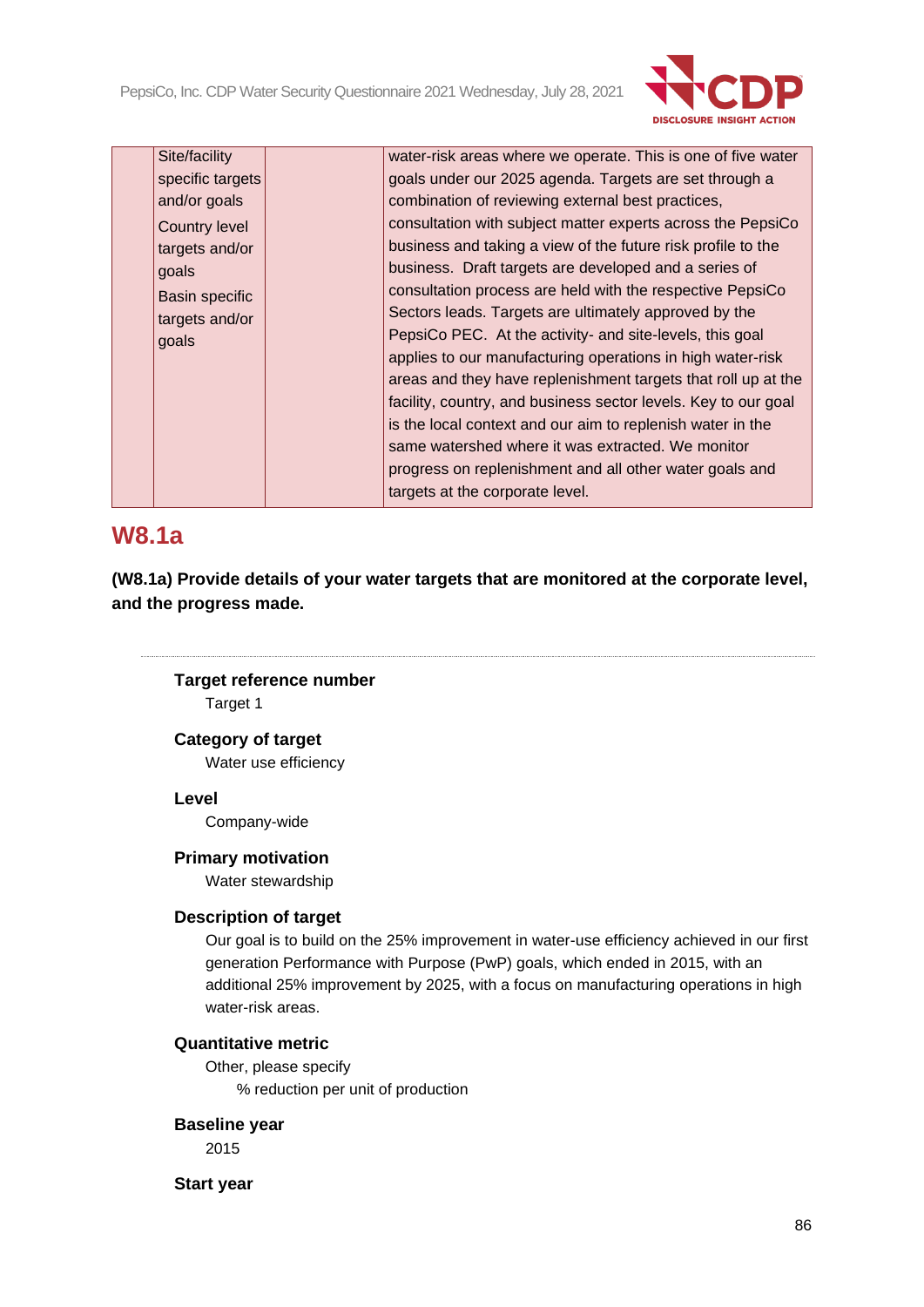|  | Site/facility specific targets and/or goals<br>Country level targets and/or goals<br>Basin specific targets and/or goals |  | water-risk areas where we operate. This is one of five water goals under our 2025 agenda. Targets are set through a combination of reviewing external best practices, consultation with subject matter experts across the PepsiCo business and taking a view of the future risk profile to the business.  Draft targets are developed and a series of consultation process are held with the respective PepsiCo Sectors leads. Targets are ultimately approved by the PepsiCo PEC.  At the activity- and site-levels, this goal applies to our manufacturing operations in high water-risk areas and they have replenishment targets that roll up at the facility, country, and business sector levels. Key to our goal is the local context and our aim to replenish water in the same watershed where it was extracted. We monitor progress on replenishment and all other water goals and targets at the corporate level. |
|---|---|---|---|

## W8.1a

**(W8.1a) Provide details of your water targets that are monitored at the corporate level, and the progress made.**

**Target reference number**

Target 1

**Category of target**

Water use efficiency

**Level**

Company-wide

**Primary motivation**

Water stewardship

**Description of target**

Our goal is to build on the 25% improvement in water-use efficiency achieved in our first generation Performance with Purpose (PwP) goals, which ended in 2015, with an additional 25% improvement by 2025, with a focus on manufacturing operations in high water-risk areas.

**Quantitative metric**

Other, please specify

% reduction per unit of production

**Baseline year**

2015

**Start year**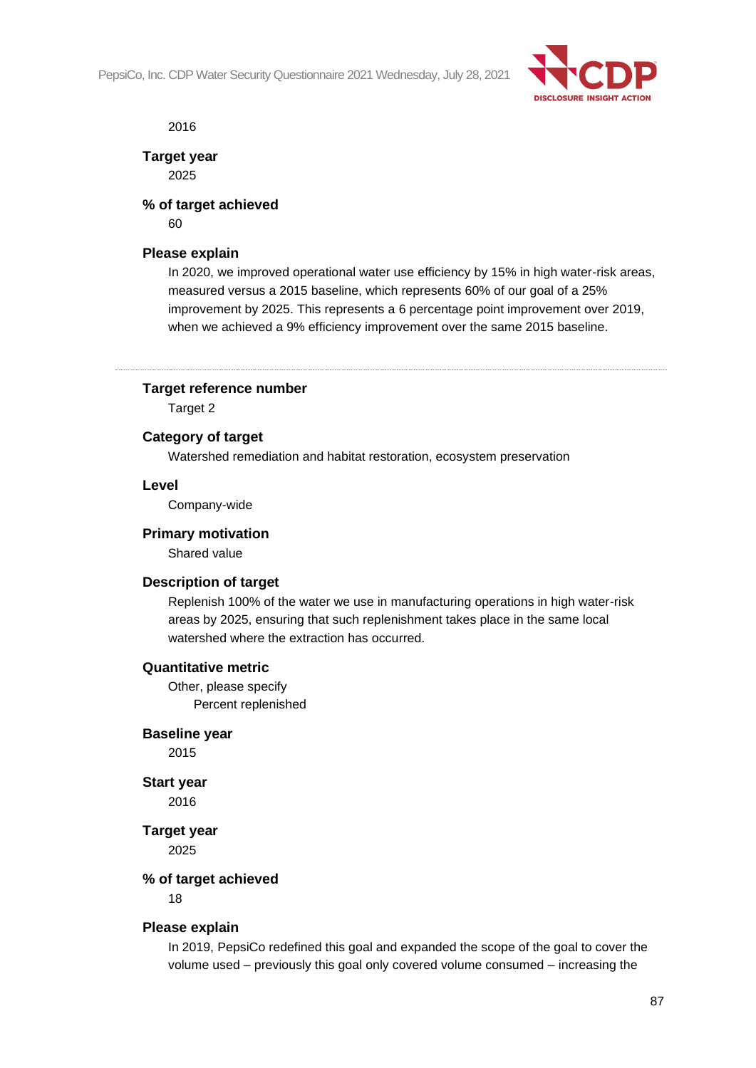2016

**Target year**

2025

**% of target achieved**

60

**Please explain**

In 2020, we improved operational water use efficiency by 15% in high water-risk areas, measured versus a 2015 baseline, which represents 60% of our goal of a 25% improvement by 2025. This represents a 6 percentage point improvement over 2019, when we achieved a 9% efficiency improvement over the same 2015 baseline.

---

**Target reference number**

Target 2

**Category of target**

Watershed remediation and habitat restoration, ecosystem preservation

**Level**

Company-wide

**Primary motivation**

Shared value

**Description of target**

Replenish 100% of the water we use in manufacturing operations in high water-risk areas by 2025, ensuring that such replenishment takes place in the same local watershed where the extraction has occurred.

**Quantitative metric**

Other, please specify

Percent replenished

**Baseline year**

2015

**Start year**

2016

**Target year**

2025

**% of target achieved**

18

**Please explain**

In 2019, PepsiCo redefined this goal and expanded the scope of the goal to cover the volume used – previously this goal only covered volume consumed – increasing the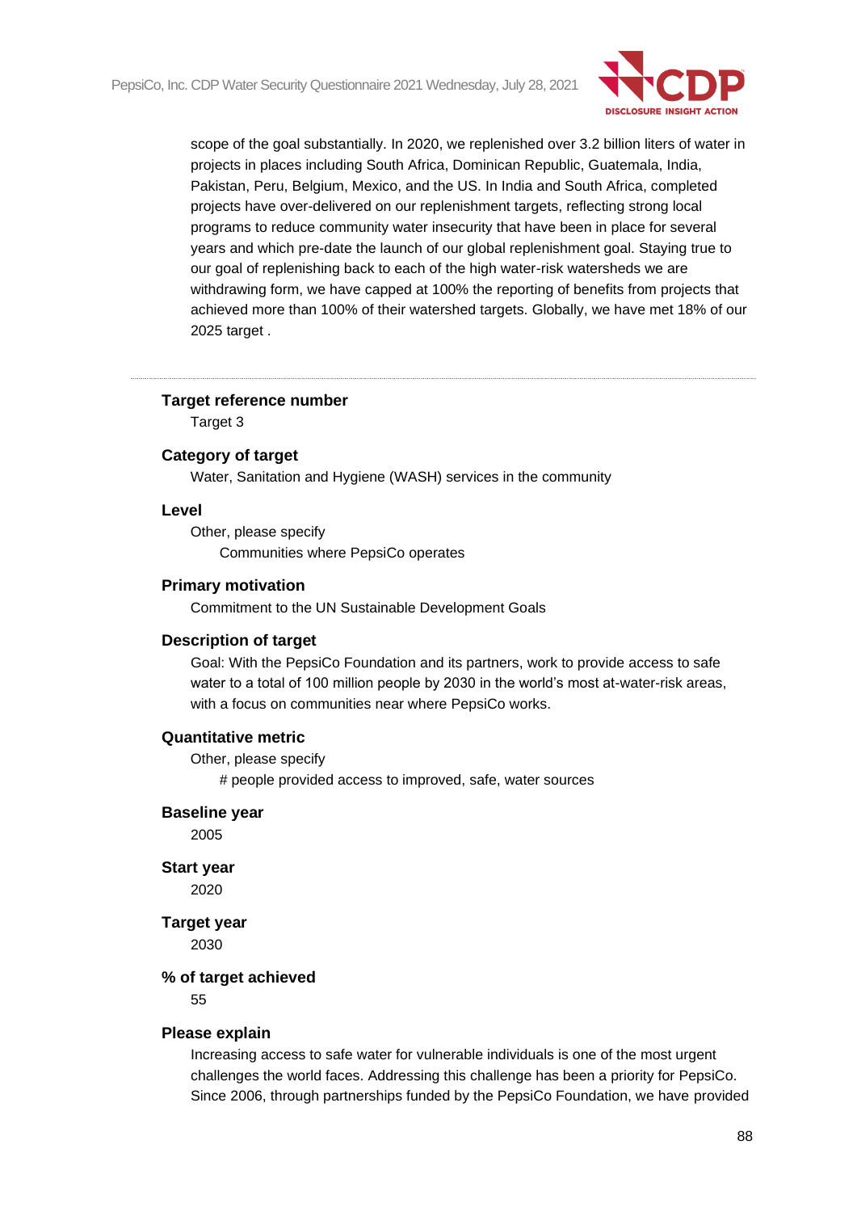scope of the goal substantially. In 2020, we replenished over 3.2 billion liters of water in projects in places including South Africa, Dominican Republic, Guatemala, India, Pakistan, Peru, Belgium, Mexico, and the US. In India and South Africa, completed projects have over-delivered on our replenishment targets, reflecting strong local programs to reduce community water insecurity that have been in place for several years and which pre-date the launch of our global replenishment goal. Staying true to our goal of replenishing back to each of the high water-risk watersheds we are withdrawing form, we have capped at 100% the reporting of benefits from projects that achieved more than 100% of their watershed targets. Globally, we have met 18% of our 2025 target .

---

**Target reference number**

Target 3

**Category of target**

Water, Sanitation and Hygiene (WASH) services in the community

**Level**

Other, please specify

Communities where PepsiCo operates

**Primary motivation**

Commitment to the UN Sustainable Development Goals

**Description of target**

Goal: With the PepsiCo Foundation and its partners, work to provide access to safe water to a total of 100 million people by 2030 in the world's most at-water-risk areas, with a focus on communities near where PepsiCo works.

**Quantitative metric**

Other, please specify

# people provided access to improved, safe, water sources

**Baseline year**

2005

**Start year**

2020

**Target year**

2030

**% of target achieved**

55

**Please explain**

Increasing access to safe water for vulnerable individuals is one of the most urgent challenges the world faces. Addressing this challenge has been a priority for PepsiCo. Since 2006, through partnerships funded by the PepsiCo Foundation, we have provided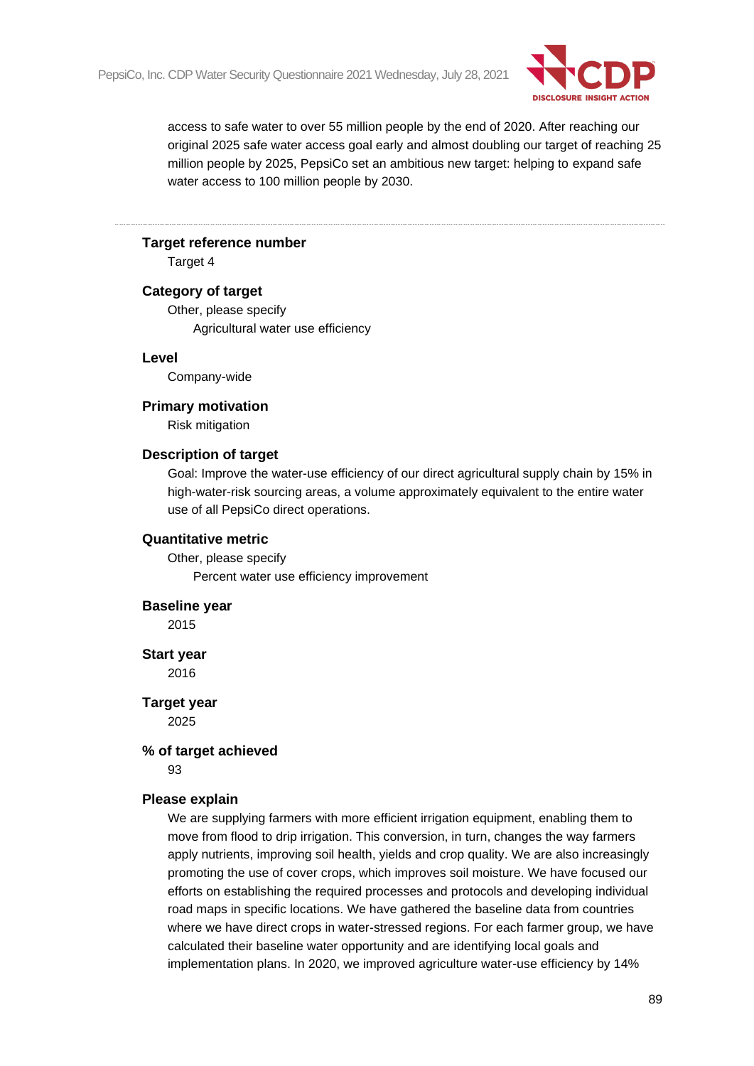access to safe water to over 55 million people by the end of 2020. After reaching our original 2025 safe water access goal early and almost doubling our target of reaching 25 million people by 2025, PepsiCo set an ambitious new target: helping to expand safe water access to 100 million people by 2030.

---

**Target reference number**

Target 4

**Category of target**

Other, please specify

Agricultural water use efficiency

**Level**

Company-wide

**Primary motivation**

Risk mitigation

**Description of target**

Goal: Improve the water-use efficiency of our direct agricultural supply chain by 15% in high-water-risk sourcing areas, a volume approximately equivalent to the entire water use of all PepsiCo direct operations.

**Quantitative metric**

Other, please specify

Percent water use efficiency improvement

**Baseline year**

2015

**Start year**

2016

**Target year**

2025

**% of target achieved**

93

**Please explain**

We are supplying farmers with more efficient irrigation equipment, enabling them to move from flood to drip irrigation. This conversion, in turn, changes the way farmers apply nutrients, improving soil health, yields and crop quality. We are also increasingly promoting the use of cover crops, which improves soil moisture. We have focused our efforts on establishing the required processes and protocols and developing individual road maps in specific locations. We have gathered the baseline data from countries where we have direct crops in water-stressed regions. For each farmer group, we have calculated their baseline water opportunity and are identifying local goals and implementation plans. In 2020, we improved agriculture water-use efficiency by 14%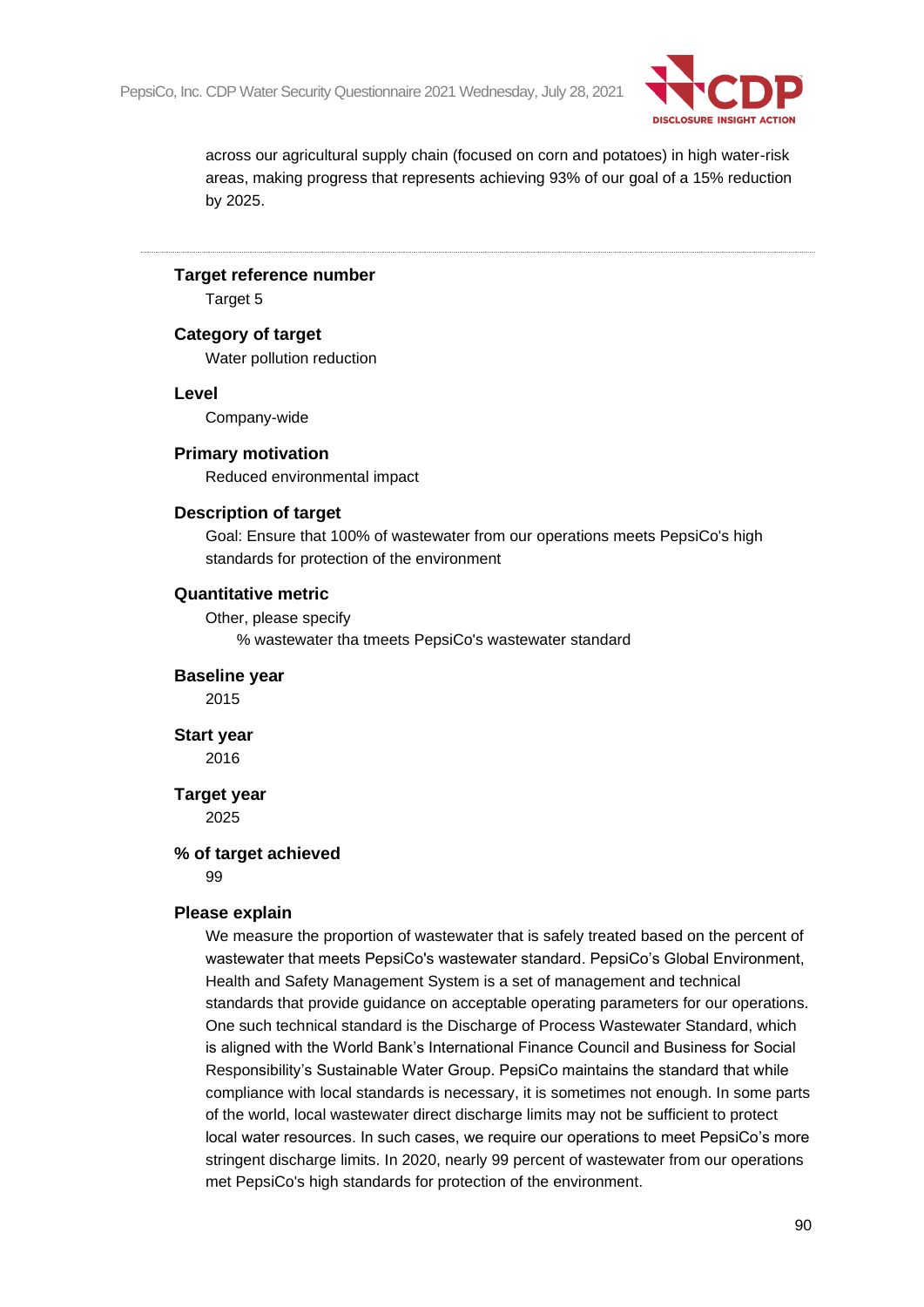across our agricultural supply chain (focused on corn and potatoes) in high water-risk areas, making progress that represents achieving 93% of our goal of a 15% reduction by 2025.

---

**Target reference number**

Target 5

**Category of target**

Water pollution reduction

**Level**

Company-wide

**Primary motivation**

Reduced environmental impact

**Description of target**

Goal: Ensure that 100% of wastewater from our operations meets PepsiCo's high standards for protection of the environment

**Quantitative metric**

Other, please specify

% wastewater tha tmeets PepsiCo's wastewater standard

**Baseline year**

2015

**Start year**

2016

**Target year**

2025

**% of target achieved**

99

**Please explain**

We measure the proportion of wastewater that is safely treated based on the percent of wastewater that meets PepsiCo's wastewater standard. PepsiCo's Global Environment, Health and Safety Management System is a set of management and technical standards that provide guidance on acceptable operating parameters for our operations. One such technical standard is the Discharge of Process Wastewater Standard, which is aligned with the World Bank's International Finance Council and Business for Social Responsibility's Sustainable Water Group. PepsiCo maintains the standard that while compliance with local standards is necessary, it is sometimes not enough. In some parts of the world, local wastewater direct discharge limits may not be sufficient to protect local water resources. In such cases, we require our operations to meet PepsiCo's more stringent discharge limits. In 2020, nearly 99 percent of wastewater from our operations met PepsiCo's high standards for protection of the environment.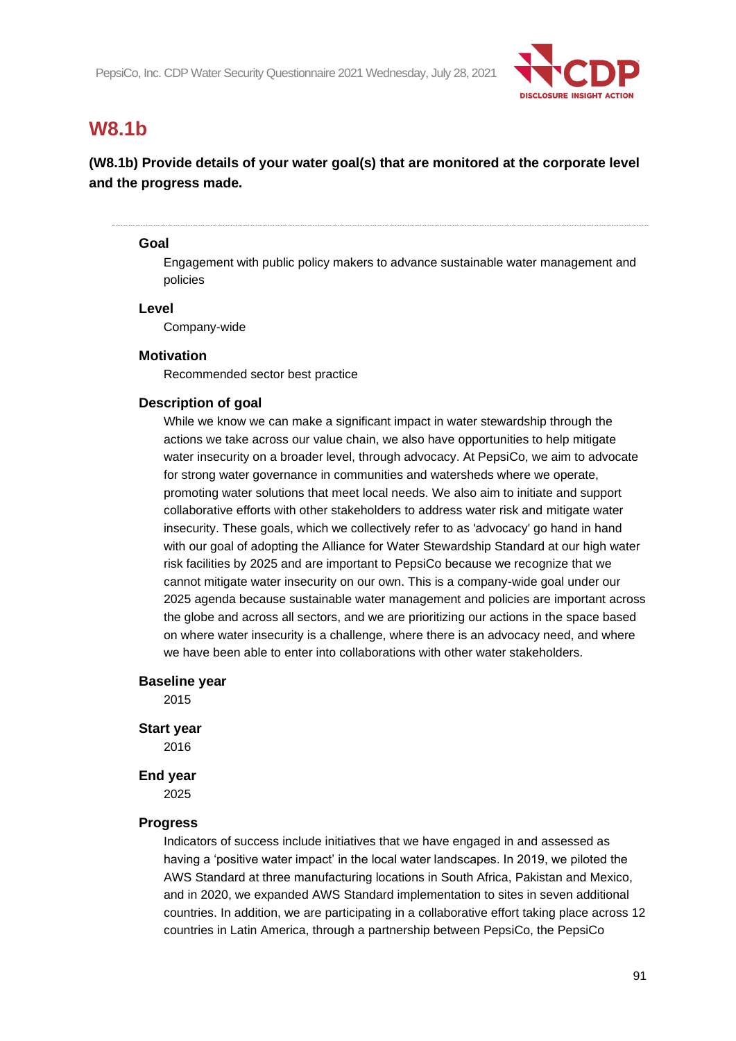## W8.1b

**(W8.1b) Provide details of your water goal(s) that are monitored at the corporate level and the progress made.**

---

**Goal**

Engagement with public policy makers to advance sustainable water management and policies

**Level**

Company-wide

**Motivation**

Recommended sector best practice

**Description of goal**

While we know we can make a significant impact in water stewardship through the actions we take across our value chain, we also have opportunities to help mitigate water insecurity on a broader level, through advocacy. At PepsiCo, we aim to advocate for strong water governance in communities and watersheds where we operate, promoting water solutions that meet local needs. We also aim to initiate and support collaborative efforts with other stakeholders to address water risk and mitigate water insecurity. These goals, which we collectively refer to as 'advocacy' go hand in hand with our goal of adopting the Alliance for Water Stewardship Standard at our high water risk facilities by 2025 and are important to PepsiCo because we recognize that we cannot mitigate water insecurity on our own. This is a company-wide goal under our 2025 agenda because sustainable water management and policies are important across the globe and across all sectors, and we are prioritizing our actions in the space based on where water insecurity is a challenge, where there is an advocacy need, and where we have been able to enter into collaborations with other water stakeholders.

**Baseline year**

2015

**Start year**

2016

**End year**

2025

**Progress**

Indicators of success include initiatives that we have engaged in and assessed as having a 'positive water impact' in the local water landscapes. In 2019, we piloted the AWS Standard at three manufacturing locations in South Africa, Pakistan and Mexico, and in 2020, we expanded AWS Standard implementation to sites in seven additional countries. In addition, we are participating in a collaborative effort taking place across 12 countries in Latin America, through a partnership between PepsiCo, the PepsiCo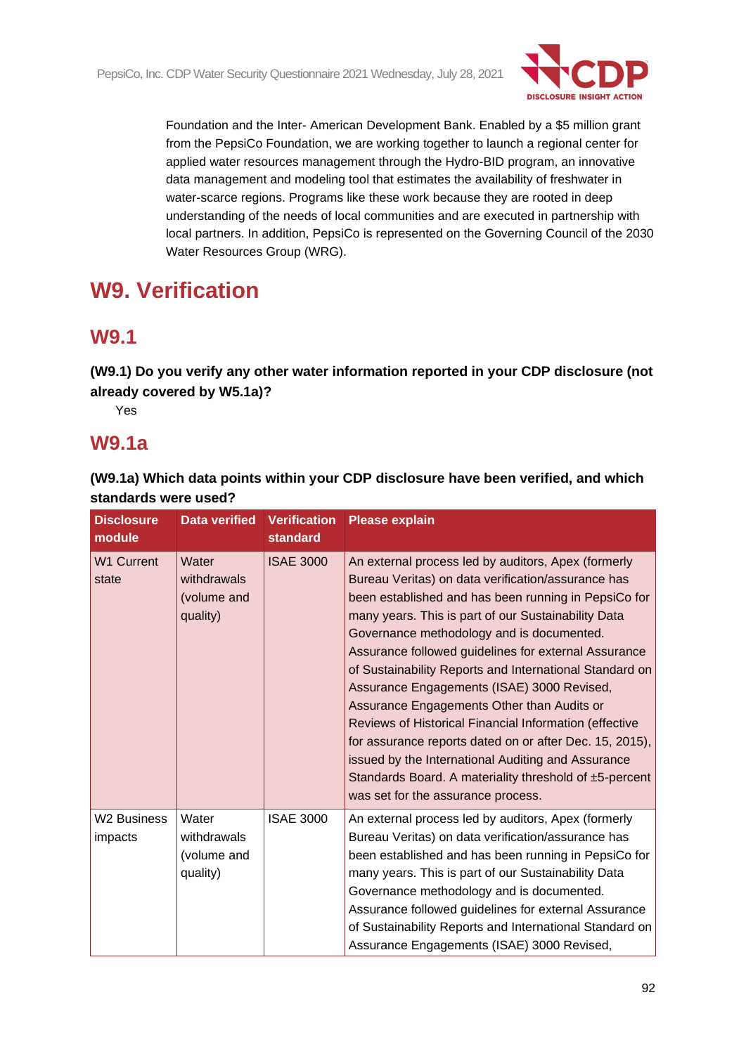Foundation and the Inter- American Development Bank. Enabled by a $5 million grant from the PepsiCo Foundation, we are working together to launch a regional center for applied water resources management through the Hydro-BID program, an innovative data management and modeling tool that estimates the availability of freshwater in water-scarce regions. Programs like these work because they are rooted in deep understanding of the needs of local communities and are executed in partnership with local partners. In addition, PepsiCo is represented on the Governing Council of the 2030 Water Resources Group (WRG).

# W9. Verification

## W9.1

**(W9.1) Do you verify any other water information reported in your CDP disclosure (not already covered by W5.1a)?**

Yes

## W9.1a

**(W9.1a) Which data points within your CDP disclosure have been verified, and which standards were used?**

| Disclosure module | Data verified | Verification standard | Please explain |
|---|---|---|---|
| W1 Current state | Water withdrawals (volume and quality) | ISAE 3000 | An external process led by auditors, Apex (formerly Bureau Veritas) on data verification/assurance has been established and has been running in PepsiCo for many years. This is part of our Sustainability Data Governance methodology and is documented. Assurance followed guidelines for external Assurance of Sustainability Reports and International Standard on Assurance Engagements (ISAE) 3000 Revised, Assurance Engagements Other than Audits or Reviews of Historical Financial Information (effective for assurance reports dated on or after Dec. 15, 2015), issued by the International Auditing and Assurance Standards Board. A materiality threshold of ±5-percent was set for the assurance process. |
| W2 Business impacts | Water withdrawals (volume and quality) | ISAE 3000 | An external process led by auditors, Apex (formerly Bureau Veritas) on data verification/assurance has been established and has been running in PepsiCo for many years. This is part of our Sustainability Data Governance methodology and is documented. Assurance followed guidelines for external Assurance of Sustainability Reports and International Standard on Assurance Engagements (ISAE) 3000 Revised, |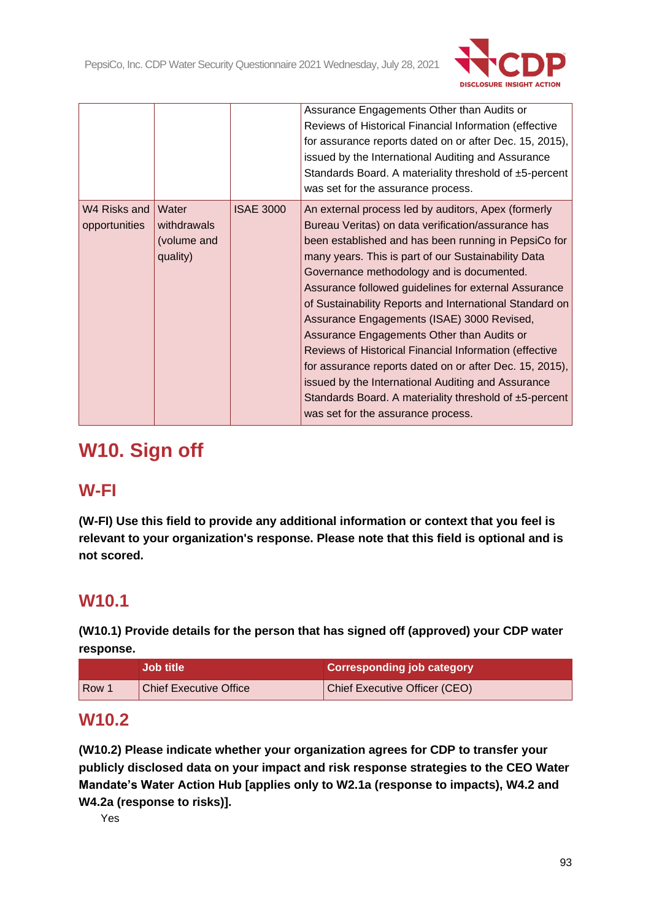|  |  |  | Assurance Engagements Other than Audits or Reviews of Historical Financial Information (effective for assurance reports dated on or after Dec. 15, 2015), issued by the International Auditing and Assurance Standards Board. A materiality threshold of ±5-percent was set for the assurance process. |
|---|---|---|---|
| W4 Risks and opportunities | Water withdrawals (volume and quality) | ISAE 3000 | An external process led by auditors, Apex (formerly Bureau Veritas) on data verification/assurance has been established and has been running in PepsiCo for many years. This is part of our Sustainability Data Governance methodology and is documented. Assurance followed guidelines for external Assurance of Sustainability Reports and International Standard on Assurance Engagements (ISAE) 3000 Revised, Assurance Engagements Other than Audits or Reviews of Historical Financial Information (effective for assurance reports dated on or after Dec. 15, 2015), issued by the International Auditing and Assurance Standards Board. A materiality threshold of ±5-percent was set for the assurance process. |

# W10. Sign off

## W-FI

**(W-FI) Use this field to provide any additional information or context that you feel is relevant to your organization's response. Please note that this field is optional and is not scored.**

## W10.1

**(W10.1) Provide details for the person that has signed off (approved) your CDP water response.**

|  | Job title | Corresponding job category |
|---|---|---|
| Row 1 | Chief Executive Office | Chief Executive Officer (CEO) |

## W10.2

**(W10.2) Please indicate whether your organization agrees for CDP to transfer your publicly disclosed data on your impact and risk response strategies to the CEO Water Mandate's Water Action Hub [applies only to W2.1a (response to impacts), W4.2 and W4.2a (response to risks)].**

Yes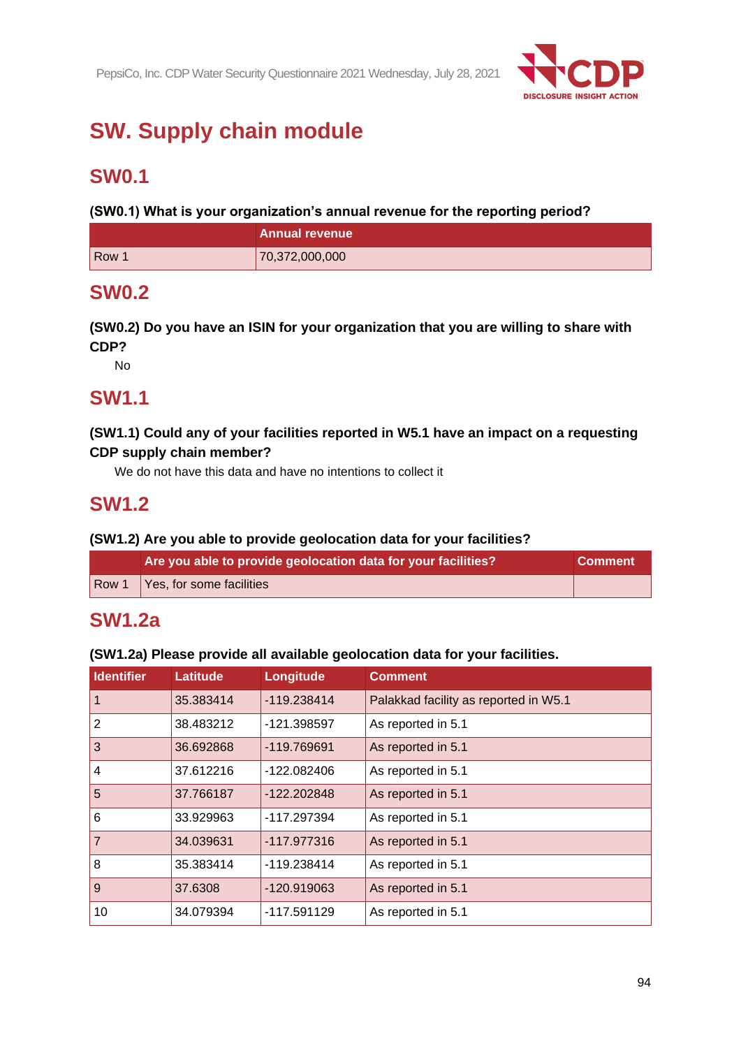# SW. Supply chain module

## SW0.1

**(SW0.1) What is your organization's annual revenue for the reporting period?**

| | Annual revenue |
|---|---|
| Row 1 | 70,372,000,000 |

## SW0.2

**(SW0.2) Do you have an ISIN for your organization that you are willing to share with CDP?**

No

## SW1.1

**(SW1.1) Could any of your facilities reported in W5.1 have an impact on a requesting CDP supply chain member?**

We do not have this data and have no intentions to collect it

## SW1.2

**(SW1.2) Are you able to provide geolocation data for your facilities?**

| | Are you able to provide geolocation data for your facilities? | Comment |
|---|---|---|
| Row 1 | Yes, for some facilities | |

## SW1.2a

**(SW1.2a) Please provide all available geolocation data for your facilities.**

| Identifier | Latitude | Longitude | Comment |
|---|---|---|---|
| 1 | 35.383414 | -119.238414 | Palakkad facility as reported in W5.1 |
| 2 | 38.483212 | -121.398597 | As reported in 5.1 |
| 3 | 36.692868 | -119.769691 | As reported in 5.1 |
| 4 | 37.612216 | -122.082406 | As reported in 5.1 |
| 5 | 37.766187 | -122.202848 | As reported in 5.1 |
| 6 | 33.929963 | -117.297394 | As reported in 5.1 |
| 7 | 34.039631 | -117.977316 | As reported in 5.1 |
| 8 | 35.383414 | -119.238414 | As reported in 5.1 |
| 9 | 37.6308 | -120.919063 | As reported in 5.1 |
| 10 | 34.079394 | -117.591129 | As reported in 5.1 |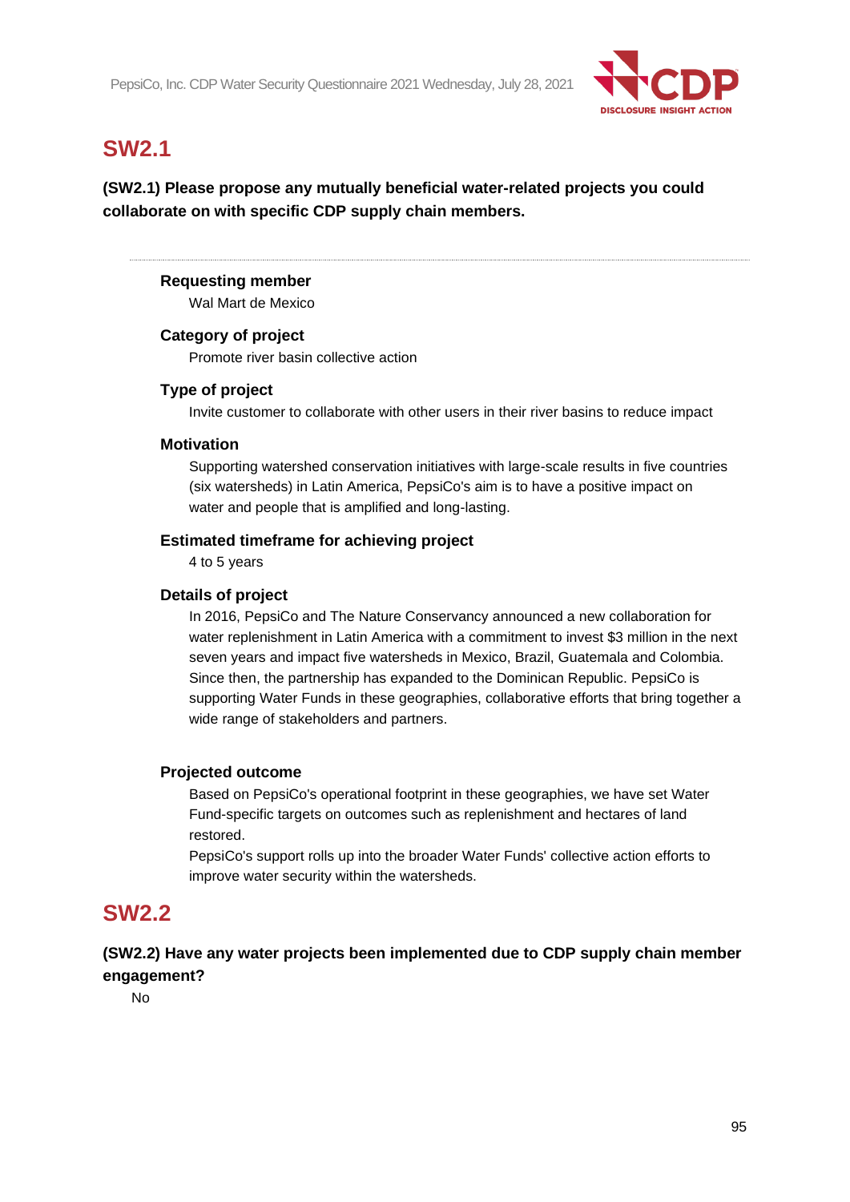## SW2.1

**(SW2.1) Please propose any mutually beneficial water-related projects you could collaborate on with specific CDP supply chain members.**

---

**Requesting member**

Wal Mart de Mexico

**Category of project**

Promote river basin collective action

**Type of project**

Invite customer to collaborate with other users in their river basins to reduce impact

**Motivation**

Supporting watershed conservation initiatives with large-scale results in five countries (six watersheds) in Latin America, PepsiCo's aim is to have a positive impact on water and people that is amplified and long-lasting.

**Estimated timeframe for achieving project**

4 to 5 years

**Details of project**

In 2016, PepsiCo and The Nature Conservancy announced a new collaboration for water replenishment in Latin America with a commitment to invest $3 million in the next seven years and impact five watersheds in Mexico, Brazil, Guatemala and Colombia. Since then, the partnership has expanded to the Dominican Republic. PepsiCo is supporting Water Funds in these geographies, collaborative efforts that bring together a wide range of stakeholders and partners.

**Projected outcome**

Based on PepsiCo's operational footprint in these geographies, we have set Water Fund-specific targets on outcomes such as replenishment and hectares of land restored.

PepsiCo's support rolls up into the broader Water Funds' collective action efforts to improve water security within the watersheds.

## SW2.2

**(SW2.2) Have any water projects been implemented due to CDP supply chain member engagement?**

No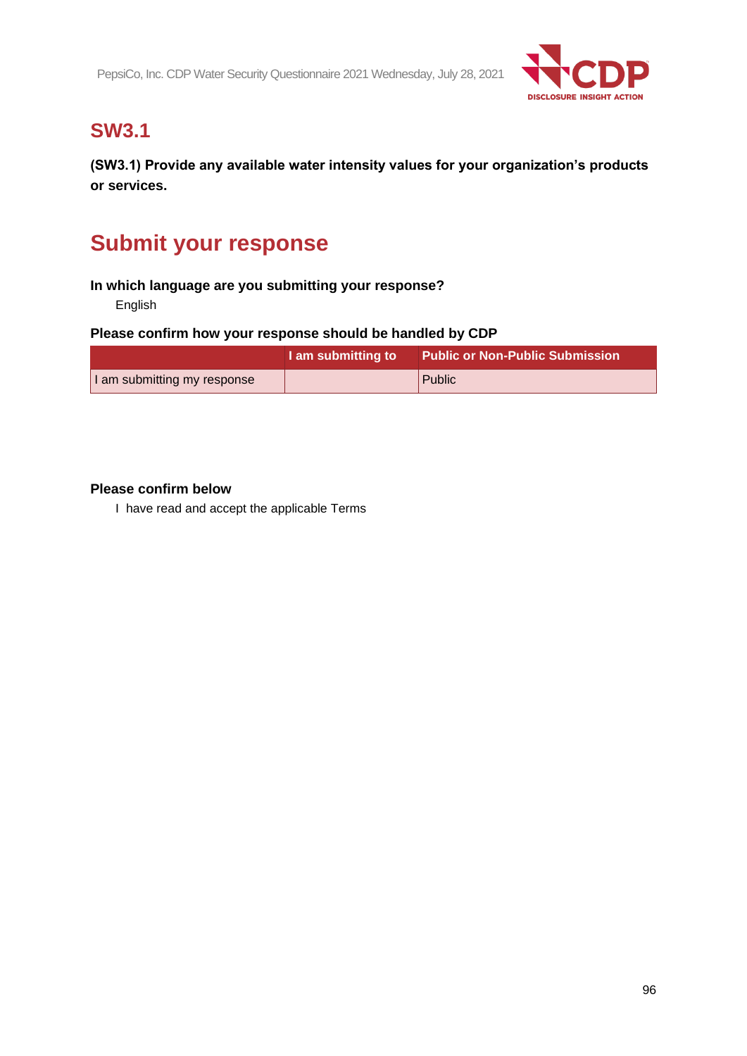## SW3.1

**(SW3.1) Provide any available water intensity values for your organization's products or services.**

# Submit your response

**In which language are you submitting your response?**

English

**Please confirm how your response should be handled by CDP**

| | I am submitting to | Public or Non-Public Submission |
|---|---|---|
| I am submitting my response | | Public |

**Please confirm below**

I have read and accept the applicable Terms